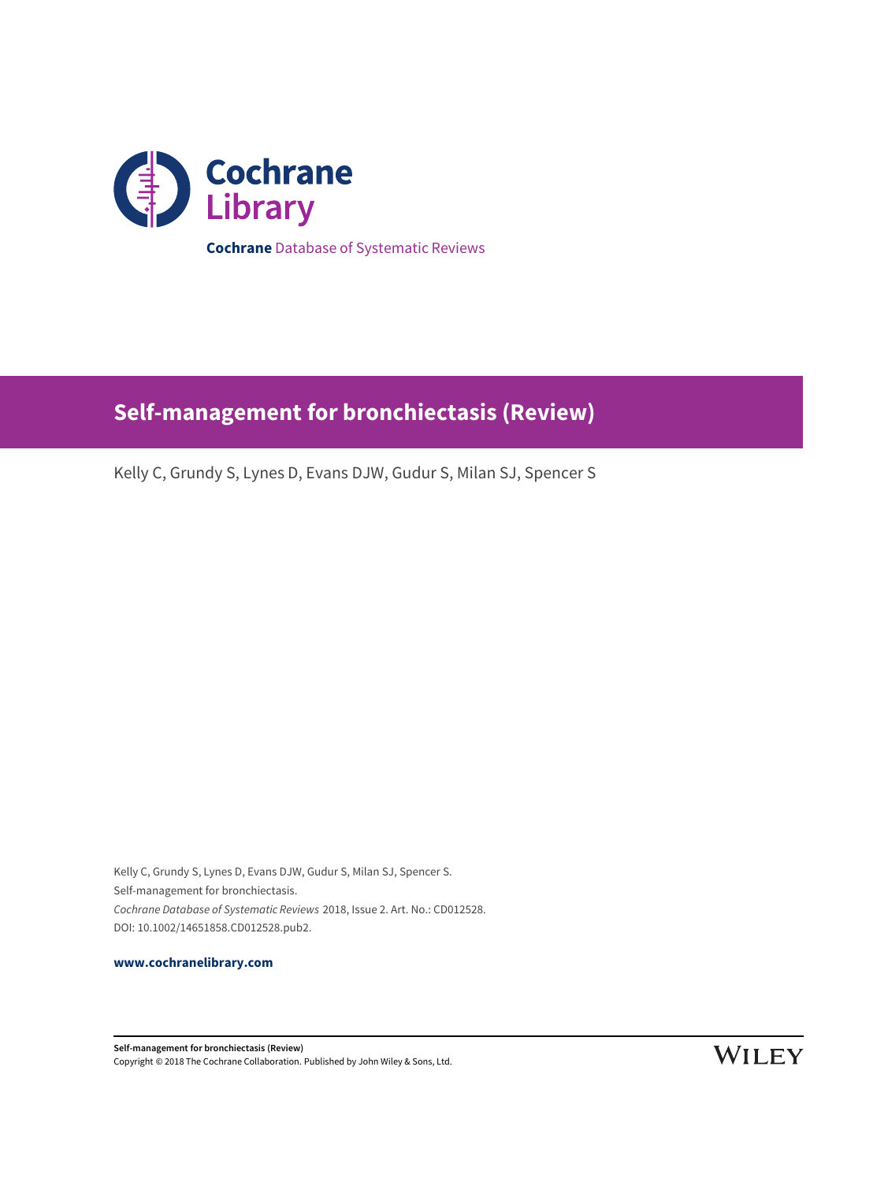**Cochrane** Database of Systematic Reviews

# Self-management for bronchiectasis (Review)

Kelly C, Grundy S, Lynes D, Evans DJW, Gudur S, Milan SJ, Spencer S

Kelly C, Grundy S, Lynes D, Evans DJW, Gudur S, Milan SJ, Spencer S.
Self-management for bronchiectasis.
*Cochrane Database of Systematic Reviews* 2018, Issue 2. Art. No.: CD012528.
DOI: 10.1002/14651858.CD012528.pub2.

**www.cochranelibrary.com**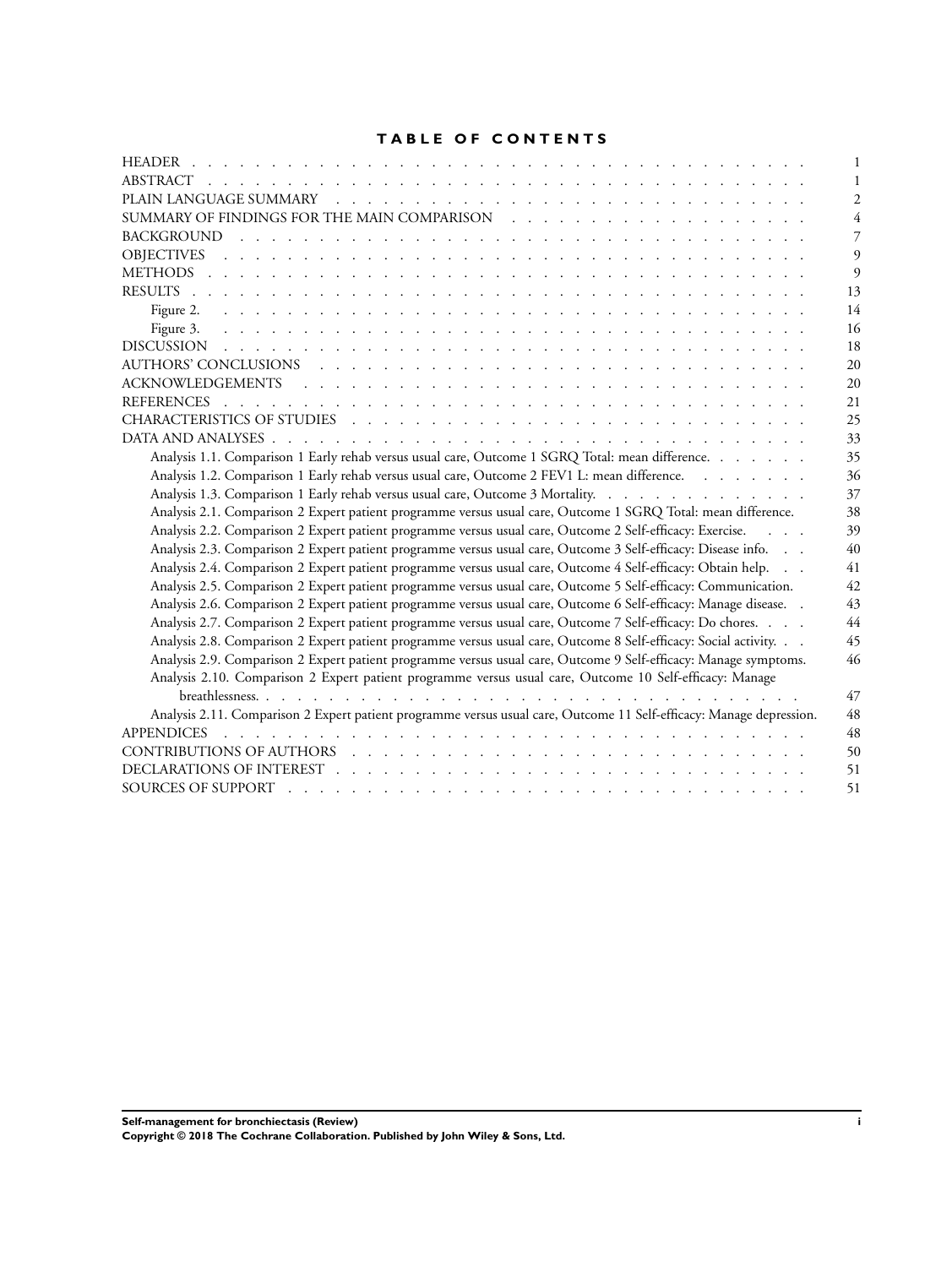# TABLE OF CONTENTS

| | |
|---|---|
| HEADER | 1 |
| ABSTRACT | 1 |
| PLAIN LANGUAGE SUMMARY | 2 |
| SUMMARY OF FINDINGS FOR THE MAIN COMPARISON | 4 |
| BACKGROUND | 7 |
| OBJECTIVES | 9 |
| METHODS | 9 |
| RESULTS | 13 |
| Figure 2. | 14 |
| Figure 3. | 16 |
| DISCUSSION | 18 |
| AUTHORS' CONCLUSIONS | 20 |
| ACKNOWLEDGEMENTS | 20 |
| REFERENCES | 21 |
| CHARACTERISTICS OF STUDIES | 25 |
| DATA AND ANALYSES | 33 |
| Analysis 1.1. Comparison 1 Early rehab versus usual care, Outcome 1 SGRQ Total: mean difference. | 35 |
| Analysis 1.2. Comparison 1 Early rehab versus usual care, Outcome 2 FEV1 L: mean difference. | 36 |
| Analysis 1.3. Comparison 1 Early rehab versus usual care, Outcome 3 Mortality. | 37 |
| Analysis 2.1. Comparison 2 Expert patient programme versus usual care, Outcome 1 SGRQ Total: mean difference. | 38 |
| Analysis 2.2. Comparison 2 Expert patient programme versus usual care, Outcome 2 Self-efficacy: Exercise. | 39 |
| Analysis 2.3. Comparison 2 Expert patient programme versus usual care, Outcome 3 Self-efficacy: Disease info. | 40 |
| Analysis 2.4. Comparison 2 Expert patient programme versus usual care, Outcome 4 Self-efficacy: Obtain help. | 41 |
| Analysis 2.5. Comparison 2 Expert patient programme versus usual care, Outcome 5 Self-efficacy: Communication. | 42 |
| Analysis 2.6. Comparison 2 Expert patient programme versus usual care, Outcome 6 Self-efficacy: Manage disease. | 43 |
| Analysis 2.7. Comparison 2 Expert patient programme versus usual care, Outcome 7 Self-efficacy: Do chores. | 44 |
| Analysis 2.8. Comparison 2 Expert patient programme versus usual care, Outcome 8 Self-efficacy: Social activity. | 45 |
| Analysis 2.9. Comparison 2 Expert patient programme versus usual care, Outcome 9 Self-efficacy: Manage symptoms. | 46 |
| Analysis 2.10. Comparison 2 Expert patient programme versus usual care, Outcome 10 Self-efficacy: Manage breathlessness. | 47 |
| Analysis 2.11. Comparison 2 Expert patient programme versus usual care, Outcome 11 Self-efficacy: Manage depression. | 48 |
| APPENDICES | 48 |
| CONTRIBUTIONS OF AUTHORS | 50 |
| DECLARATIONS OF INTEREST | 51 |
| SOURCES OF SUPPORT | 51 |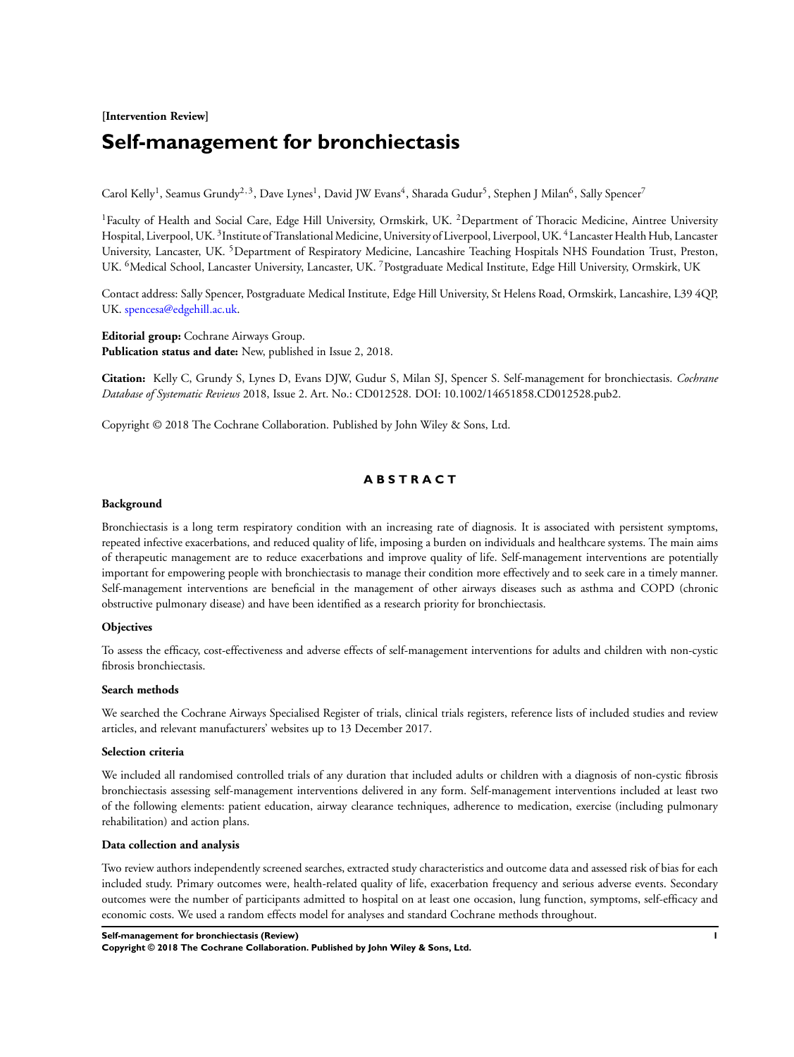**[Intervention Review]**

# Self-management for bronchiectasis

Carol Kelly[1], Seamus Grundy[2,3], Dave Lynes[1], David JW Evans[4], Sharada Gudur[5], Stephen J Milan[6], Sally Spencer[7]

[1]Faculty of Health and Social Care, Edge Hill University, Ormskirk, UK. [2]Department of Thoracic Medicine, Aintree University Hospital, Liverpool, UK. [3]Institute of Translational Medicine, University of Liverpool, Liverpool, UK. [4]Lancaster Health Hub, Lancaster University, Lancaster, UK. [5]Department of Respiratory Medicine, Lancashire Teaching Hospitals NHS Foundation Trust, Preston, UK. [6]Medical School, Lancaster University, Lancaster, UK. [7]Postgraduate Medical Institute, Edge Hill University, Ormskirk, UK

Contact address: Sally Spencer, Postgraduate Medical Institute, Edge Hill University, St Helens Road, Ormskirk, Lancashire, L39 4QP, UK. spencesa@edgehill.ac.uk.

**Editorial group:** Cochrane Airways Group.
**Publication status and date:** New, published in Issue 2, 2018.

**Citation:** Kelly C, Grundy S, Lynes D, Evans DJW, Gudur S, Milan SJ, Spencer S. Self-management for bronchiectasis. *Cochrane Database of Systematic Reviews* 2018, Issue 2. Art. No.: CD012528. DOI: 10.1002/14651858.CD012528.pub2.

Copyright © 2018 The Cochrane Collaboration. Published by John Wiley & Sons, Ltd.

## ABSTRACT

### Background

Bronchiectasis is a long term respiratory condition with an increasing rate of diagnosis. It is associated with persistent symptoms, repeated infective exacerbations, and reduced quality of life, imposing a burden on individuals and healthcare systems. The main aims of therapeutic management are to reduce exacerbations and improve quality of life. Self-management interventions are potentially important for empowering people with bronchiectasis to manage their condition more effectively and to seek care in a timely manner. Self-management interventions are beneficial in the management of other airways diseases such as asthma and COPD (chronic obstructive pulmonary disease) and have been identified as a research priority for bronchiectasis.

### Objectives

To assess the efficacy, cost-effectiveness and adverse effects of self-management interventions for adults and children with non-cystic fibrosis bronchiectasis.

### Search methods

We searched the Cochrane Airways Specialised Register of trials, clinical trials registers, reference lists of included studies and review articles, and relevant manufacturers' websites up to 13 December 2017.

### Selection criteria

We included all randomised controlled trials of any duration that included adults or children with a diagnosis of non-cystic fibrosis bronchiectasis assessing self-management interventions delivered in any form. Self-management interventions included at least two of the following elements: patient education, airway clearance techniques, adherence to medication, exercise (including pulmonary rehabilitation) and action plans.

### Data collection and analysis

Two review authors independently screened searches, extracted study characteristics and outcome data and assessed risk of bias for each included study. Primary outcomes were, health-related quality of life, exacerbation frequency and serious adverse events. Secondary outcomes were the number of participants admitted to hospital on at least one occasion, lung function, symptoms, self-efficacy and economic costs. We used a random effects model for analyses and standard Cochrane methods throughout.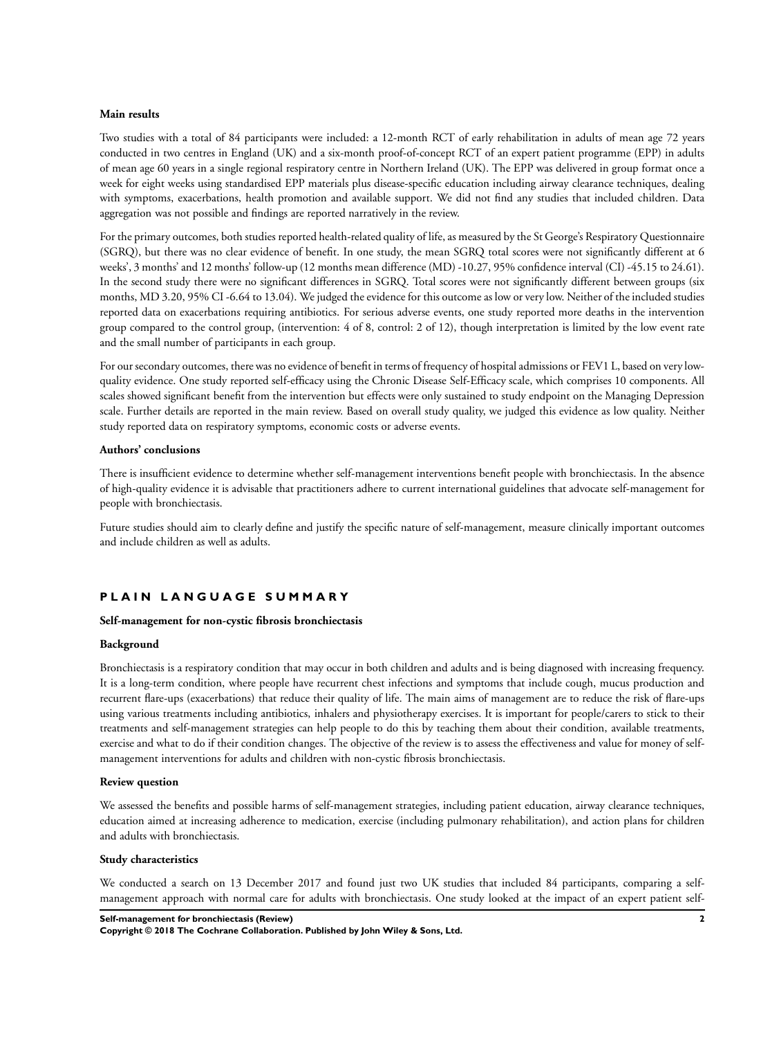### Main results

Two studies with a total of 84 participants were included: a 12-month RCT of early rehabilitation in adults of mean age 72 years conducted in two centres in England (UK) and a six-month proof-of-concept RCT of an expert patient programme (EPP) in adults of mean age 60 years in a single regional respiratory centre in Northern Ireland (UK). The EPP was delivered in group format once a week for eight weeks using standardised EPP materials plus disease-specific education including airway clearance techniques, dealing with symptoms, exacerbations, health promotion and available support. We did not find any studies that included children. Data aggregation was not possible and findings are reported narratively in the review.

For the primary outcomes, both studies reported health-related quality of life, as measured by the St George's Respiratory Questionnaire (SGRQ), but there was no clear evidence of benefit. In one study, the mean SGRQ total scores were not significantly different at 6 weeks', 3 months' and 12 months' follow-up (12 months mean difference (MD) -10.27, 95% confidence interval (CI) -45.15 to 24.61). In the second study there were no significant differences in SGRQ. Total scores were not significantly different between groups (six months, MD 3.20, 95% CI -6.64 to 13.04). We judged the evidence for this outcome as low or very low. Neither of the included studies reported data on exacerbations requiring antibiotics. For serious adverse events, one study reported more deaths in the intervention group compared to the control group, (intervention: 4 of 8, control: 2 of 12), though interpretation is limited by the low event rate and the small number of participants in each group.

For our secondary outcomes, there was no evidence of benefit in terms of frequency of hospital admissions or FEV1 L, based on very low-quality evidence. One study reported self-efficacy using the Chronic Disease Self-Efficacy scale, which comprises 10 components. All scales showed significant benefit from the intervention but effects were only sustained to study endpoint on the Managing Depression scale. Further details are reported in the main review. Based on overall study quality, we judged this evidence as low quality. Neither study reported data on respiratory symptoms, economic costs or adverse events.

### Authors' conclusions

There is insufficient evidence to determine whether self-management interventions benefit people with bronchiectasis. In the absence of high-quality evidence it is advisable that practitioners adhere to current international guidelines that advocate self-management for people with bronchiectasis.

Future studies should aim to clearly define and justify the specific nature of self-management, measure clinically important outcomes and include children as well as adults.

## PLAIN LANGUAGE SUMMARY

### Self-management for non-cystic fibrosis bronchiectasis

### Background

Bronchiectasis is a respiratory condition that may occur in both children and adults and is being diagnosed with increasing frequency. It is a long-term condition, where people have recurrent chest infections and symptoms that include cough, mucus production and recurrent flare-ups (exacerbations) that reduce their quality of life. The main aims of management are to reduce the risk of flare-ups using various treatments including antibiotics, inhalers and physiotherapy exercises. It is important for people/carers to stick to their treatments and self-management strategies can help people to do this by teaching them about their condition, available treatments, exercise and what to do if their condition changes. The objective of the review is to assess the effectiveness and value for money of self-management interventions for adults and children with non-cystic fibrosis bronchiectasis.

### Review question

We assessed the benefits and possible harms of self-management strategies, including patient education, airway clearance techniques, education aimed at increasing adherence to medication, exercise (including pulmonary rehabilitation), and action plans for children and adults with bronchiectasis.

### Study characteristics

We conducted a search on 13 December 2017 and found just two UK studies that included 84 participants, comparing a self-management approach with normal care for adults with bronchiectasis. One study looked at the impact of an expert patient self-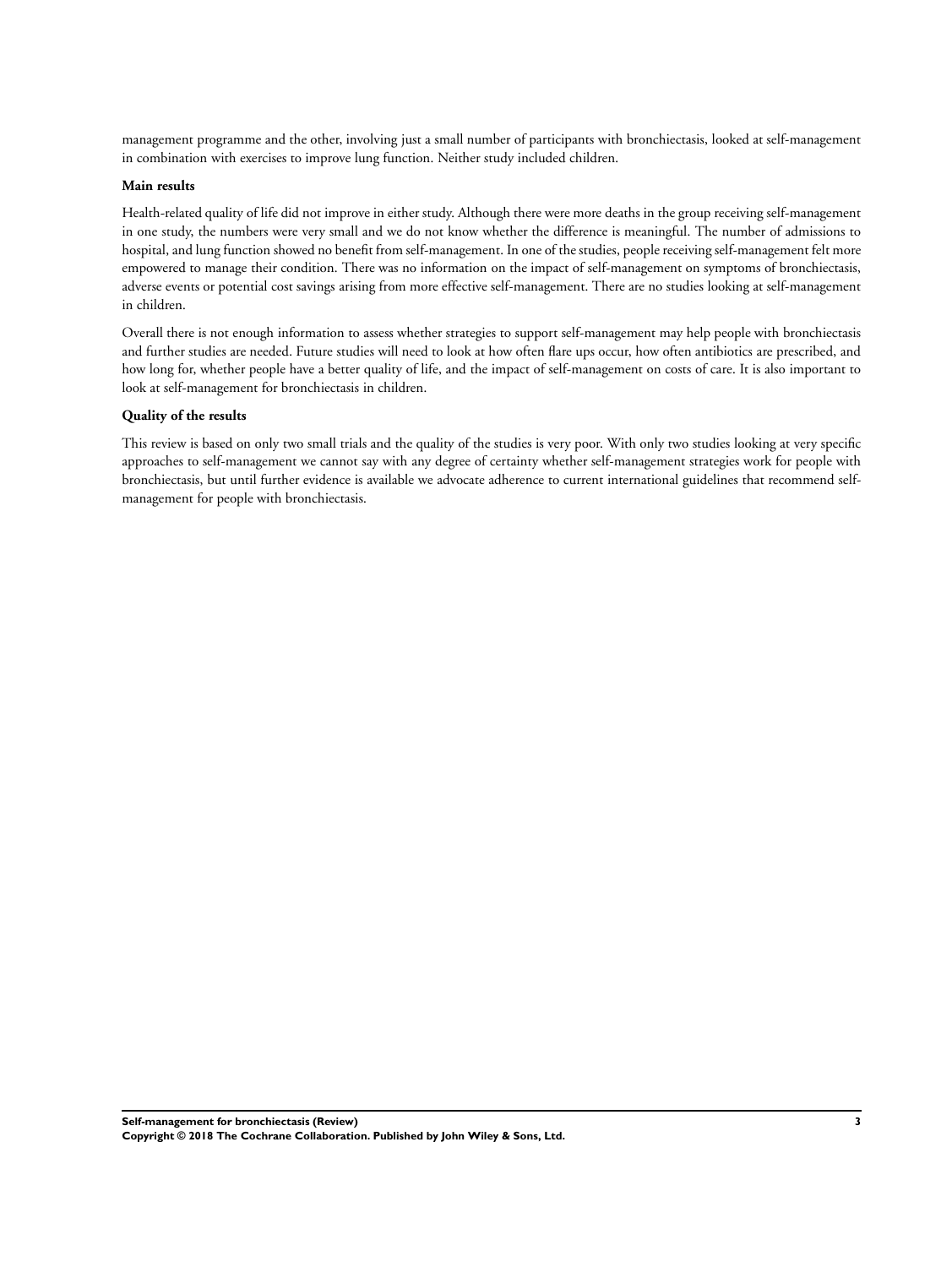management programme and the other, involving just a small number of participants with bronchiectasis, looked at self-management in combination with exercises to improve lung function. Neither study included children.

**Main results**

Health-related quality of life did not improve in either study. Although there were more deaths in the group receiving self-management in one study, the numbers were very small and we do not know whether the difference is meaningful. The number of admissions to hospital, and lung function showed no benefit from self-management. In one of the studies, people receiving self-management felt more empowered to manage their condition. There was no information on the impact of self-management on symptoms of bronchiectasis, adverse events or potential cost savings arising from more effective self-management. There are no studies looking at self-management in children.

Overall there is not enough information to assess whether strategies to support self-management may help people with bronchiectasis and further studies are needed. Future studies will need to look at how often flare ups occur, how often antibiotics are prescribed, and how long for, whether people have a better quality of life, and the impact of self-management on costs of care. It is also important to look at self-management for bronchiectasis in children.

**Quality of the results**

This review is based on only two small trials and the quality of the studies is very poor. With only two studies looking at very specific approaches to self-management we cannot say with any degree of certainty whether self-management strategies work for people with bronchiectasis, but until further evidence is available we advocate adherence to current international guidelines that recommend self-management for people with bronchiectasis.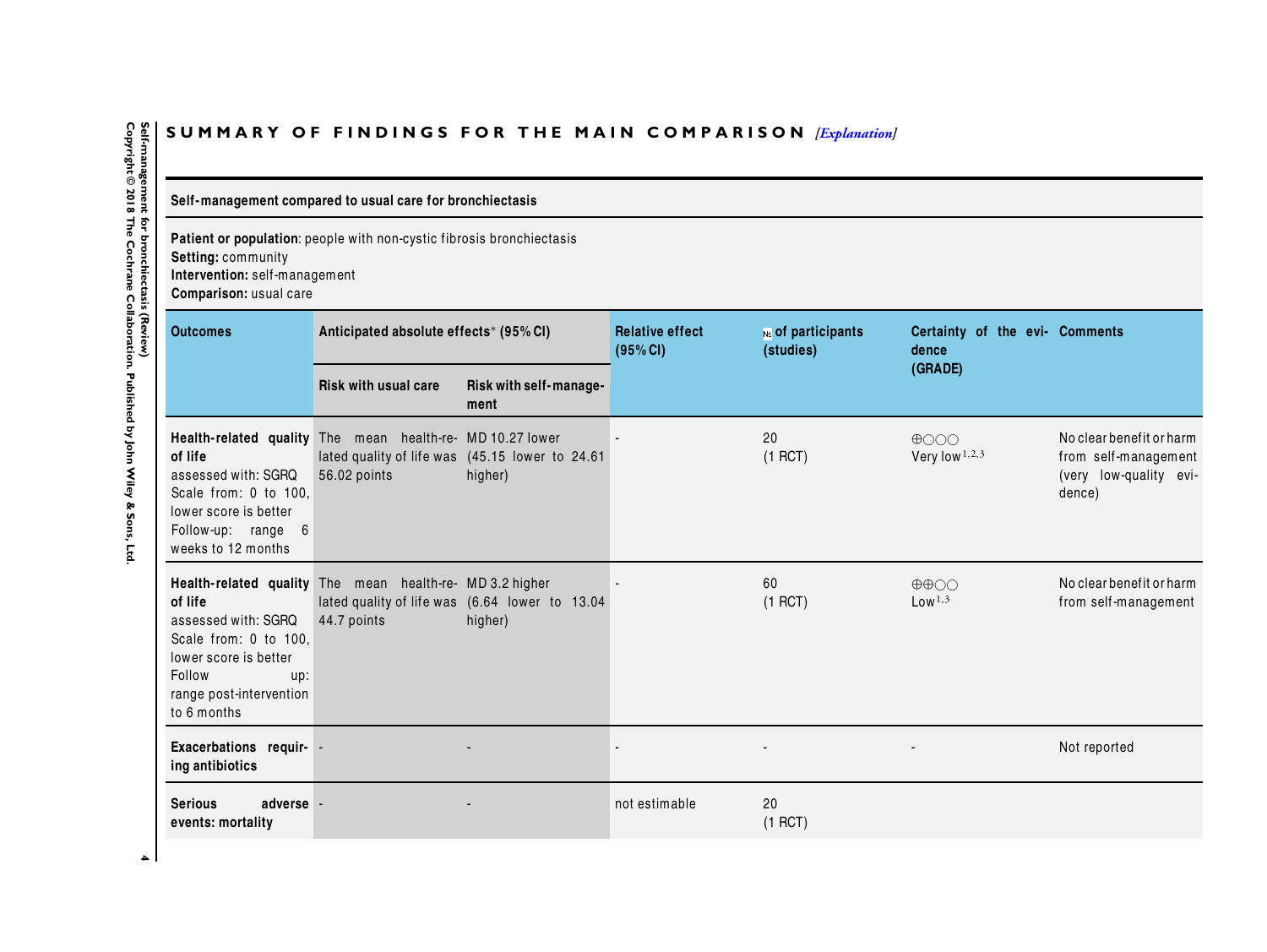## SUMMARY OF FINDINGS FOR THE MAIN COMPARISON *[Explanation]*

**Self-management compared to usual care for bronchiectasis**

**Patient or population**: people with non-cystic fibrosis bronchiectasis
**Setting:** community
**Intervention:** self-management
**Comparison:** usual care

| Outcomes | Anticipated absolute effects* (95% CI) | | Relative effect (95% CI) | № of participants (studies) | Certainty of the evidence (GRADE) | Comments |
|---|---|---|---|---|---|---|
| | Risk with usual care | Risk with self-management | | | | |
| **Health-related quality of life** assessed with: SGRQ Scale from: 0 to 100, lower score is better Follow-up: range 6 weeks to 12 months | The mean health-related quality of life was 56.02 points | MD 10.27 lower (45.15 lower to 24.61 higher) | - | 20 (1 RCT) | ⊕○○○ Very low[1,2,3] | No clear benefit or harm from self-management (very low-quality evidence) |
| **Health-related quality of life** assessed with: SGRQ Scale from: 0 to 100, lower score is better Follow up: range post-intervention to 6 months | The mean health-related quality of life was 44.7 points | MD 3.2 higher (6.64 lower to 13.04 higher) | - | 60 (1 RCT) | ⊕⊕○○ Low[1,3] | No clear benefit or harm from self-management |
| **Exacerbations requiring antibiotics** | - | - | - | - | - | Not reported |
| **Serious adverse events: mortality** | - | - | not estimable | 20 (1 RCT) | | |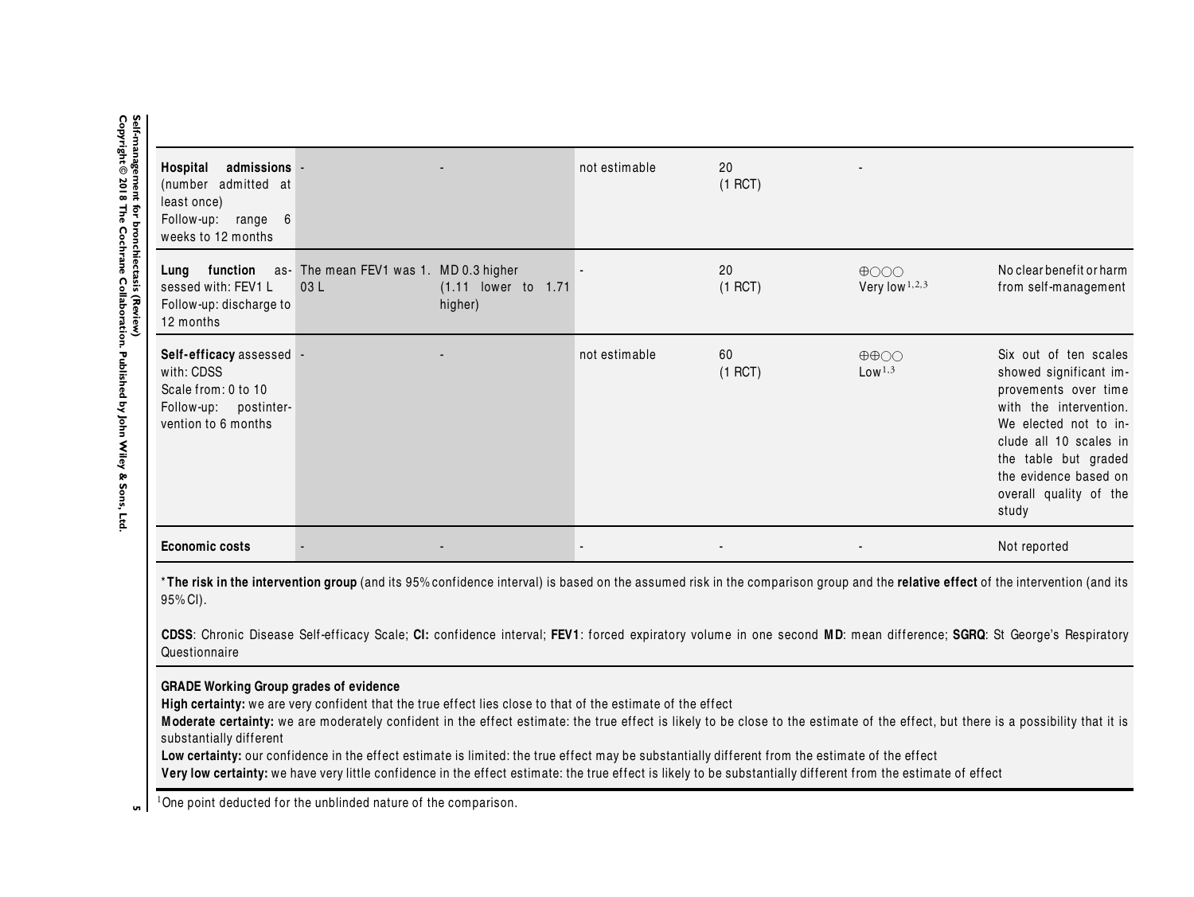| | | | | | | |
|---|---|---|---|---|---|---|
| **Hospital admissions** (number admitted at least once) Follow-up: range 6 weeks to 12 months | - | - | not estimable | 20 (1 RCT) | - | |
| **Lung function** assessed with: FEV1 L Follow-up: discharge to 12 months | The mean FEV1 was 1. 03 L | MD 0.3 higher (1.11 lower to 1.71 higher) | - | 20 (1 RCT) | ⊕○○○ Very low[1,2,3] | No clear benefit or harm from self-management |
| **Self-efficacy** assessed with: CDSS Scale from: 0 to 10 Follow-up: postintervention to 6 months | - | - | not estimable | 60 (1 RCT) | ⊕⊕○○ Low[1,3] | Six out of ten scales showed significant improvements over time with the intervention. We elected not to include all 10 scales in the table but graded the evidence based on overall quality of the study |
| **Economic costs** | - | - | - | - | - | Not reported |

*__The risk in the intervention group__ (and its 95% confidence interval) is based on the assumed risk in the comparison group and the **relative effect** of the intervention (and its 95% CI).

**CDSS**: Chronic Disease Self-efficacy Scale; **CI:** confidence interval; **FEV1**: forced expiratory volume in one second **MD**: mean difference; **SGRQ**: St George's Respiratory Questionnaire

**GRADE Working Group grades of evidence**
**High certainty:** we are very confident that the true effect lies close to that of the estimate of the effect
**Moderate certainty:** we are moderately confident in the effect estimate: the true effect is likely to be close to the estimate of the effect, but there is a possibility that it is substantially different
**Low certainty:** our confidence in the effect estimate is limited: the true effect may be substantially different from the estimate of the effect
**Very low certainty:** we have very little confidence in the effect estimate: the true effect is likely to be substantially different from the estimate of effect

[1]One point deducted for the unblinded nature of the comparison.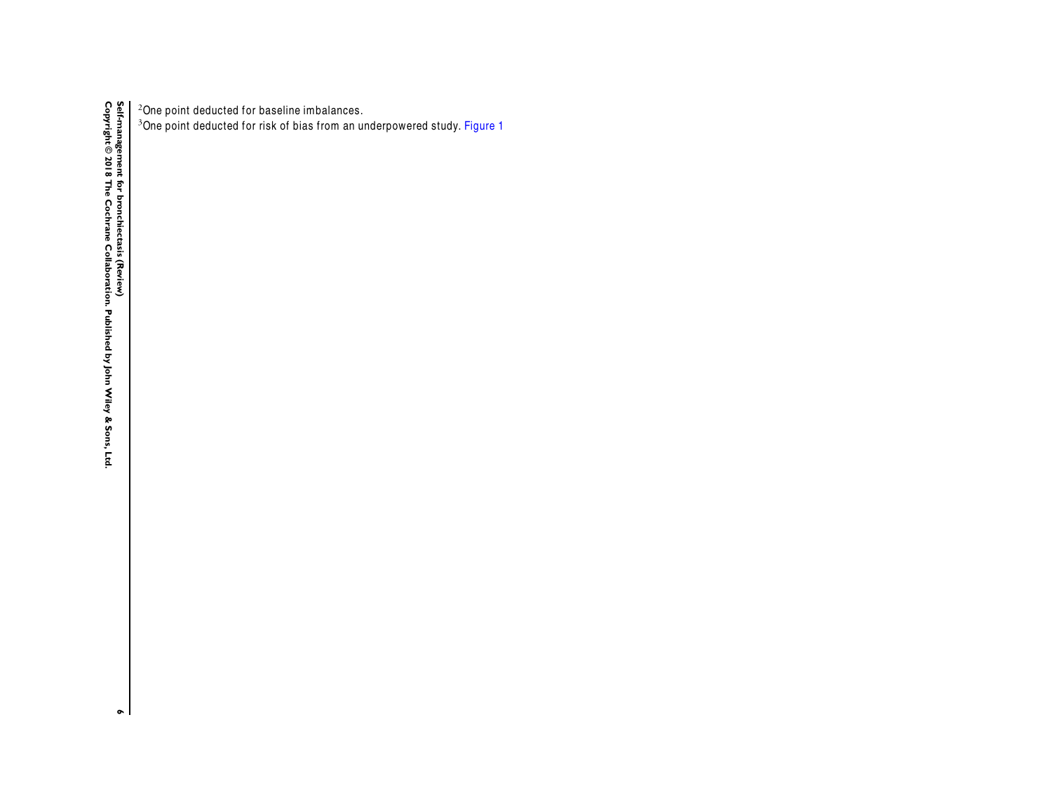[2] One point deducted for baseline imbalances.

[3] One point deducted for risk of bias from an underpowered study. Figure 1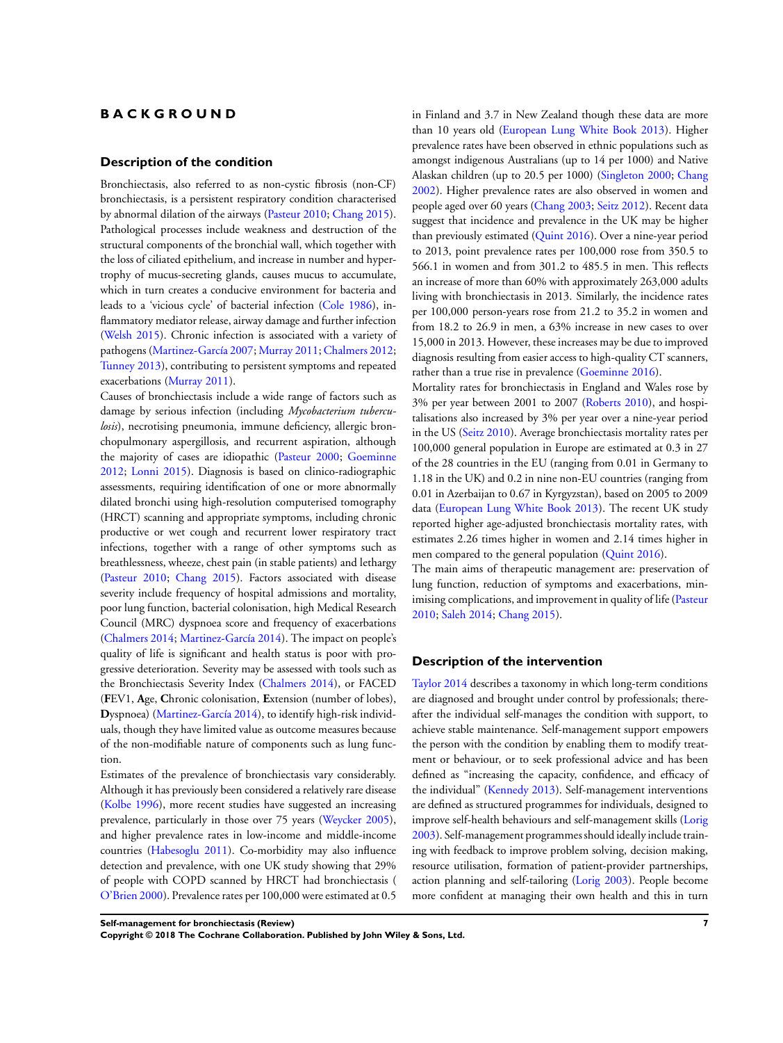# BACKGROUND

## Description of the condition

Bronchiectasis, also referred to as non-cystic fibrosis (non-CF) bronchiectasis, is a persistent respiratory condition characterised by abnormal dilation of the airways (Pasteur 2010; Chang 2015). Pathological processes include weakness and destruction of the structural components of the bronchial wall, which together with the loss of ciliated epithelium, and increase in number and hypertrophy of mucus-secreting glands, causes mucus to accumulate, which in turn creates a conducive environment for bacteria and leads to a 'vicious cycle' of bacterial infection (Cole 1986), inflammatory mediator release, airway damage and further infection (Welsh 2015). Chronic infection is associated with a variety of pathogens (Martinez-García 2007; Murray 2011; Chalmers 2012; Tunney 2013), contributing to persistent symptoms and repeated exacerbations (Murray 2011).

Causes of bronchiectasis include a wide range of factors such as damage by serious infection (including *Mycobacterium tuberculosis*), necrotising pneumonia, immune deficiency, allergic bronchopulmonary aspergillosis, and recurrent aspiration, although the majority of cases are idiopathic (Pasteur 2000; Goeminne 2012; Lonni 2015). Diagnosis is based on clinico-radiographic assessments, requiring identification of one or more abnormally dilated bronchi using high-resolution computerised tomography (HRCT) scanning and appropriate symptoms, including chronic productive or wet cough and recurrent lower respiratory tract infections, together with a range of other symptoms such as breathlessness, wheeze, chest pain (in stable patients) and lethargy (Pasteur 2010; Chang 2015). Factors associated with disease severity include frequency of hospital admissions and mortality, poor lung function, bacterial colonisation, high Medical Research Council (MRC) dyspnoea score and frequency of exacerbations (Chalmers 2014; Martinez-García 2014). The impact on people's quality of life is significant and health status is poor with progressive deterioration. Severity may be assessed with tools such as the Bronchiectasis Severity Index (Chalmers 2014), or FACED (**F**EV1, **A**ge, **C**hronic colonisation, **E**xtension (number of lobes), **D**yspnoea) (Martinez-García 2014), to identify high-risk individuals, though they have limited value as outcome measures because of the non-modifiable nature of components such as lung function.

Estimates of the prevalence of bronchiectasis vary considerably. Although it has previously been considered a relatively rare disease (Kolbe 1996), more recent studies have suggested an increasing prevalence, particularly in those over 75 years (Weycker 2005), and higher prevalence rates in low-income and middle-income countries (Habesoglu 2011). Co-morbidity may also influence detection and prevalence, with one UK study showing that 29% of people with COPD scanned by HRCT had bronchiectasis (O'Brien 2000). Prevalence rates per 100,000 were estimated at 0.5 in Finland and 3.7 in New Zealand though these data are more than 10 years old (European Lung White Book 2013). Higher prevalence rates have been observed in ethnic populations such as amongst indigenous Australians (up to 14 per 1000) and Native Alaskan children (up to 20.5 per 1000) (Singleton 2000; Chang 2002). Higher prevalence rates are also observed in women and people aged over 60 years (Chang 2003; Seitz 2012). Recent data suggest that incidence and prevalence in the UK may be higher than previously estimated (Quint 2016). Over a nine-year period to 2013, point prevalence rates per 100,000 rose from 350.5 to 566.1 in women and from 301.2 to 485.5 in men. This reflects an increase of more than 60% with approximately 263,000 adults living with bronchiectasis in 2013. Similarly, the incidence rates per 100,000 person-years rose from 21.2 to 35.2 in women and from 18.2 to 26.9 in men, a 63% increase in new cases to over 15,000 in 2013. However, these increases may be due to improved diagnosis resulting from easier access to high-quality CT scanners, rather than a true rise in prevalence (Goeminne 2016).

Mortality rates for bronchiectasis in England and Wales rose by 3% per year between 2001 to 2007 (Roberts 2010), and hospitalisations also increased by 3% per year over a nine-year period in the US (Seitz 2010). Average bronchiectasis mortality rates per 100,000 general population in Europe are estimated at 0.3 in 27 of the 28 countries in the EU (ranging from 0.01 in Germany to 1.18 in the UK) and 0.2 in nine non-EU countries (ranging from 0.01 in Azerbaijan to 0.67 in Kyrgyzstan), based on 2005 to 2009 data (European Lung White Book 2013). The recent UK study reported higher age-adjusted bronchiectasis mortality rates, with estimates 2.26 times higher in women and 2.14 times higher in men compared to the general population (Quint 2016).

The main aims of therapeutic management are: preservation of lung function, reduction of symptoms and exacerbations, minimising complications, and improvement in quality of life (Pasteur 2010; Saleh 2014; Chang 2015).

## Description of the intervention

Taylor 2014 describes a taxonomy in which long-term conditions are diagnosed and brought under control by professionals; thereafter the individual self-manages the condition with support, to achieve stable maintenance. Self-management support empowers the person with the condition by enabling them to modify treatment or behaviour, or to seek professional advice and has been defined as "increasing the capacity, confidence, and efficacy of the individual" (Kennedy 2013). Self-management interventions are defined as structured programmes for individuals, designed to improve self-health behaviours and self-management skills (Lorig 2003). Self-management programmes should ideally include training with feedback to improve problem solving, decision making, resource utilisation, formation of patient-provider partnerships, action planning and self-tailoring (Lorig 2003). People become more confident at managing their own health and this in turn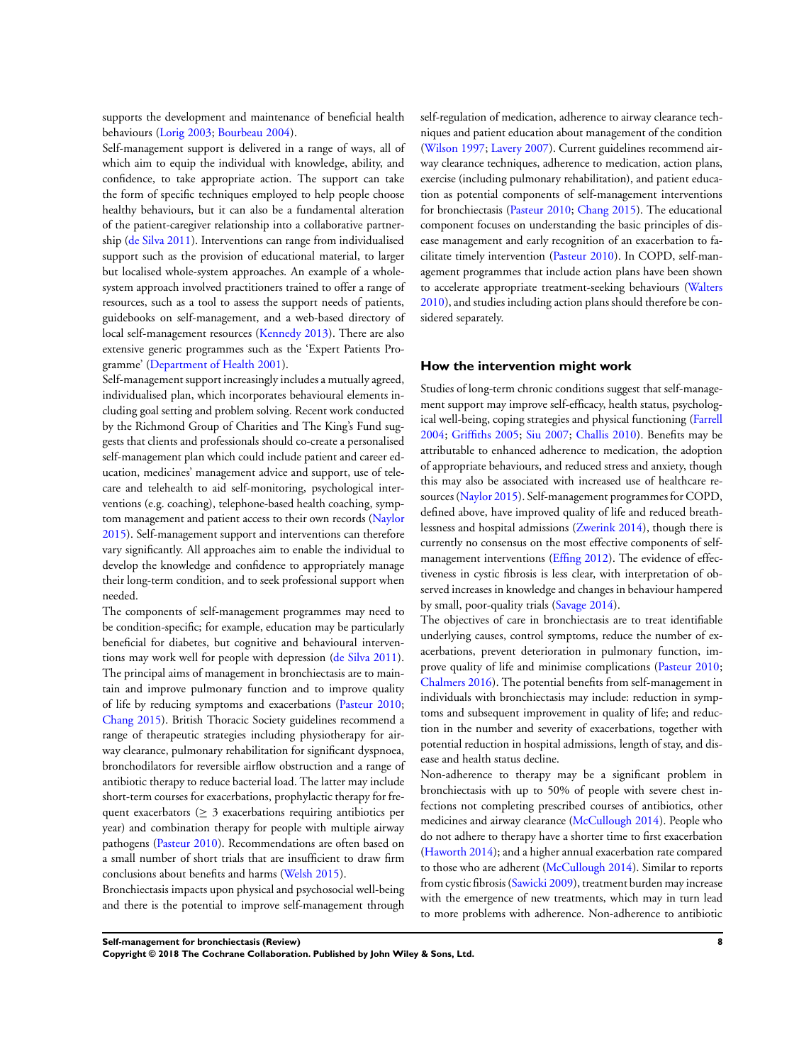supports the development and maintenance of beneficial health behaviours (Lorig 2003; Bourbeau 2004).

Self-management support is delivered in a range of ways, all of which aim to equip the individual with knowledge, ability, and confidence, to take appropriate action. The support can take the form of specific techniques employed to help people choose healthy behaviours, but it can also be a fundamental alteration of the patient-caregiver relationship into a collaborative partnership (de Silva 2011). Interventions can range from individualised support such as the provision of educational material, to larger but localised whole-system approaches. An example of a whole-system approach involved practitioners trained to offer a range of resources, such as a tool to assess the support needs of patients, guidebooks on self-management, and a web-based directory of local self-management resources (Kennedy 2013). There are also extensive generic programmes such as the 'Expert Patients Programme' (Department of Health 2001).

Self-management support increasingly includes a mutually agreed, individualised plan, which incorporates behavioural elements including goal setting and problem solving. Recent work conducted by the Richmond Group of Charities and The King's Fund suggests that clients and professionals should co-create a personalised self-management plan which could include patient and career education, medicines' management advice and support, use of telecare and telehealth to aid self-monitoring, psychological interventions (e.g. coaching), telephone-based health coaching, symptom management and patient access to their own records (Naylor 2015). Self-management support and interventions can therefore vary significantly. All approaches aim to enable the individual to develop the knowledge and confidence to appropriately manage their long-term condition, and to seek professional support when needed.

The components of self-management programmes may need to be condition-specific; for example, education may be particularly beneficial for diabetes, but cognitive and behavioural interventions may work well for people with depression (de Silva 2011). The principal aims of management in bronchiectasis are to maintain and improve pulmonary function and to improve quality of life by reducing symptoms and exacerbations (Pasteur 2010; Chang 2015). British Thoracic Society guidelines recommend a range of therapeutic strategies including physiotherapy for airway clearance, pulmonary rehabilitation for significant dyspnoea, bronchodilators for reversible airflow obstruction and a range of antibiotic therapy to reduce bacterial load. The latter may include short-term courses for exacerbations, prophylactic therapy for frequent exacerbators (≥ 3 exacerbations requiring antibiotics per year) and combination therapy for people with multiple airway pathogens (Pasteur 2010). Recommendations are often based on a small number of short trials that are insufficient to draw firm conclusions about benefits and harms (Welsh 2015).

Bronchiectasis impacts upon physical and psychosocial well-being and there is the potential to improve self-management through self-regulation of medication, adherence to airway clearance techniques and patient education about management of the condition (Wilson 1997; Lavery 2007). Current guidelines recommend airway clearance techniques, adherence to medication, action plans, exercise (including pulmonary rehabilitation), and patient education as potential components of self-management interventions for bronchiectasis (Pasteur 2010; Chang 2015). The educational component focuses on understanding the basic principles of disease management and early recognition of an exacerbation to facilitate timely intervention (Pasteur 2010). In COPD, self-management programmes that include action plans have been shown to accelerate appropriate treatment-seeking behaviours (Walters 2010), and studies including action plans should therefore be considered separately.

## How the intervention might work

Studies of long-term chronic conditions suggest that self-management support may improve self-efficacy, health status, psychological well-being, coping strategies and physical functioning (Farrell 2004; Griffiths 2005; Siu 2007; Challis 2010). Benefits may be attributable to enhanced adherence to medication, the adoption of appropriate behaviours, and reduced stress and anxiety, though this may also be associated with increased use of healthcare resources (Naylor 2015). Self-management programmes for COPD, defined above, have improved quality of life and reduced breathlessness and hospital admissions (Zwerink 2014), though there is currently no consensus on the most effective components of self-management interventions (Effing 2012). The evidence of effectiveness in cystic fibrosis is less clear, with interpretation of observed increases in knowledge and changes in behaviour hampered by small, poor-quality trials (Savage 2014).

The objectives of care in bronchiectasis are to treat identifiable underlying causes, control symptoms, reduce the number of exacerbations, prevent deterioration in pulmonary function, improve quality of life and minimise complications (Pasteur 2010; Chalmers 2016). The potential benefits from self-management in individuals with bronchiectasis may include: reduction in symptoms and subsequent improvement in quality of life; and reduction in the number and severity of exacerbations, together with potential reduction in hospital admissions, length of stay, and disease and health status decline.

Non-adherence to therapy may be a significant problem in bronchiectasis with up to 50% of people with severe chest infections not completing prescribed courses of antibiotics, other medicines and airway clearance (McCullough 2014). People who do not adhere to therapy have a shorter time to first exacerbation (Haworth 2014); and a higher annual exacerbation rate compared to those who are adherent (McCullough 2014). Similar to reports from cystic fibrosis (Sawicki 2009), treatment burden may increase with the emergence of new treatments, which may in turn lead to more problems with adherence. Non-adherence to antibiotic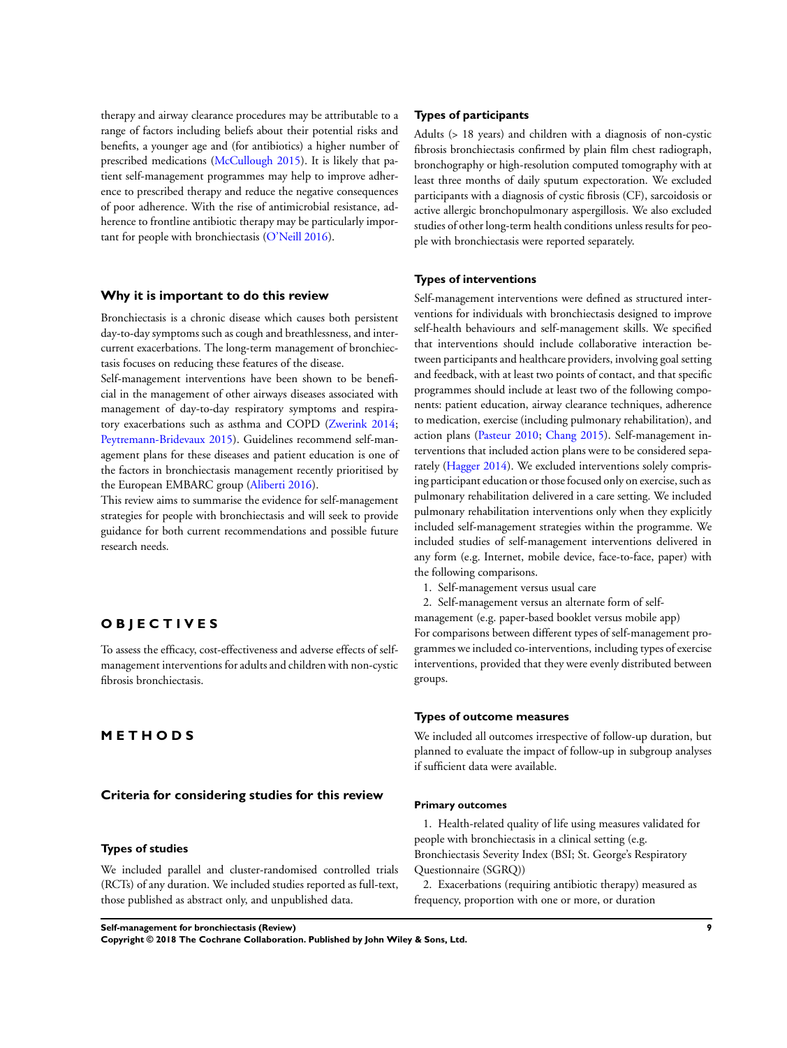therapy and airway clearance procedures may be attributable to a range of factors including beliefs about their potential risks and benefits, a younger age and (for antibiotics) a higher number of prescribed medications (McCullough 2015). It is likely that patient self-management programmes may help to improve adherence to prescribed therapy and reduce the negative consequences of poor adherence. With the rise of antimicrobial resistance, adherence to frontline antibiotic therapy may be particularly important for people with bronchiectasis (O'Neill 2016).

## Why it is important to do this review

Bronchiectasis is a chronic disease which causes both persistent day-to-day symptoms such as cough and breathlessness, and intercurrent exacerbations. The long-term management of bronchiectasis focuses on reducing these features of the disease.

Self-management interventions have been shown to be beneficial in the management of other airways diseases associated with management of day-to-day respiratory symptoms and respiratory exacerbations such as asthma and COPD (Zwerink 2014; Peytremann-Bridevaux 2015). Guidelines recommend self-management plans for these diseases and patient education is one of the factors in bronchiectasis management recently prioritised by the European EMBARC group (Aliberti 2016).

This review aims to summarise the evidence for self-management strategies for people with bronchiectasis and will seek to provide guidance for both current recommendations and possible future research needs.

# OBJECTIVES

To assess the efficacy, cost-effectiveness and adverse effects of self-management interventions for adults and children with non-cystic fibrosis bronchiectasis.

# METHODS

## Criteria for considering studies for this review

### Types of studies

We included parallel and cluster-randomised controlled trials (RCTs) of any duration. We included studies reported as full-text, those published as abstract only, and unpublished data.

### Types of participants

Adults (> 18 years) and children with a diagnosis of non-cystic fibrosis bronchiectasis confirmed by plain film chest radiograph, bronchography or high-resolution computed tomography with at least three months of daily sputum expectoration. We excluded participants with a diagnosis of cystic fibrosis (CF), sarcoidosis or active allergic bronchopulmonary aspergillosis. We also excluded studies of other long-term health conditions unless results for people with bronchiectasis were reported separately.

### Types of interventions

Self-management interventions were defined as structured interventions for individuals with bronchiectasis designed to improve self-health behaviours and self-management skills. We specified that interventions should include collaborative interaction between participants and healthcare providers, involving goal setting and feedback, with at least two points of contact, and that specific programmes should include at least two of the following components: patient education, airway clearance techniques, adherence to medication, exercise (including pulmonary rehabilitation), and action plans (Pasteur 2010; Chang 2015). Self-management interventions that included action plans were to be considered separately (Hagger 2014). We excluded interventions solely comprising participant education or those focused only on exercise, such as pulmonary rehabilitation delivered in a care setting. We included pulmonary rehabilitation interventions only when they explicitly included self-management strategies within the programme. We included studies of self-management interventions delivered in any form (e.g. Internet, mobile device, face-to-face, paper) with the following comparisons.

1. Self-management versus usual care
2. Self-management versus an alternate form of self-management (e.g. paper-based booklet versus mobile app)

For comparisons between different types of self-management programmes we included co-interventions, including types of exercise interventions, provided that they were evenly distributed between groups.

### Types of outcome measures

We included all outcomes irrespective of follow-up duration, but planned to evaluate the impact of follow-up in subgroup analyses if sufficient data were available.

#### Primary outcomes

1. Health-related quality of life using measures validated for people with bronchiectasis in a clinical setting (e.g. Bronchiectasis Severity Index (BSI; St. George's Respiratory Questionnaire (SGRQ))
2. Exacerbations (requiring antibiotic therapy) measured as frequency, proportion with one or more, or duration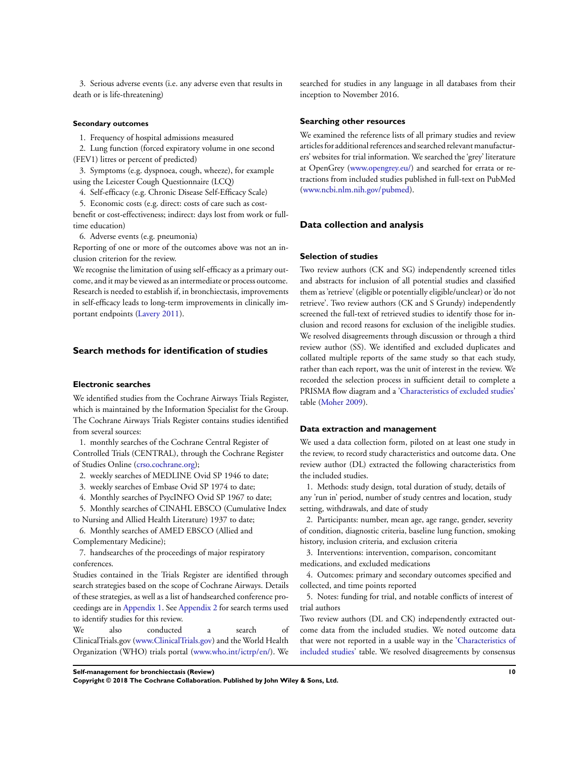3. Serious adverse events (i.e. any adverse even that results in death or is life-threatening)

#### Secondary outcomes

1. Frequency of hospital admissions measured
2. Lung function (forced expiratory volume in one second (FEV1) litres or percent of predicted)
3. Symptoms (e.g. dyspnoea, cough, wheeze), for example using the Leicester Cough Questionnaire (LCQ)
4. Self-efficacy (e.g. Chronic Disease Self-Efficacy Scale)
5. Economic costs (e.g. direct: costs of care such as cost-benefit or cost-effectiveness; indirect: days lost from work or full-time education)
6. Adverse events (e.g. pneumonia)

Reporting of one or more of the outcomes above was not an inclusion criterion for the review.

We recognise the limitation of using self-efficacy as a primary outcome, and it may be viewed as an intermediate or process outcome. Research is needed to establish if, in bronchiectasis, improvements in self-efficacy leads to long-term improvements in clinically important endpoints (Lavery 2011).

## Search methods for identification of studies

#### Electronic searches

We identified studies from the Cochrane Airways Trials Register, which is maintained by the Information Specialist for the Group. The Cochrane Airways Trials Register contains studies identified from several sources:

1. monthly searches of the Cochrane Central Register of Controlled Trials (CENTRAL), through the Cochrane Register of Studies Online (crso.cochrane.org);
2. weekly searches of MEDLINE Ovid SP 1946 to date;
3. weekly searches of Embase Ovid SP 1974 to date;
4. Monthly searches of PsycINFO Ovid SP 1967 to date;
5. Monthly searches of CINAHL EBSCO (Cumulative Index to Nursing and Allied Health Literature) 1937 to date;
6. Monthly searches of AMED EBSCO (Allied and Complementary Medicine);
7. handsearches of the proceedings of major respiratory conferences.

Studies contained in the Trials Register are identified through search strategies based on the scope of Cochrane Airways. Details of these strategies, as well as a list of handsearched conference proceedings are in Appendix 1. See Appendix 2 for search terms used to identify studies for this review.

We also conducted a search of ClinicalTrials.gov (www.ClinicalTrials.gov) and the World Health Organization (WHO) trials portal (www.who.int/ictrp/en/). We searched for studies in any language in all databases from their inception to November 2016.

#### Searching other resources

We examined the reference lists of all primary studies and review articles for additional references and searched relevant manufacturers' websites for trial information. We searched the 'grey' literature at OpenGrey (www.opengrey.eu/) and searched for errata or retractions from included studies published in full-text on PubMed (www.ncbi.nlm.nih.gov/pubmed).

## Data collection and analysis

#### Selection of studies

Two review authors (CK and SG) independently screened titles and abstracts for inclusion of all potential studies and classified them as 'retrieve' (eligible or potentially eligible/unclear) or 'do not retrieve'. Two review authors (CK and S Grundy) independently screened the full-text of retrieved studies to identify those for inclusion and record reasons for exclusion of the ineligible studies. We resolved disagreements through discussion or through a third review author (SS). We identified and excluded duplicates and collated multiple reports of the same study so that each study, rather than each report, was the unit of interest in the review. We recorded the selection process in sufficient detail to complete a PRISMA flow diagram and a 'Characteristics of excluded studies' table (Moher 2009).

#### Data extraction and management

We used a data collection form, piloted on at least one study in the review, to record study characteristics and outcome data. One review author (DL) extracted the following characteristics from the included studies.

1. Methods: study design, total duration of study, details of any 'run in' period, number of study centres and location, study setting, withdrawals, and date of study
2. Participants: number, mean age, age range, gender, severity of condition, diagnostic criteria, baseline lung function, smoking history, inclusion criteria, and exclusion criteria
3. Interventions: intervention, comparison, concomitant medications, and excluded medications
4. Outcomes: primary and secondary outcomes specified and collected, and time points reported
5. Notes: funding for trial, and notable conflicts of interest of trial authors

Two review authors (DL and CK) independently extracted outcome data from the included studies. We noted outcome data that were not reported in a usable way in the 'Characteristics of included studies' table. We resolved disagreements by consensus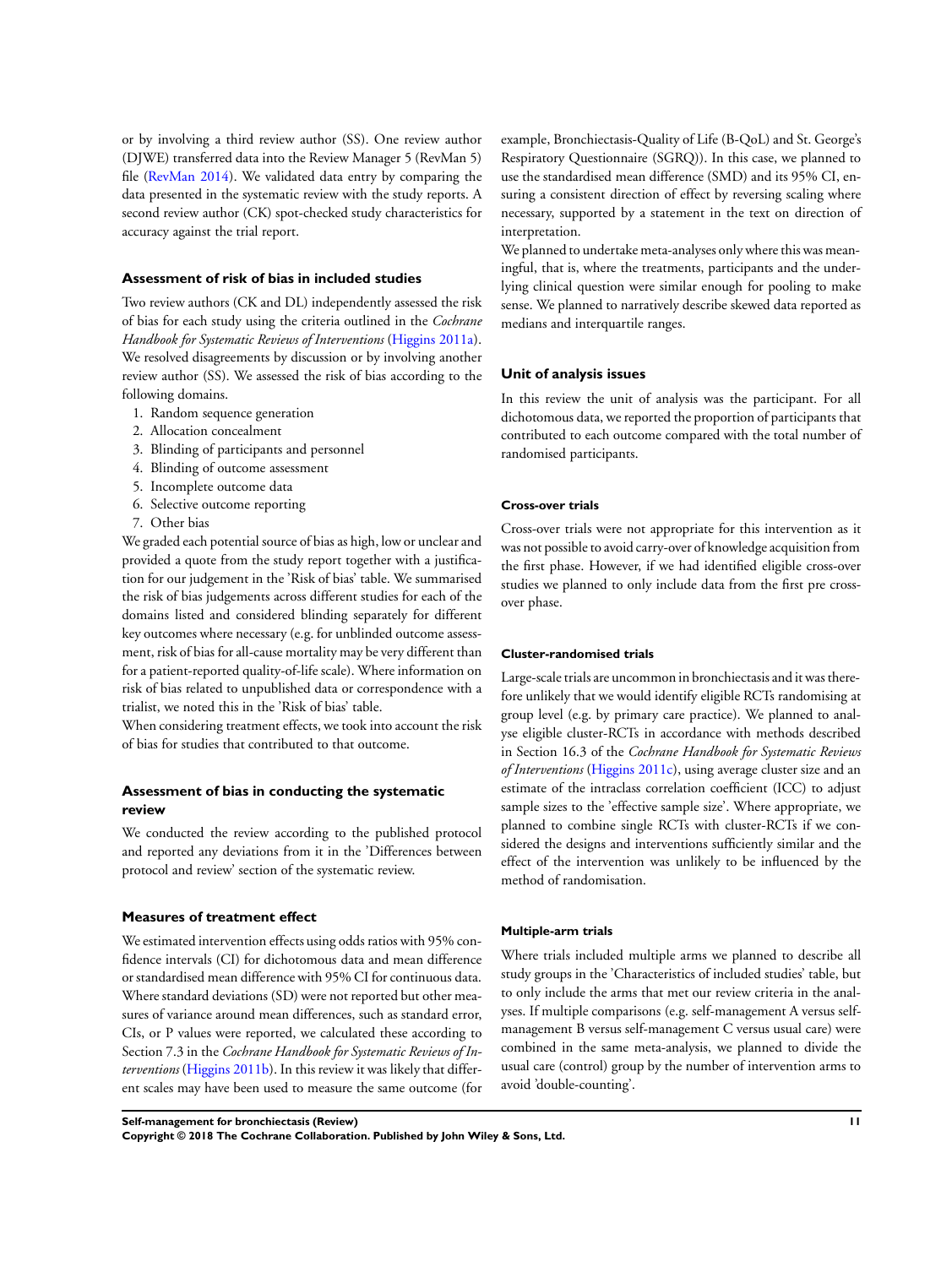or by involving a third review author (SS). One review author (DJWE) transferred data into the Review Manager 5 (RevMan 5) file (RevMan 2014). We validated data entry by comparing the data presented in the systematic review with the study reports. A second review author (CK) spot-checked study characteristics for accuracy against the trial report.

### Assessment of risk of bias in included studies

Two review authors (CK and DL) independently assessed the risk of bias for each study using the criteria outlined in the *Cochrane Handbook for Systematic Reviews of Interventions* (Higgins 2011a). We resolved disagreements by discussion or by involving another review author (SS). We assessed the risk of bias according to the following domains.

1. Random sequence generation
2. Allocation concealment
3. Blinding of participants and personnel
4. Blinding of outcome assessment
5. Incomplete outcome data
6. Selective outcome reporting
7. Other bias

We graded each potential source of bias as high, low or unclear and provided a quote from the study report together with a justification for our judgement in the 'Risk of bias' table. We summarised the risk of bias judgements across different studies for each of the domains listed and considered blinding separately for different key outcomes where necessary (e.g. for unblinded outcome assessment, risk of bias for all-cause mortality may be very different than for a patient-reported quality-of-life scale). Where information on risk of bias related to unpublished data or correspondence with a trialist, we noted this in the 'Risk of bias' table.

When considering treatment effects, we took into account the risk of bias for studies that contributed to that outcome.

### Assessment of bias in conducting the systematic review

We conducted the review according to the published protocol and reported any deviations from it in the 'Differences between protocol and review' section of the systematic review.

### Measures of treatment effect

We estimated intervention effects using odds ratios with 95% confidence intervals (CI) for dichotomous data and mean difference or standardised mean difference with 95% CI for continuous data. Where standard deviations (SD) were not reported but other measures of variance around mean differences, such as standard error, CIs, or P values were reported, we calculated these according to Section 7.3 in the *Cochrane Handbook for Systematic Reviews of Interventions* (Higgins 2011b). In this review it was likely that different scales may have been used to measure the same outcome (for example, Bronchiectasis-Quality of Life (B-QoL) and St. George's Respiratory Questionnaire (SGRQ)). In this case, we planned to use the standardised mean difference (SMD) and its 95% CI, ensuring a consistent direction of effect by reversing scaling where necessary, supported by a statement in the text on direction of interpretation.

We planned to undertake meta-analyses only where this was meaningful, that is, where the treatments, participants and the underlying clinical question were similar enough for pooling to make sense. We planned to narratively describe skewed data reported as medians and interquartile ranges.

### Unit of analysis issues

In this review the unit of analysis was the participant. For all dichotomous data, we reported the proportion of participants that contributed to each outcome compared with the total number of randomised participants.

#### Cross-over trials

Cross-over trials were not appropriate for this intervention as it was not possible to avoid carry-over of knowledge acquisition from the first phase. However, if we had identified eligible cross-over studies we planned to only include data from the first pre cross-over phase.

#### Cluster-randomised trials

Large-scale trials are uncommon in bronchiectasis and it was therefore unlikely that we would identify eligible RCTs randomising at group level (e.g. by primary care practice). We planned to analyse eligible cluster-RCTs in accordance with methods described in Section 16.3 of the *Cochrane Handbook for Systematic Reviews of Interventions* (Higgins 2011c), using average cluster size and an estimate of the intraclass correlation coefficient (ICC) to adjust sample sizes to the 'effective sample size'. Where appropriate, we planned to combine single RCTs with cluster-RCTs if we considered the designs and interventions sufficiently similar and the effect of the intervention was unlikely to be influenced by the method of randomisation.

#### Multiple-arm trials

Where trials included multiple arms we planned to describe all study groups in the 'Characteristics of included studies' table, but to only include the arms that met our review criteria in the analyses. If multiple comparisons (e.g. self-management A versus self-management B versus self-management C versus usual care) were combined in the same meta-analysis, we planned to divide the usual care (control) group by the number of intervention arms to avoid 'double-counting'.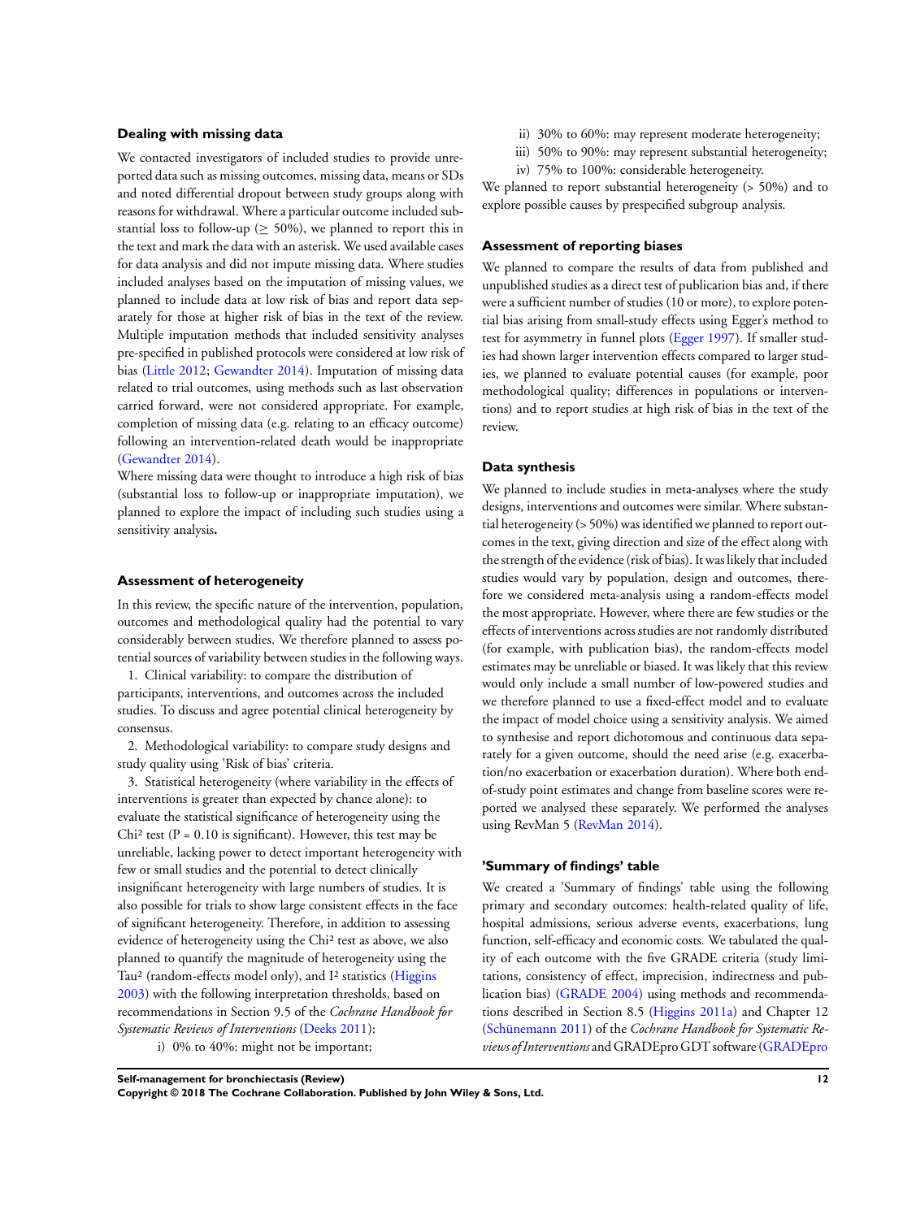### Dealing with missing data

We contacted investigators of included studies to provide unreported data such as missing outcomes, missing data, means or SDs and noted differential dropout between study groups along with reasons for withdrawal. Where a particular outcome included substantial loss to follow-up ($\geq$ 50%), we planned to report this in the text and mark the data with an asterisk. We used available cases for data analysis and did not impute missing data. Where studies included analyses based on the imputation of missing values, we planned to include data at low risk of bias and report data separately for those at higher risk of bias in the text of the review. Multiple imputation methods that included sensitivity analyses pre-specified in published protocols were considered at low risk of bias (Little 2012; Gewandter 2014). Imputation of missing data related to trial outcomes, using methods such as last observation carried forward, were not considered appropriate. For example, completion of missing data (e.g. relating to an efficacy outcome) following an intervention-related death would be inappropriate (Gewandter 2014).

Where missing data were thought to introduce a high risk of bias (substantial loss to follow-up or inappropriate imputation), we planned to explore the impact of including such studies using a sensitivity analysis**.**

### Assessment of heterogeneity

In this review, the specific nature of the intervention, population, outcomes and methodological quality had the potential to vary considerably between studies. We therefore planned to assess potential sources of variability between studies in the following ways.

1. Clinical variability: to compare the distribution of participants, interventions, and outcomes across the included studies. To discuss and agree potential clinical heterogeneity by consensus.
2. Methodological variability: to compare study designs and study quality using 'Risk of bias' criteria.
3. Statistical heterogeneity (where variability in the effects of interventions is greater than expected by chance alone): to evaluate the statistical significance of heterogeneity using the $Chi^2$ test (P = 0.10 is significant). However, this test may be unreliable, lacking power to detect important heterogeneity with few or small studies and the potential to detect clinically insignificant heterogeneity with large numbers of studies. It is also possible for trials to show large consistent effects in the face of significant heterogeneity. Therefore, in addition to assessing evidence of heterogeneity using the $Chi^2$ test as above, we also planned to quantify the magnitude of heterogeneity using the $Tau^2$ (random-effects model only), and $I^2$ statistics (Higgins 2003) with the following interpretation thresholds, based on recommendations in Section 9.5 of the *Cochrane Handbook for Systematic Reviews of Interventions* (Deeks 2011):
   i) 0% to 40%: might not be important;
   ii) 30% to 60%: may represent moderate heterogeneity;
   iii) 50% to 90%: may represent substantial heterogeneity;
   iv) 75% to 100%: considerable heterogeneity.

We planned to report substantial heterogeneity (> 50%) and to explore possible causes by prespecified subgroup analysis.

### Assessment of reporting biases

We planned to compare the results of data from published and unpublished studies as a direct test of publication bias and, if there were a sufficient number of studies (10 or more), to explore potential bias arising from small-study effects using Egger's method to test for asymmetry in funnel plots (Egger 1997). If smaller studies had shown larger intervention effects compared to larger studies, we planned to evaluate potential causes (for example, poor methodological quality; differences in populations or interventions) and to report studies at high risk of bias in the text of the review.

### Data synthesis

We planned to include studies in meta-analyses where the study designs, interventions and outcomes were similar. Where substantial heterogeneity (> 50%) was identified we planned to report outcomes in the text, giving direction and size of the effect along with the strength of the evidence (risk of bias). It was likely that included studies would vary by population, design and outcomes, therefore we considered meta-analysis using a random-effects model the most appropriate. However, where there are few studies or the effects of interventions across studies are not randomly distributed (for example, with publication bias), the random-effects model estimates may be unreliable or biased. It was likely that this review would only include a small number of low-powered studies and we therefore planned to use a fixed-effect model and to evaluate the impact of model choice using a sensitivity analysis. We aimed to synthesise and report dichotomous and continuous data separately for a given outcome, should the need arise (e.g. exacerbation/no exacerbation or exacerbation duration). Where both end-of-study point estimates and change from baseline scores were reported we analysed these separately. We performed the analyses using RevMan 5 (RevMan 2014).

### 'Summary of findings' table

We created a 'Summary of findings' table using the following primary and secondary outcomes: health-related quality of life, hospital admissions, serious adverse events, exacerbations, lung function, self-efficacy and economic costs. We tabulated the quality of each outcome with the five GRADE criteria (study limitations, consistency of effect, imprecision, indirectness and publication bias) (GRADE 2004) using methods and recommendations described in Section 8.5 (Higgins 2011a) and Chapter 12 (Schünemann 2011) of the *Cochrane Handbook for Systematic Reviews of Interventions* and GRADEpro GDT software (GRADEpro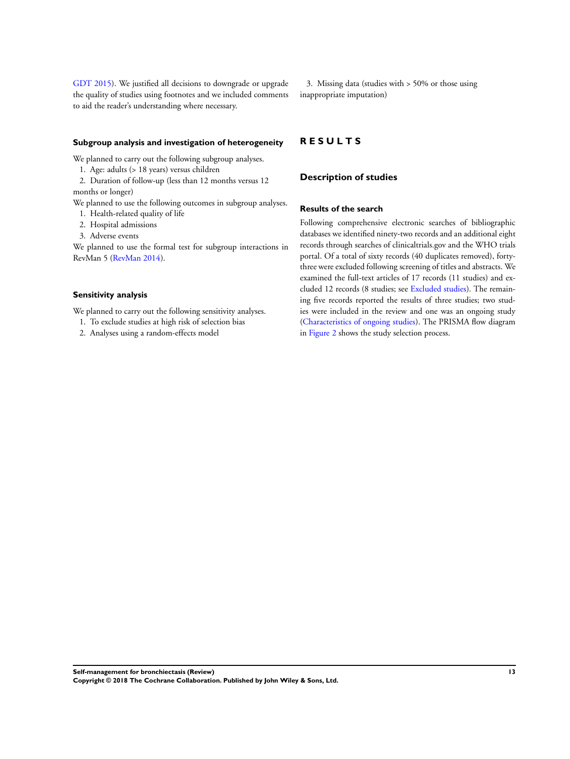GDT 2015). We justified all decisions to downgrade or upgrade the quality of studies using footnotes and we included comments to aid the reader's understanding where necessary.

### Subgroup analysis and investigation of heterogeneity

We planned to carry out the following subgroup analyses.

1. Age: adults (> 18 years) versus children
2. Duration of follow-up (less than 12 months versus 12 months or longer)

We planned to use the following outcomes in subgroup analyses.

1. Health-related quality of life
2. Hospital admissions
3. Adverse events

We planned to use the formal test for subgroup interactions in RevMan 5 (RevMan 2014).

### Sensitivity analysis

We planned to carry out the following sensitivity analyses.

1. To exclude studies at high risk of selection bias
2. Analyses using a random-effects model
3. Missing data (studies with > 50% or those using inappropriate imputation)

# RESULTS

## Description of studies

### Results of the search

Following comprehensive electronic searches of bibliographic databases we identified ninety-two records and an additional eight records through searches of clinicaltrials.gov and the WHO trials portal. Of a total of sixty records (40 duplicates removed), forty-three were excluded following screening of titles and abstracts. We examined the full-text articles of 17 records (11 studies) and excluded 12 records (8 studies; see Excluded studies). The remaining five records reported the results of three studies; two studies were included in the review and one was an ongoing study (Characteristics of ongoing studies). The PRISMA flow diagram in Figure 2 shows the study selection process.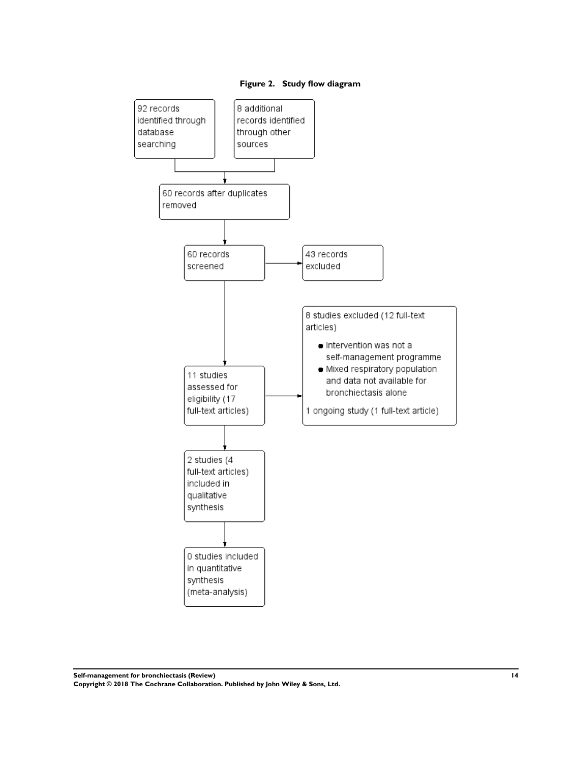**Figure 2. Study flow diagram**

92 records identified through database searching

8 additional records identified through other sources

60 records after duplicates removed

60 records screened

43 records excluded

11 studies assessed for eligibility (17 full-text articles)

8 studies excluded (12 full-text articles)

- Intervention was not a self-management programme
- Mixed respiratory population and data not available for bronchiectasis alone

1 ongoing study (1 full-text article)

2 studies (4 full-text articles) included in qualitative synthesis

0 studies included in quantitative synthesis (meta-analysis)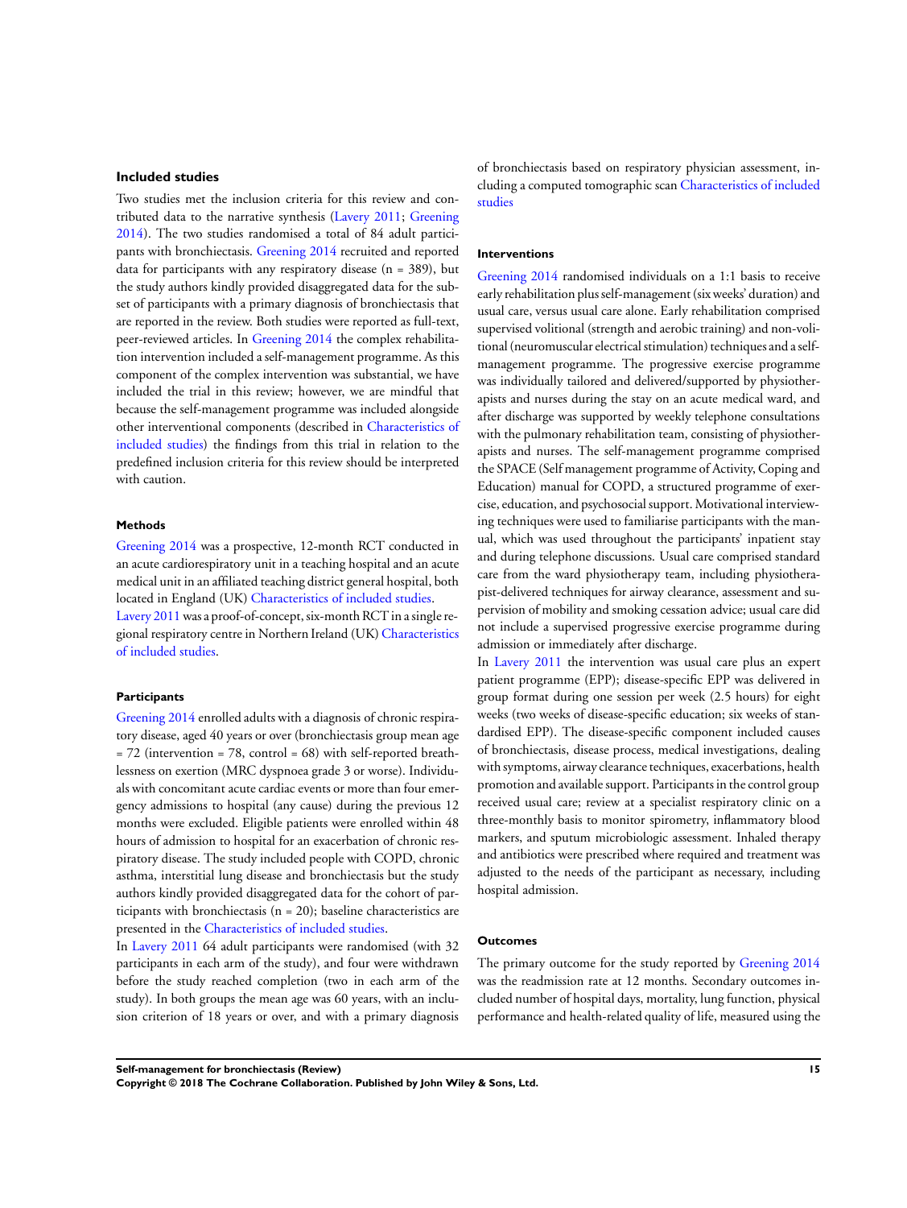### Included studies

Two studies met the inclusion criteria for this review and contributed data to the narrative synthesis (Lavery 2011; Greening 2014). The two studies randomised a total of 84 adult participants with bronchiectasis. Greening 2014 recruited and reported data for participants with any respiratory disease (n = 389), but the study authors kindly provided disaggregated data for the subset of participants with a primary diagnosis of bronchiectasis that are reported in the review. Both studies were reported as full-text, peer-reviewed articles. In Greening 2014 the complex rehabilitation intervention included a self-management programme. As this component of the complex intervention was substantial, we have included the trial in this review; however, we are mindful that because the self-management programme was included alongside other interventional components (described in Characteristics of included studies) the findings from this trial in relation to the predefined inclusion criteria for this review should be interpreted with caution.

#### Methods

Greening 2014 was a prospective, 12-month RCT conducted in an acute cardiorespiratory unit in a teaching hospital and an acute medical unit in an affiliated teaching district general hospital, both located in England (UK) Characteristics of included studies.

Lavery 2011 was a proof-of-concept, six-month RCT in a single regional respiratory centre in Northern Ireland (UK) Characteristics of included studies.

#### Participants

Greening 2014 enrolled adults with a diagnosis of chronic respiratory disease, aged 40 years or over (bronchiectasis group mean age = 72 (intervention = 78, control = 68) with self-reported breathlessness on exertion (MRC dyspnoea grade 3 or worse). Individuals with concomitant acute cardiac events or more than four emergency admissions to hospital (any cause) during the previous 12 months were excluded. Eligible patients were enrolled within 48 hours of admission to hospital for an exacerbation of chronic respiratory disease. The study included people with COPD, chronic asthma, interstitial lung disease and bronchiectasis but the study authors kindly provided disaggregated data for the cohort of participants with bronchiectasis (n = 20); baseline characteristics are presented in the Characteristics of included studies.

In Lavery 2011 64 adult participants were randomised (with 32 participants in each arm of the study), and four were withdrawn before the study reached completion (two in each arm of the study). In both groups the mean age was 60 years, with an inclusion criterion of 18 years or over, and with a primary diagnosis of bronchiectasis based on respiratory physician assessment, including a computed tomographic scan Characteristics of included studies

#### Interventions

Greening 2014 randomised individuals on a 1:1 basis to receive early rehabilitation plus self-management (six weeks' duration) and usual care, versus usual care alone. Early rehabilitation comprised supervised volitional (strength and aerobic training) and non-volitional (neuromuscular electrical stimulation) techniques and a self-management programme. The progressive exercise programme was individually tailored and delivered/supported by physiotherapists and nurses during the stay on an acute medical ward, and after discharge was supported by weekly telephone consultations with the pulmonary rehabilitation team, consisting of physiotherapists and nurses. The self-management programme comprised the SPACE (Self management programme of Activity, Coping and Education) manual for COPD, a structured programme of exercise, education, and psychosocial support. Motivational interviewing techniques were used to familiarise participants with the manual, which was used throughout the participants' inpatient stay and during telephone discussions. Usual care comprised standard care from the ward physiotherapy team, including physiotherapist-delivered techniques for airway clearance, assessment and supervision of mobility and smoking cessation advice; usual care did not include a supervised progressive exercise programme during admission or immediately after discharge.

In Lavery 2011 the intervention was usual care plus an expert patient programme (EPP); disease-specific EPP was delivered in group format during one session per week (2.5 hours) for eight weeks (two weeks of disease-specific education; six weeks of standardised EPP). The disease-specific component included causes of bronchiectasis, disease process, medical investigations, dealing with symptoms, airway clearance techniques, exacerbations, health promotion and available support. Participants in the control group received usual care; review at a specialist respiratory clinic on a three-monthly basis to monitor spirometry, inflammatory blood markers, and sputum microbiologic assessment. Inhaled therapy and antibiotics were prescribed where required and treatment was adjusted to the needs of the participant as necessary, including hospital admission.

#### Outcomes

The primary outcome for the study reported by Greening 2014 was the readmission rate at 12 months. Secondary outcomes included number of hospital days, mortality, lung function, physical performance and health-related quality of life, measured using the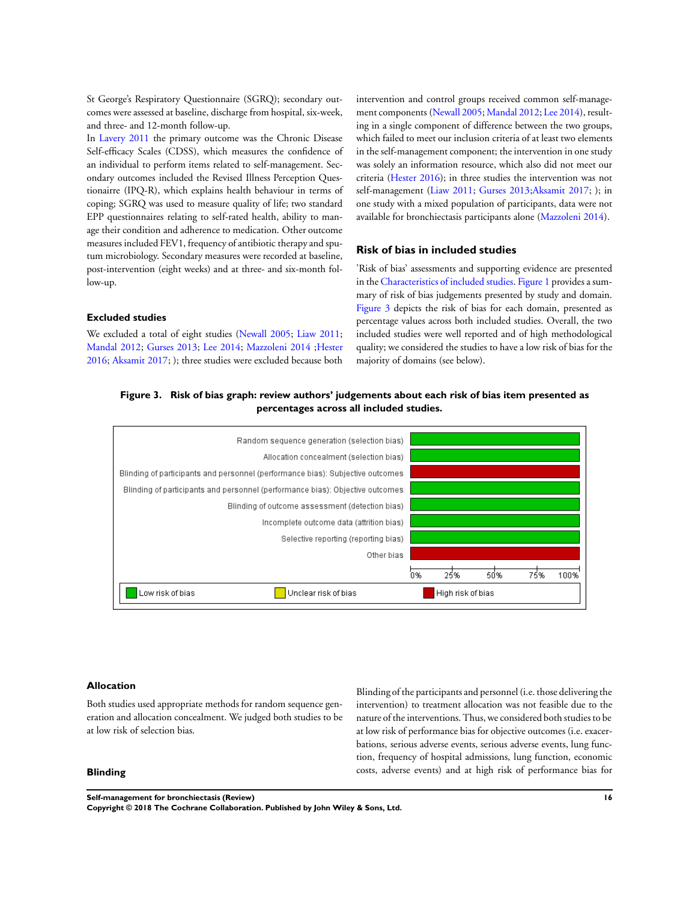St George's Respiratory Questionnaire (SGRQ); secondary outcomes were assessed at baseline, discharge from hospital, six-week, and three- and 12-month follow-up.

In Lavery 2011 the primary outcome was the Chronic Disease Self-efficacy Scales (CDSS), which measures the confidence of an individual to perform items related to self-management. Secondary outcomes included the Revised Illness Perception Questionairre (IPQ-R), which explains health behaviour in terms of coping; SGRQ was used to measure quality of life; two standard EPP questionnaires relating to self-rated health, ability to manage their condition and adherence to medication. Other outcome measures included FEV1, frequency of antibiotic therapy and sputum microbiology. Secondary measures were recorded at baseline, post-intervention (eight weeks) and at three- and six-month follow-up.

### Excluded studies

We excluded a total of eight studies (Newall 2005; Liaw 2011; Mandal 2012; Gurses 2013; Lee 2014; Mazzoleni 2014 ;Hester 2016; Aksamit 2017; ); three studies were excluded because both intervention and control groups received common self-management components (Newall 2005; Mandal 2012; Lee 2014), resulting in a single component of difference between the two groups, which failed to meet our inclusion criteria of at least two elements in the self-management component; the intervention in one study was solely an information resource, which also did not meet our criteria (Hester 2016); in three studies the intervention was not self-management (Liaw 2011; Gurses 2013;Aksamit 2017; ); in one study with a mixed population of participants, data were not available for bronchiectasis participants alone (Mazzoleni 2014).

## Risk of bias in included studies

'Risk of bias' assessments and supporting evidence are presented in the Characteristics of included studies. Figure 1 provides a summary of risk of bias judgements presented by study and domain. Figure 3 depicts the risk of bias for each domain, presented as percentage values across both included studies. Overall, the two included studies were well reported and of high methodological quality; we considered the studies to have a low risk of bias for the majority of domains (see below).

**Figure 3. Risk of bias graph: review authors' judgements about each risk of bias item presented as percentages across all included studies.**

| Risk of bias item | Judgement (100% of studies) |
|---|---|
| Random sequence generation (selection bias) | Low risk of bias |
| Allocation concealment (selection bias) | Low risk of bias |
| Blinding of participants and personnel (performance bias): Subjective outcomes | High risk of bias |
| Blinding of participants and personnel (performance bias): Objective outcomes | Low risk of bias |
| Blinding of outcome assessment (detection bias) | Low risk of bias |
| Incomplete outcome data (attrition bias) | Low risk of bias |
| Selective reporting (reporting bias) | Low risk of bias |
| Other bias | High risk of bias |

Axis: 0%, 25%, 50%, 75%, 100%. Legend: Low risk of bias; Unclear risk of bias; High risk of bias

### Allocation

Both studies used appropriate methods for random sequence generation and allocation concealment. We judged both studies to be at low risk of selection bias.

### Blinding

Blinding of the participants and personnel (i.e. those delivering the intervention) to treatment allocation was not feasible due to the nature of the interventions. Thus, we considered both studies to be at low risk of performance bias for objective outcomes (i.e. exacerbations, serious adverse events, serious adverse events, lung function, frequency of hospital admissions, lung function, economic costs, adverse events) and at high risk of performance bias for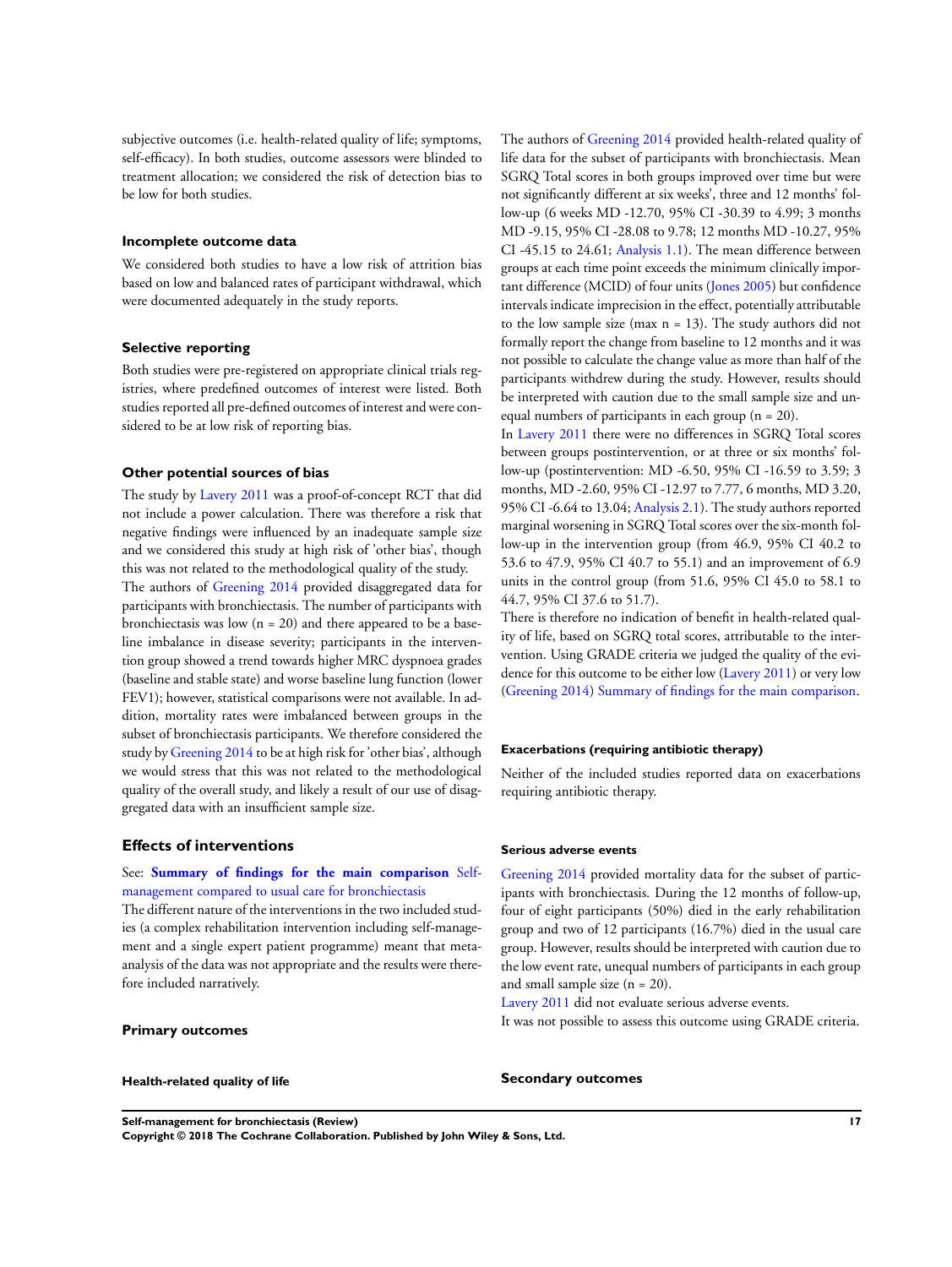subjective outcomes (i.e. health-related quality of life; symptoms, self-efficacy). In both studies, outcome assessors were blinded to treatment allocation; we considered the risk of detection bias to be low for both studies.

#### Incomplete outcome data

We considered both studies to have a low risk of attrition bias based on low and balanced rates of participant withdrawal, which were documented adequately in the study reports.

#### Selective reporting

Both studies were pre-registered on appropriate clinical trials registries, where predefined outcomes of interest were listed. Both studies reported all pre-defined outcomes of interest and were considered to be at low risk of reporting bias.

#### Other potential sources of bias

The study by Lavery 2011 was a proof-of-concept RCT that did not include a power calculation. There was therefore a risk that negative findings were influenced by an inadequate sample size and we considered this study at high risk of 'other bias', though this was not related to the methodological quality of the study.

The authors of Greening 2014 provided disaggregated data for participants with bronchiectasis. The number of participants with bronchiectasis was low (n = 20) and there appeared to be a baseline imbalance in disease severity; participants in the intervention group showed a trend towards higher MRC dyspnoea grades (baseline and stable state) and worse baseline lung function (lower FEV1); however, statistical comparisons were not available. In addition, mortality rates were imbalanced between groups in the subset of bronchiectasis participants. We therefore considered the study by Greening 2014 to be at high risk for 'other bias', although we would stress that this was not related to the methodological quality of the overall study, and likely a result of our use of disaggregated data with an insufficient sample size.

### Effects of interventions

See: **Summary of findings for the main comparison** Self-management compared to usual care for bronchiectasis

The different nature of the interventions in the two included studies (a complex rehabilitation intervention including self-management and a single expert patient programme) meant that meta-analysis of the data was not appropriate and the results were therefore included narratively.

#### Primary outcomes

##### Health-related quality of life

The authors of Greening 2014 provided health-related quality of life data for the subset of participants with bronchiectasis. Mean SGRQ Total scores in both groups improved over time but were not significantly different at six weeks', three and 12 months' follow-up (6 weeks MD -12.70, 95% CI -30.39 to 4.99; 3 months MD -9.15, 95% CI -28.08 to 9.78; 12 months MD -10.27, 95% CI -45.15 to 24.61; Analysis 1.1). The mean difference between groups at each time point exceeds the minimum clinically important difference (MCID) of four units (Jones 2005) but confidence intervals indicate imprecision in the effect, potentially attributable to the low sample size (max n = 13). The study authors did not formally report the change from baseline to 12 months and it was not possible to calculate the change value as more than half of the participants withdrew during the study. However, results should be interpreted with caution due to the small sample size and unequal numbers of participants in each group (n = 20).

In Lavery 2011 there were no differences in SGRQ Total scores between groups postintervention, or at three or six months' follow-up (postintervention: MD -6.50, 95% CI -16.59 to 3.59; 3 months, MD -2.60, 95% CI -12.97 to 7.77, 6 months, MD 3.20, 95% CI -6.64 to 13.04; Analysis 2.1). The study authors reported marginal worsening in SGRQ Total scores over the six-month follow-up in the intervention group (from 46.9, 95% CI 40.2 to 53.6 to 47.9, 95% CI 40.7 to 55.1) and an improvement of 6.9 units in the control group (from 51.6, 95% CI 45.0 to 58.1 to 44.7, 95% CI 37.6 to 51.7).

There is therefore no indication of benefit in health-related quality of life, based on SGRQ total scores, attributable to the intervention. Using GRADE criteria we judged the quality of the evidence for this outcome to be either low (Lavery 2011) or very low (Greening 2014) Summary of findings for the main comparison.

##### Exacerbations (requiring antibiotic therapy)

Neither of the included studies reported data on exacerbations requiring antibiotic therapy.

##### Serious adverse events

Greening 2014 provided mortality data for the subset of participants with bronchiectasis. During the 12 months of follow-up, four of eight participants (50%) died in the early rehabilitation group and two of 12 participants (16.7%) died in the usual care group. However, results should be interpreted with caution due to the low event rate, unequal numbers of participants in each group and small sample size (n = 20).

Lavery 2011 did not evaluate serious adverse events.

It was not possible to assess this outcome using GRADE criteria.

#### Secondary outcomes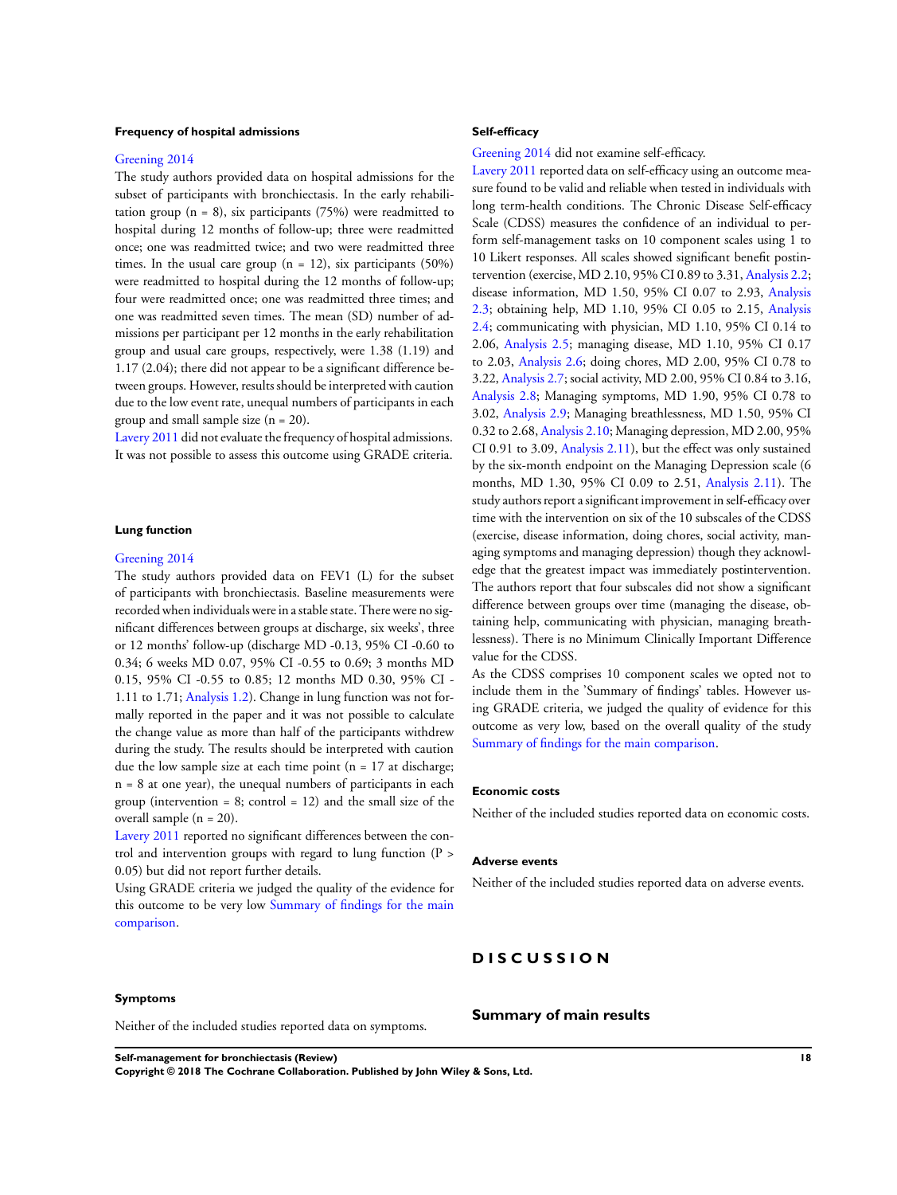### Frequency of hospital admissions

Greening 2014

The study authors provided data on hospital admissions for the subset of participants with bronchiectasis. In the early rehabilitation group (n = 8), six participants (75%) were readmitted to hospital during 12 months of follow-up; three were readmitted once; one was readmitted twice; and two were readmitted three times. In the usual care group (n = 12), six participants (50%) were readmitted to hospital during the 12 months of follow-up; four were readmitted once; one was readmitted three times; and one was readmitted seven times. The mean (SD) number of admissions per participant per 12 months in the early rehabilitation group and usual care groups, respectively, were 1.38 (1.19) and 1.17 (2.04); there did not appear to be a significant difference between groups. However, results should be interpreted with caution due to the low event rate, unequal numbers of participants in each group and small sample size (n = 20).

Lavery 2011 did not evaluate the frequency of hospital admissions. It was not possible to assess this outcome using GRADE criteria.

### Lung function

Greening 2014

The study authors provided data on FEV1 (L) for the subset of participants with bronchiectasis. Baseline measurements were recorded when individuals were in a stable state. There were no significant differences between groups at discharge, six weeks', three or 12 months' follow-up (discharge MD -0.13, 95% CI -0.60 to 0.34; 6 weeks MD 0.07, 95% CI -0.55 to 0.69; 3 months MD 0.15, 95% CI -0.55 to 0.85; 12 months MD 0.30, 95% CI -1.11 to 1.71; Analysis 1.2). Change in lung function was not formally reported in the paper and it was not possible to calculate the change value as more than half of the participants withdrew during the study. The results should be interpreted with caution due the low sample size at each time point (n = 17 at discharge; n = 8 at one year), the unequal numbers of participants in each group (intervention = 8; control = 12) and the small size of the overall sample (n = 20).

Lavery 2011 reported no significant differences between the control and intervention groups with regard to lung function (P > 0.05) but did not report further details.

Using GRADE criteria we judged the quality of the evidence for this outcome to be very low Summary of findings for the main comparison.

### Symptoms

Neither of the included studies reported data on symptoms.

### Self-efficacy

Greening 2014 did not examine self-efficacy.

Lavery 2011 reported data on self-efficacy using an outcome measure found to be valid and reliable when tested in individuals with long term-health conditions. The Chronic Disease Self-efficacy Scale (CDSS) measures the confidence of an individual to perform self-management tasks on 10 component scales using 1 to 10 Likert responses. All scales showed significant benefit postintervention (exercise, MD 2.10, 95% CI 0.89 to 3.31, Analysis 2.2; disease information, MD 1.50, 95% CI 0.07 to 2.93, Analysis 2.3; obtaining help, MD 1.10, 95% CI 0.05 to 2.15, Analysis 2.4; communicating with physician, MD 1.10, 95% CI 0.14 to 2.06, Analysis 2.5; managing disease, MD 1.10, 95% CI 0.17 to 2.03, Analysis 2.6; doing chores, MD 2.00, 95% CI 0.78 to 3.22, Analysis 2.7; social activity, MD 2.00, 95% CI 0.84 to 3.16, Analysis 2.8; Managing symptoms, MD 1.90, 95% CI 0.78 to 3.02, Analysis 2.9; Managing breathlessness, MD 1.50, 95% CI 0.32 to 2.68, Analysis 2.10; Managing depression, MD 2.00, 95% CI 0.91 to 3.09, Analysis 2.11), but the effect was only sustained by the six-month endpoint on the Managing Depression scale (6 months, MD 1.30, 95% CI 0.09 to 2.51, Analysis 2.11). The study authors report a significant improvement in self-efficacy over time with the intervention on six of the 10 subscales of the CDSS (exercise, disease information, doing chores, social activity, managing symptoms and managing depression) though they acknowledge that the greatest impact was immediately postintervention. The authors report that four subscales did not show a significant difference between groups over time (managing the disease, obtaining help, communicating with physician, managing breathlessness). There is no Minimum Clinically Important Difference value for the CDSS.

As the CDSS comprises 10 component scales we opted not to include them in the 'Summary of findings' tables. However using GRADE criteria, we judged the quality of evidence for this outcome as very low, based on the overall quality of the study Summary of findings for the main comparison.

### Economic costs

Neither of the included studies reported data on economic costs.

### Adverse events

Neither of the included studies reported data on adverse events.

# DISCUSSION

## Summary of main results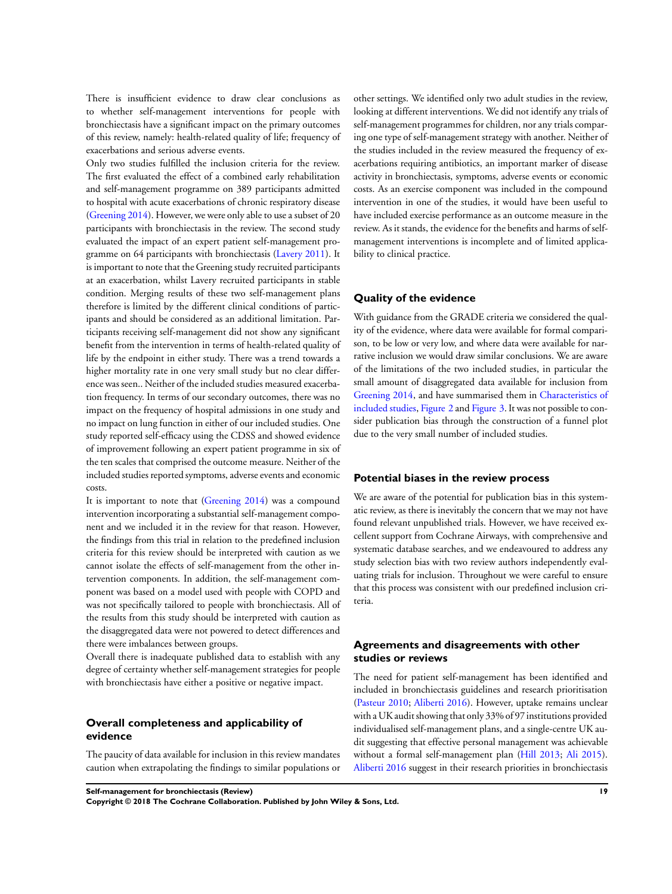There is insufficient evidence to draw clear conclusions as to whether self-management interventions for people with bronchiectasis have a significant impact on the primary outcomes of this review, namely: health-related quality of life; frequency of exacerbations and serious adverse events.

Only two studies fulfilled the inclusion criteria for the review. The first evaluated the effect of a combined early rehabilitation and self-management programme on 389 participants admitted to hospital with acute exacerbations of chronic respiratory disease (Greening 2014). However, we were only able to use a subset of 20 participants with bronchiectasis in the review. The second study evaluated the impact of an expert patient self-management programme on 64 participants with bronchiectasis (Lavery 2011). It is important to note that the Greening study recruited participants at an exacerbation, whilst Lavery recruited participants in stable condition. Merging results of these two self-management plans therefore is limited by the different clinical conditions of participants and should be considered as an additional limitation. Participants receiving self-management did not show any significant benefit from the intervention in terms of health-related quality of life by the endpoint in either study. There was a trend towards a higher mortality rate in one very small study but no clear difference was seen.. Neither of the included studies measured exacerbation frequency. In terms of our secondary outcomes, there was no impact on the frequency of hospital admissions in one study and no impact on lung function in either of our included studies. One study reported self-efficacy using the CDSS and showed evidence of improvement following an expert patient programme in six of the ten scales that comprised the outcome measure. Neither of the included studies reported symptoms, adverse events and economic costs.

It is important to note that (Greening 2014) was a compound intervention incorporating a substantial self-management component and we included it in the review for that reason. However, the findings from this trial in relation to the predefined inclusion criteria for this review should be interpreted with caution as we cannot isolate the effects of self-management from the other intervention components. In addition, the self-management component was based on a model used with people with COPD and was not specifically tailored to people with bronchiectasis. All of the results from this study should be interpreted with caution as the disaggregated data were not powered to detect differences and there were imbalances between groups.

Overall there is inadequate published data to establish with any degree of certainty whether self-management strategies for people with bronchiectasis have either a positive or negative impact.

## Overall completeness and applicability of evidence

The paucity of data available for inclusion in this review mandates caution when extrapolating the findings to similar populations or other settings. We identified only two adult studies in the review, looking at different interventions. We did not identify any trials of self-management programmes for children, nor any trials comparing one type of self-management strategy with another. Neither of the studies included in the review measured the frequency of exacerbations requiring antibiotics, an important marker of disease activity in bronchiectasis, symptoms, adverse events or economic costs. As an exercise component was included in the compound intervention in one of the studies, it would have been useful to have included exercise performance as an outcome measure in the review. As it stands, the evidence for the benefits and harms of self-management interventions is incomplete and of limited applicability to clinical practice.

## Quality of the evidence

With guidance from the GRADE criteria we considered the quality of the evidence, where data were available for formal comparison, to be low or very low, and where data were available for narrative inclusion we would draw similar conclusions. We are aware of the limitations of the two included studies, in particular the small amount of disaggregated data available for inclusion from Greening 2014, and have summarised them in Characteristics of included studies, Figure 2 and Figure 3. It was not possible to consider publication bias through the construction of a funnel plot due to the very small number of included studies.

## Potential biases in the review process

We are aware of the potential for publication bias in this systematic review, as there is inevitably the concern that we may not have found relevant unpublished trials. However, we have received excellent support from Cochrane Airways, with comprehensive and systematic database searches, and we endeavoured to address any study selection bias with two review authors independently evaluating trials for inclusion. Throughout we were careful to ensure that this process was consistent with our predefined inclusion criteria.

## Agreements and disagreements with other studies or reviews

The need for patient self-management has been identified and included in bronchiectasis guidelines and research prioritisation (Pasteur 2010; Aliberti 2016). However, uptake remains unclear with a UK audit showing that only 33% of 97 institutions provided individualised self-management plans, and a single-centre UK audit suggesting that effective personal management was achievable without a formal self-management plan (Hill 2013; Ali 2015). Aliberti 2016 suggest in their research priorities in bronchiectasis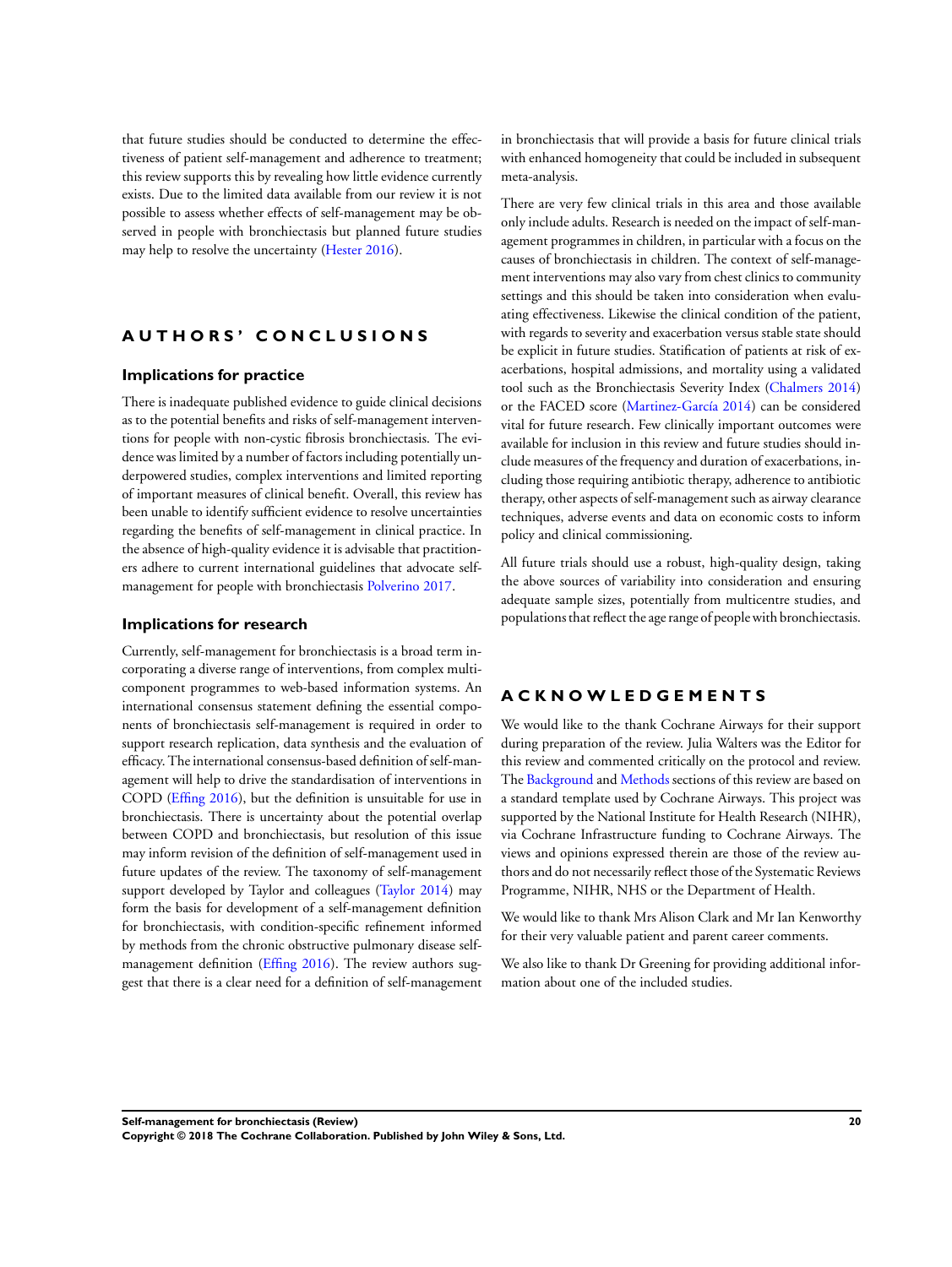that future studies should be conducted to determine the effectiveness of patient self-management and adherence to treatment; this review supports this by revealing how little evidence currently exists. Due to the limited data available from our review it is not possible to assess whether effects of self-management may be observed in people with bronchiectasis but planned future studies may help to resolve the uncertainty (Hester 2016).

# AUTHORS' CONCLUSIONS

## Implications for practice

There is inadequate published evidence to guide clinical decisions as to the potential benefits and risks of self-management interventions for people with non-cystic fibrosis bronchiectasis. The evidence was limited by a number of factors including potentially underpowered studies, complex interventions and limited reporting of important measures of clinical benefit. Overall, this review has been unable to identify sufficient evidence to resolve uncertainties regarding the benefits of self-management in clinical practice. In the absence of high-quality evidence it is advisable that practitioners adhere to current international guidelines that advocate self-management for people with bronchiectasis Polverino 2017.

## Implications for research

Currently, self-management for bronchiectasis is a broad term incorporating a diverse range of interventions, from complex multicomponent programmes to web-based information systems. An international consensus statement defining the essential components of bronchiectasis self-management is required in order to support research replication, data synthesis and the evaluation of efficacy. The international consensus-based definition of self-management will help to drive the standardisation of interventions in COPD (Effing 2016), but the definition is unsuitable for use in bronchiectasis. There is uncertainty about the potential overlap between COPD and bronchiectasis, but resolution of this issue may inform revision of the definition of self-management used in future updates of the review. The taxonomy of self-management support developed by Taylor and colleagues (Taylor 2014) may form the basis for development of a self-management definition for bronchiectasis, with condition-specific refinement informed by methods from the chronic obstructive pulmonary disease self-management definition (Effing 2016). The review authors suggest that there is a clear need for a definition of self-management in bronchiectasis that will provide a basis for future clinical trials with enhanced homogeneity that could be included in subsequent meta-analysis.

There are very few clinical trials in this area and those available only include adults. Research is needed on the impact of self-management programmes in children, in particular with a focus on the causes of bronchiectasis in children. The context of self-management interventions may also vary from chest clinics to community settings and this should be taken into consideration when evaluating effectiveness. Likewise the clinical condition of the patient, with regards to severity and exacerbation versus stable state should be explicit in future studies. Statification of patients at risk of exacerbations, hospital admissions, and mortality using a validated tool such as the Bronchiectasis Severity Index (Chalmers 2014) or the FACED score (Martinez-García 2014) can be considered vital for future research. Few clinically important outcomes were available for inclusion in this review and future studies should include measures of the frequency and duration of exacerbations, including those requiring antibiotic therapy, adherence to antibiotic therapy, other aspects of self-management such as airway clearance techniques, adverse events and data on economic costs to inform policy and clinical commissioning.

All future trials should use a robust, high-quality design, taking the above sources of variability into consideration and ensuring adequate sample sizes, potentially from multicentre studies, and populations that reflect the age range of people with bronchiectasis.

# ACKNOWLEDGEMENTS

We would like to the thank Cochrane Airways for their support during preparation of the review. Julia Walters was the Editor for this review and commented critically on the protocol and review. The Background and Methods sections of this review are based on a standard template used by Cochrane Airways. This project was supported by the National Institute for Health Research (NIHR), via Cochrane Infrastructure funding to Cochrane Airways. The views and opinions expressed therein are those of the review authors and do not necessarily reflect those of the Systematic Reviews Programme, NIHR, NHS or the Department of Health.

We would like to thank Mrs Alison Clark and Mr Ian Kenworthy for their very valuable patient and parent career comments.

We also like to thank Dr Greening for providing additional information about one of the included studies.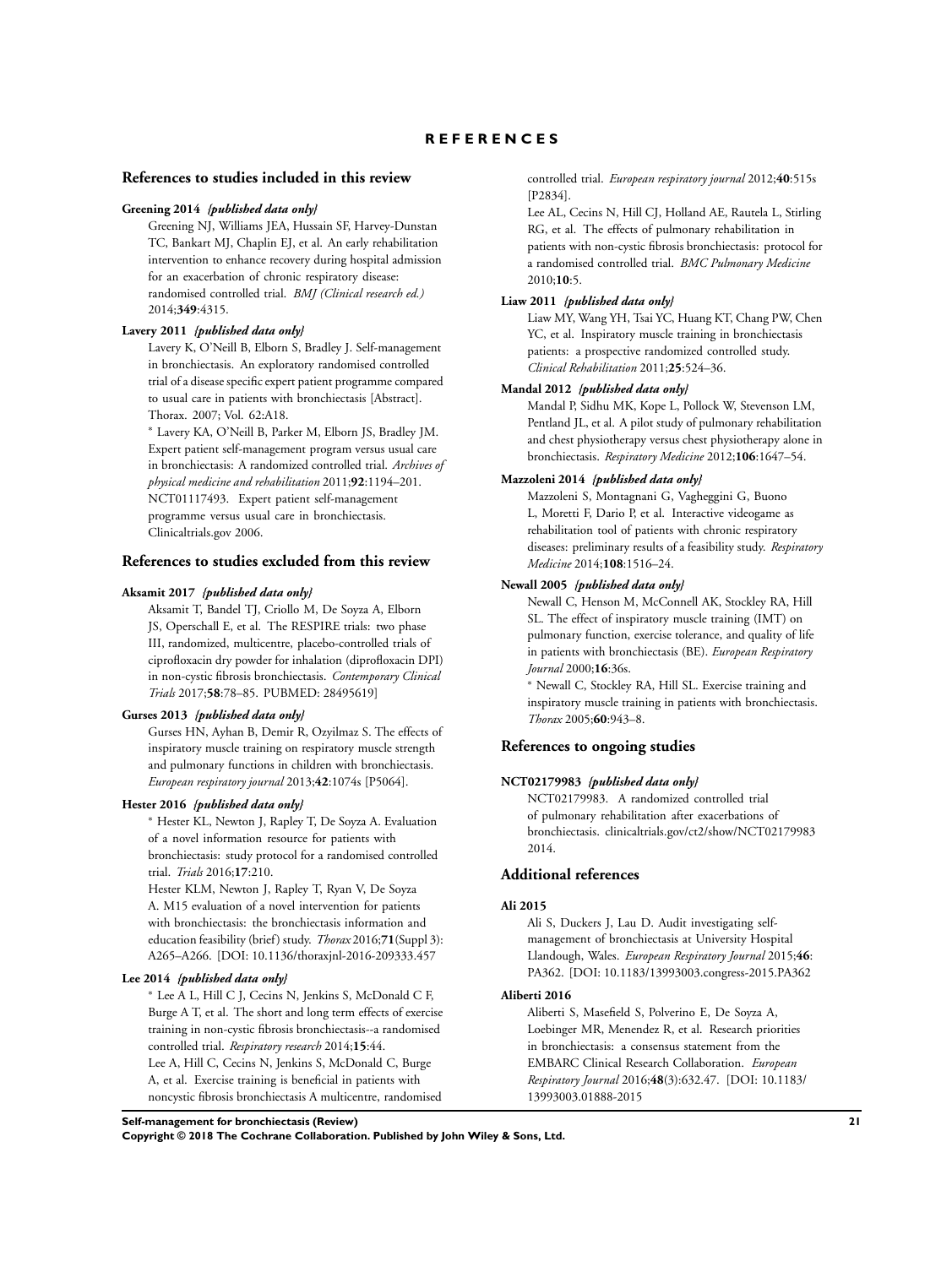# REFERENCES

## References to studies included in this review

**Greening 2014** *{published data only}*

Greening NJ, Williams JEA, Hussain SF, Harvey-Dunstan TC, Bankart MJ, Chaplin EJ, et al. An early rehabilitation intervention to enhance recovery during hospital admission for an exacerbation of chronic respiratory disease: randomised controlled trial. *BMJ (Clinical research ed.)* 2014;**349**:4315.

**Lavery 2011** *{published data only}*

Lavery K, O'Neill B, Elborn S, Bradley J. Self-management in bronchiectasis. An exploratory randomised controlled trial of a disease specific expert patient programme compared to usual care in patients with bronchiectasis [Abstract]. Thorax. 2007; Vol. 62:A18.

* Lavery KA, O'Neill B, Parker M, Elborn JS, Bradley JM. Expert patient self-management program versus usual care in bronchiectasis: A randomized controlled trial. *Archives of physical medicine and rehabilitation* 2011;**92**:1194–201.

NCT01117493. Expert patient self-management programme versus usual care in bronchiectasis. Clinicaltrials.gov 2006.

## References to studies excluded from this review

**Aksamit 2017** *{published data only}*

Aksamit T, Bandel TJ, Criollo M, De Soyza A, Elborn JS, Operschall E, et al. The RESPIRE trials: two phase III, randomized, multicentre, placebo-controlled trials of ciprofloxacin dry powder for inhalation (diprofloxacin DPI) in non-cystic fibrosis bronchiectasis. *Contemporary Clinical Trials* 2017;**58**:78–85. PUBMED: 28495619]

**Gurses 2013** *{published data only}*

Gurses HN, Ayhan B, Demir R, Ozyilmaz S. The effects of inspiratory muscle training on respiratory muscle strength and pulmonary functions in children with bronchiectasis. *European respiratory journal* 2013;**42**:1074s [P5064].

**Hester 2016** *{published data only}*

* Hester KL, Newton J, Rapley T, De Soyza A. Evaluation of a novel information resource for patients with bronchiectasis: study protocol for a randomised controlled trial. *Trials* 2016;**17**:210.

Hester KLM, Newton J, Rapley T, Ryan V, De Soyza A. M15 evaluation of a novel intervention for patients with bronchiectasis: the bronchiectasis information and education feasibility (brief) study. *Thorax* 2016;**71**(Suppl 3): A265–A266. [DOI: 10.1136/thoraxjnl-2016-209333.457

**Lee 2014** *{published data only}*

* Lee A L, Hill C J, Cecins N, Jenkins S, McDonald C F, Burge A T, et al. The short and long term effects of exercise training in non-cystic fibrosis bronchiectasis--a randomised controlled trial. *Respiratory research* 2014;**15**:44.

Lee A, Hill C, Cecins N, Jenkins S, McDonald C, Burge A, et al. Exercise training is beneficial in patients with noncystic fibrosis bronchiectasis A multicentre, randomised controlled trial. *European respiratory journal* 2012;**40**:515s [P2834].

Lee AL, Cecins N, Hill CJ, Holland AE, Rautela L, Stirling RG, et al. The effects of pulmonary rehabilitation in patients with non-cystic fibrosis bronchiectasis: protocol for a randomised controlled trial. *BMC Pulmonary Medicine* 2010;**10**:5.

**Liaw 2011** *{published data only}*

Liaw MY, Wang YH, Tsai YC, Huang KT, Chang PW, Chen YC, et al. Inspiratory muscle training in bronchiectasis patients: a prospective randomized controlled study. *Clinical Rehabilitation* 2011;**25**:524–36.

**Mandal 2012** *{published data only}*

Mandal P, Sidhu MK, Kope L, Pollock W, Stevenson LM, Pentland JL, et al. A pilot study of pulmonary rehabilitation and chest physiotherapy versus chest physiotherapy alone in bronchiectasis. *Respiratory Medicine* 2012;**106**:1647–54.

**Mazzoleni 2014** *{published data only}*

Mazzoleni S, Montagnani G, Vagheggini G, Buono L, Moretti F, Dario P, et al. Interactive videogame as rehabilitation tool of patients with chronic respiratory diseases: preliminary results of a feasibility study. *Respiratory Medicine* 2014;**108**:1516–24.

**Newall 2005** *{published data only}*

Newall C, Henson M, McConnell AK, Stockley RA, Hill SL. The effect of inspiratory muscle training (IMT) on pulmonary function, exercise tolerance, and quality of life in patients with bronchiectasis (BE). *European Respiratory Journal* 2000;**16**:36s.

* Newall C, Stockley RA, Hill SL. Exercise training and inspiratory muscle training in patients with bronchiectasis. *Thorax* 2005;**60**:943–8.

## References to ongoing studies

**NCT02179983** *{published data only}*

NCT02179983. A randomized controlled trial of pulmonary rehabilitation after exacerbations of bronchiectasis. clinicaltrials.gov/ct2/show/NCT02179983 2014.

## Additional references

**Ali 2015**

Ali S, Duckers J, Lau D. Audit investigating self-management of bronchiectasis at University Hospital Llandough, Wales. *European Respiratory Journal* 2015;**46**: PA362. [DOI: 10.1183/13993003.congress-2015.PA362

**Aliberti 2016**

Aliberti S, Masefield S, Polverino E, De Soyza A, Loebinger MR, Menendez R, et al. Research priorities in bronchiectasis: a consensus statement from the EMBARC Clinical Research Collaboration. *European Respiratory Journal* 2016;**48**(3):632.47. [DOI: 10.1183/13993003.01888-2015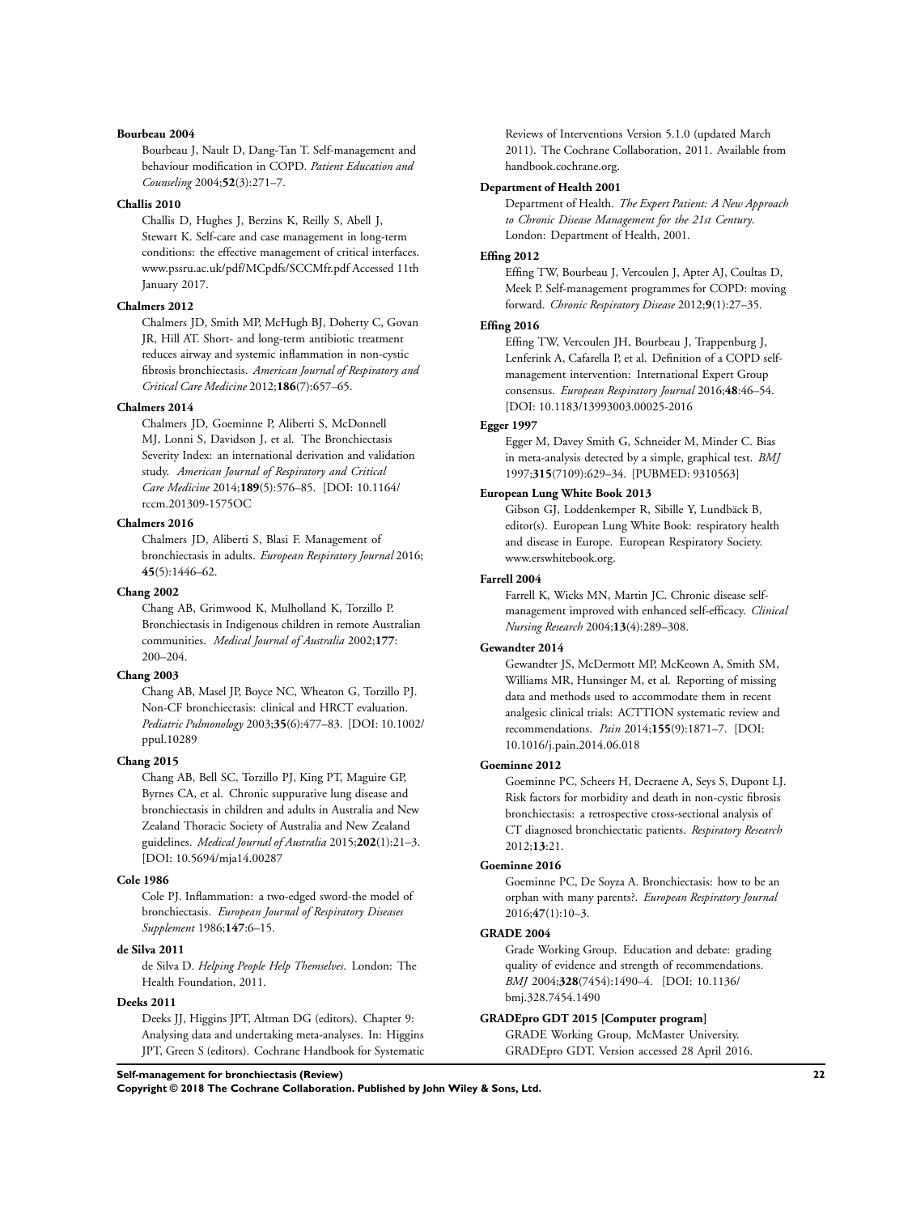**Bourbeau 2004**

Bourbeau J, Nault D, Dang-Tan T. Self-management and behaviour modification in COPD. *Patient Education and Counseling* 2004;**52**(3):271–7.

**Challis 2010**

Challis D, Hughes J, Berzins K, Reilly S, Abell J, Stewart K. Self-care and case management in long-term conditions: the effective management of critical interfaces. www.pssru.ac.uk/pdf/MCpdfs/SCCMfr.pdf Accessed 11th January 2017.

**Chalmers 2012**

Chalmers JD, Smith MP, McHugh BJ, Doherty C, Govan JR, Hill AT. Short- and long-term antibiotic treatment reduces airway and systemic inflammation in non-cystic fibrosis bronchiectasis. *American Journal of Respiratory and Critical Care Medicine* 2012;**186**(7):657–65.

**Chalmers 2014**

Chalmers JD, Goeminne P, Aliberti S, McDonnell MJ, Lonni S, Davidson J, et al. The Bronchiectasis Severity Index: an international derivation and validation study. *American Journal of Respiratory and Critical Care Medicine* 2014;**189**(5):576–85. [DOI: 10.1164/rccm.201309-1575OC

**Chalmers 2016**

Chalmers JD, Aliberti S, Blasi F. Management of bronchiectasis in adults. *European Respiratory Journal* 2016;**45**(5):1446–62.

**Chang 2002**

Chang AB, Grimwood K, Mulholland K, Torzillo P. Bronchiectasis in Indigenous children in remote Australian communities. *Medical Journal of Australia* 2002;**177**:200–204.

**Chang 2003**

Chang AB, Masel JP, Boyce NC, Wheaton G, Torzillo PJ. Non-CF bronchiectasis: clinical and HRCT evaluation. *Pediatric Pulmonology* 2003;**35**(6):477–83. [DOI: 10.1002/ppul.10289

**Chang 2015**

Chang AB, Bell SC, Torzillo PJ, King PT, Maguire GP, Byrnes CA, et al. Chronic suppurative lung disease and bronchiectasis in children and adults in Australia and New Zealand Thoracic Society of Australia and New Zealand guidelines. *Medical Journal of Australia* 2015;**202**(1):21–3. [DOI: 10.5694/mja14.00287

**Cole 1986**

Cole PJ. Inflammation: a two-edged sword-the model of bronchiectasis. *European Journal of Respiratory Diseases Supplement* 1986;**147**:6–15.

**de Silva 2011**

de Silva D. *Helping People Help Themselves*. London: The Health Foundation, 2011.

**Deeks 2011**

Deeks JJ, Higgins JPT, Altman DG (editors). Chapter 9: Analysing data and undertaking meta-analyses. In: Higgins JPT, Green S (editors). Cochrane Handbook for Systematic Reviews of Interventions Version 5.1.0 (updated March 2011). The Cochrane Collaboration, 2011. Available from handbook.cochrane.org.

**Department of Health 2001**

Department of Health. *The Expert Patient: A New Approach to Chronic Disease Management for the 21st Century*. London: Department of Health, 2001.

**Effing 2012**

Effing TW, Bourbeau J, Vercoulen J, Apter AJ, Coultas D, Meek P. Self-management programmes for COPD: moving forward. *Chronic Respiratory Disease* 2012;**9**(1):27–35.

**Effing 2016**

Effing TW, Vercoulen JH, Bourbeau J, Trappenburg J, Lenferink A, Cafarella P, et al. Definition of a COPD self-management intervention: International Expert Group consensus. *European Respiratory Journal* 2016;**48**:46–54. [DOI: 10.1183/13993003.00025-2016

**Egger 1997**

Egger M, Davey Smith G, Schneider M, Minder C. Bias in meta-analysis detected by a simple, graphical test. *BMJ* 1997;**315**(7109):629–34. [PUBMED: 9310563]

**European Lung White Book 2013**

Gibson GJ, Loddenkemper R, Sibille Y, Lundbäck B, editor(s). European Lung White Book: respiratory health and disease in Europe. European Respiratory Society. www.erswhitebook.org.

**Farrell 2004**

Farrell K, Wicks MN, Martin JC. Chronic disease self-management improved with enhanced self-efficacy. *Clinical Nursing Research* 2004;**13**(4):289–308.

**Gewandter 2014**

Gewandter JS, McDermott MP, McKeown A, Smith SM, Williams MR, Hunsinger M, et al. Reporting of missing data and methods used to accommodate them in recent analgesic clinical trials: ACTTION systematic review and recommendations. *Pain* 2014;**155**(9):1871–7. [DOI: 10.1016/j.pain.2014.06.018

**Goeminne 2012**

Goeminne PC, Scheers H, Decraene A, Seys S, Dupont LJ. Risk factors for morbidity and death in non-cystic fibrosis bronchiectasis: a retrospective cross-sectional analysis of CT diagnosed bronchiectatic patients. *Respiratory Research* 2012;**13**:21.

**Goeminne 2016**

Goeminne PC, De Soyza A. Bronchiectasis: how to be an orphan with many parents?. *European Respiratory Journal* 2016;**47**(1):10–3.

**GRADE 2004**

Grade Working Group. Education and debate: grading quality of evidence and strength of recommendations. *BMJ* 2004;**328**(7454):1490–4. [DOI: 10.1136/bmj.328.7454.1490

**GRADEpro GDT 2015 [Computer program]**

GRADE Working Group, McMaster University. GRADEpro GDT. Version accessed 28 April 2016.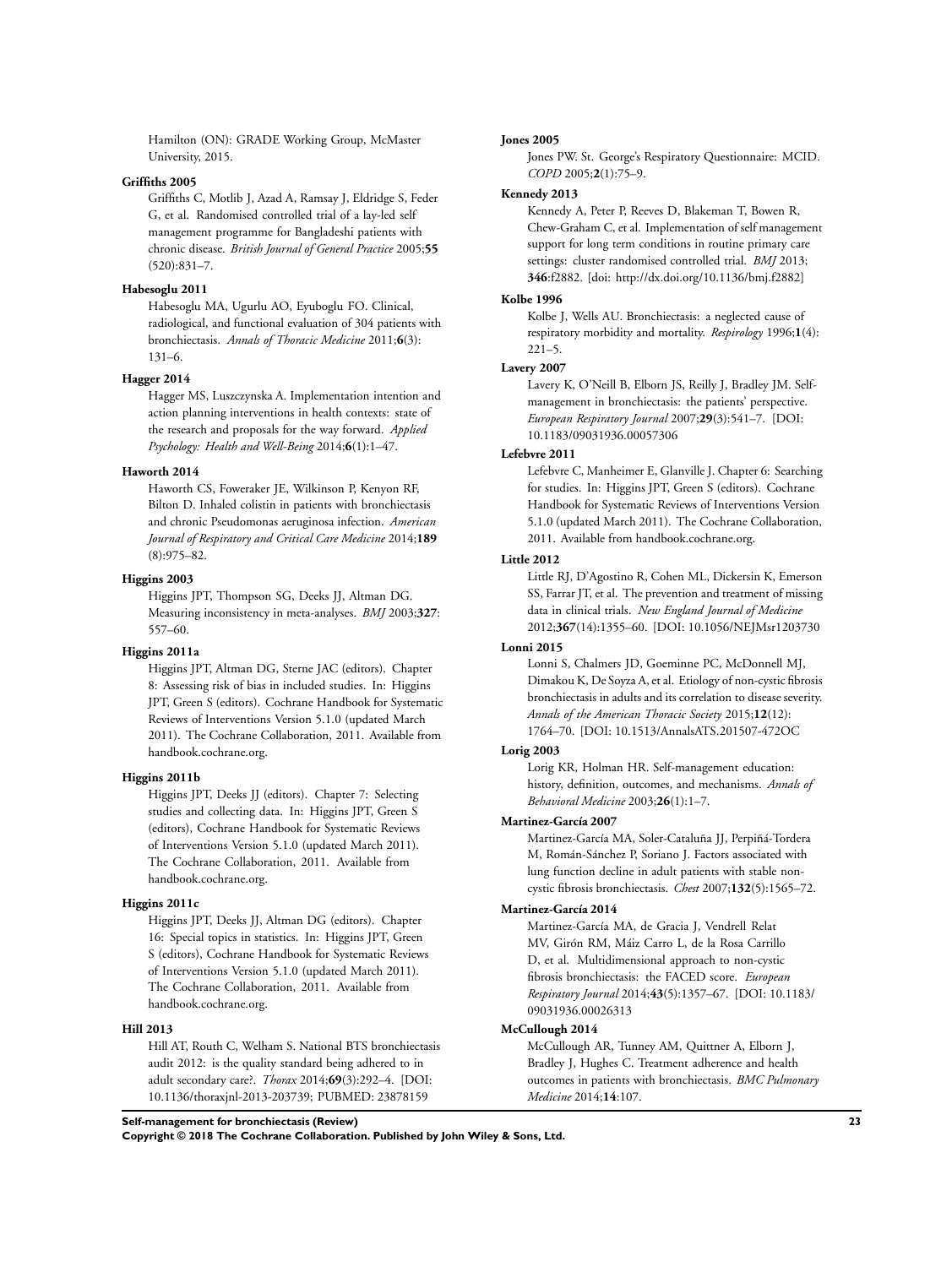Hamilton (ON): GRADE Working Group, McMaster University, 2015.

**Griffiths 2005**

Griffiths C, Motlib J, Azad A, Ramsay J, Eldridge S, Feder G, et al. Randomised controlled trial of a lay-led self management programme for Bangladeshi patients with chronic disease. *British Journal of General Practice* 2005;**55**(520):831–7.

**Habesoglu 2011**

Habesoglu MA, Ugurlu AO, Eyuboglu FO. Clinical, radiological, and functional evaluation of 304 patients with bronchiectasis. *Annals of Thoracic Medicine* 2011;**6**(3): 131–6.

**Hagger 2014**

Hagger MS, Luszczynska A. Implementation intention and action planning interventions in health contexts: state of the research and proposals for the way forward. *Applied Psychology: Health and Well-Being* 2014;**6**(1):1–47.

**Haworth 2014**

Haworth CS, Foweraker JE, Wilkinson P, Kenyon RF, Bilton D. Inhaled colistin in patients with bronchiectasis and chronic Pseudomonas aeruginosa infection. *American Journal of Respiratory and Critical Care Medicine* 2014;**189**(8):975–82.

**Higgins 2003**

Higgins JPT, Thompson SG, Deeks JJ, Altman DG. Measuring inconsistency in meta-analyses. *BMJ* 2003;**327**: 557–60.

**Higgins 2011a**

Higgins JPT, Altman DG, Sterne JAC (editors). Chapter 8: Assessing risk of bias in included studies. In: Higgins JPT, Green S (editors). Cochrane Handbook for Systematic Reviews of Interventions Version 5.1.0 (updated March 2011). The Cochrane Collaboration, 2011. Available from handbook.cochrane.org.

**Higgins 2011b**

Higgins JPT, Deeks JJ (editors). Chapter 7: Selecting studies and collecting data. In: Higgins JPT, Green S (editors), Cochrane Handbook for Systematic Reviews of Interventions Version 5.1.0 (updated March 2011). The Cochrane Collaboration, 2011. Available from handbook.cochrane.org.

**Higgins 2011c**

Higgins JPT, Deeks JJ, Altman DG (editors). Chapter 16: Special topics in statistics. In: Higgins JPT, Green S (editors), Cochrane Handbook for Systematic Reviews of Interventions Version 5.1.0 (updated March 2011). The Cochrane Collaboration, 2011. Available from handbook.cochrane.org.

**Hill 2013**

Hill AT, Routh C, Welham S. National BTS bronchiectasis audit 2012: is the quality standard being adhered to in adult secondary care?. *Thorax* 2014;**69**(3):292–4. [DOI: 10.1136/thoraxjnl-2013-203739; PUBMED: 23878159

**Jones 2005**

Jones PW. St. George's Respiratory Questionnaire: MCID. *COPD* 2005;**2**(1):75–9.

**Kennedy 2013**

Kennedy A, Peter P, Reeves D, Blakeman T, Bowen R, Chew-Graham C, et al. Implementation of self management support for long term conditions in routine primary care settings: cluster randomised controlled trial. *BMJ* 2013; **346**:f2882. [doi: http://dx.doi.org/10.1136/bmj.f2882]

**Kolbe 1996**

Kolbe J, Wells AU. Bronchiectasis: a neglected cause of respiratory morbidity and mortality. *Respirology* 1996;**1**(4): 221–5.

**Lavery 2007**

Lavery K, O'Neill B, Elborn JS, Reilly J, Bradley JM. Self-management in bronchiectasis: the patients' perspective. *European Respiratory Journal* 2007;**29**(3):541–7. [DOI: 10.1183/09031936.00057306

**Lefebvre 2011**

Lefebvre C, Manheimer E, Glanville J. Chapter 6: Searching for studies. In: Higgins JPT, Green S (editors). Cochrane Handbook for Systematic Reviews of Interventions Version 5.1.0 (updated March 2011). The Cochrane Collaboration, 2011. Available from handbook.cochrane.org.

**Little 2012**

Little RJ, D'Agostino R, Cohen ML, Dickersin K, Emerson SS, Farrar JT, et al. The prevention and treatment of missing data in clinical trials. *New England Journal of Medicine* 2012;**367**(14):1355–60. [DOI: 10.1056/NEJMsr1203730

**Lonni 2015**

Lonni S, Chalmers JD, Goeminne PC, McDonnell MJ, Dimakou K, De Soyza A, et al. Etiology of non-cystic fibrosis bronchiectasis in adults and its correlation to disease severity. *Annals of the American Thoracic Society* 2015;**12**(12): 1764–70. [DOI: 10.1513/AnnalsATS.201507-472OC

**Lorig 2003**

Lorig KR, Holman HR. Self-management education: history, definition, outcomes, and mechanisms. *Annals of Behavioral Medicine* 2003;**26**(1):1–7.

**Martinez-García 2007**

Martinez-García MA, Soler-Cataluña JJ, Perpiñá-Tordera M, Román-Sánchez P, Soriano J. Factors associated with lung function decline in adult patients with stable non-cystic fibrosis bronchiectasis. *Chest* 2007;**132**(5):1565–72.

**Martinez-García 2014**

Martinez-García MA, de Gracia J, Vendrell Relat MV, Girón RM, Máiz Carro L, de la Rosa Carrillo D, et al. Multidimensional approach to non-cystic fibrosis bronchiectasis: the FACED score. *European Respiratory Journal* 2014;**43**(5):1357–67. [DOI: 10.1183/09031936.00026313

**McCullough 2014**

McCullough AR, Tunney AM, Quittner A, Elborn J, Bradley J, Hughes C. Treatment adherence and health outcomes in patients with bronchiectasis. *BMC Pulmonary Medicine* 2014;**14**:107.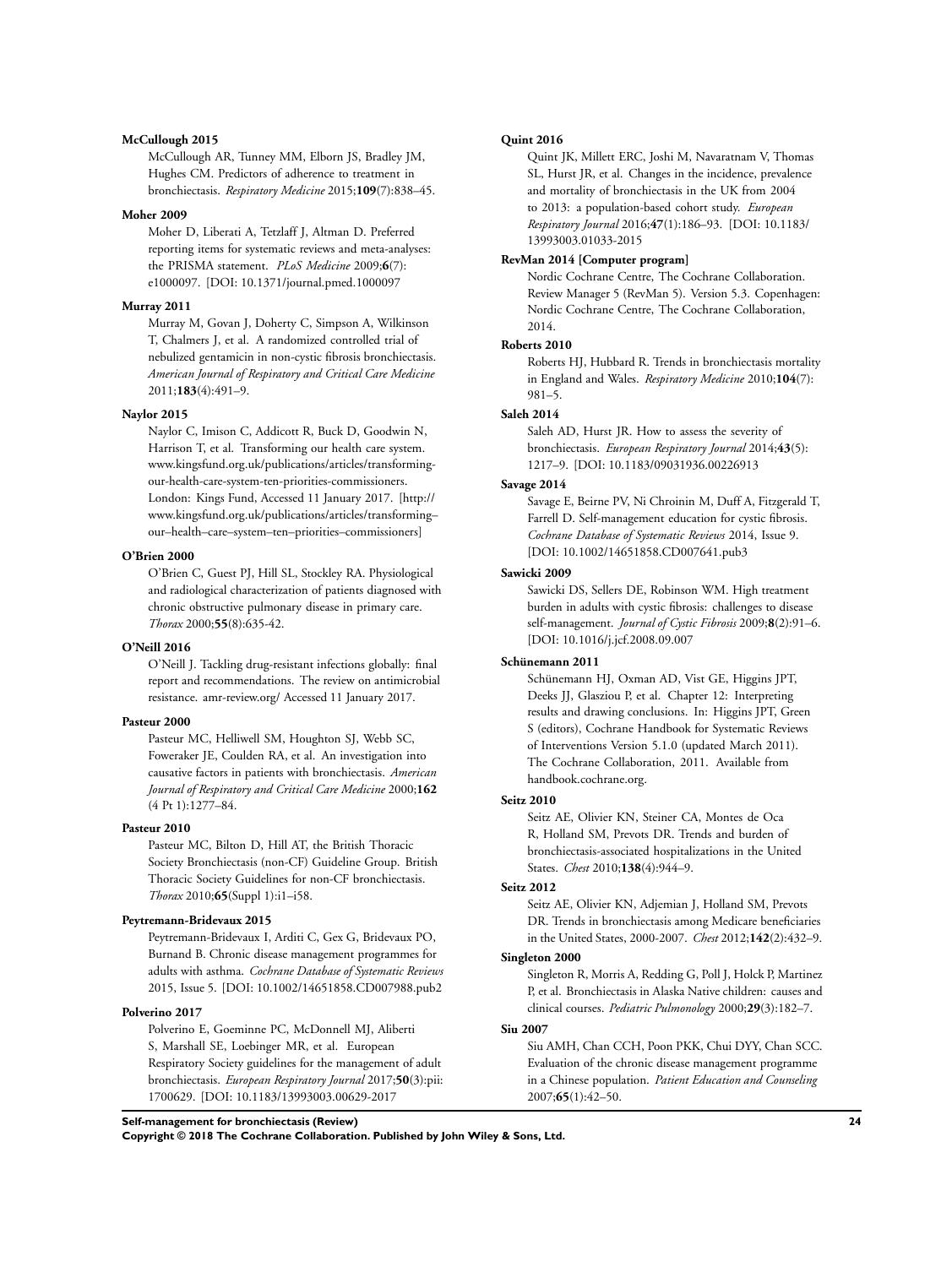**McCullough 2015**

McCullough AR, Tunney MM, Elborn JS, Bradley JM, Hughes CM. Predictors of adherence to treatment in bronchiectasis. *Respiratory Medicine* 2015;**109**(7):838–45.

**Moher 2009**

Moher D, Liberati A, Tetzlaff J, Altman D. Preferred reporting items for systematic reviews and meta-analyses: the PRISMA statement. *PLoS Medicine* 2009;**6**(7): e1000097. [DOI: 10.1371/journal.pmed.1000097

**Murray 2011**

Murray M, Govan J, Doherty C, Simpson A, Wilkinson T, Chalmers J, et al. A randomized controlled trial of nebulized gentamicin in non-cystic fibrosis bronchiectasis. *American Journal of Respiratory and Critical Care Medicine* 2011;**183**(4):491–9.

**Naylor 2015**

Naylor C, Imison C, Addicott R, Buck D, Goodwin N, Harrison T, et al. Transforming our health care system. www.kingsfund.org.uk/publications/articles/transforming-our-health-care-system-ten-priorities-commissioners. London: Kings Fund, Accessed 11 January 2017. [http://www.kingsfund.org.uk/publications/articles/transforming–our–health–care–system–ten–priorities–commissioners]

**O'Brien 2000**

O'Brien C, Guest PJ, Hill SL, Stockley RA. Physiological and radiological characterization of patients diagnosed with chronic obstructive pulmonary disease in primary care. *Thorax* 2000;**55**(8):635-42.

**O'Neill 2016**

O'Neill J. Tackling drug-resistant infections globally: final report and recommendations. The review on antimicrobial resistance. amr-review.org/ Accessed 11 January 2017.

**Pasteur 2000**

Pasteur MC, Helliwell SM, Houghton SJ, Webb SC, Foweraker JE, Coulden RA, et al. An investigation into causative factors in patients with bronchiectasis. *American Journal of Respiratory and Critical Care Medicine* 2000;**162** (4 Pt 1):1277–84.

**Pasteur 2010**

Pasteur MC, Bilton D, Hill AT, the British Thoracic Society Bronchiectasis (non-CF) Guideline Group. British Thoracic Society Guidelines for non-CF bronchiectasis. *Thorax* 2010;**65**(Suppl 1):i1–i58.

**Peytremann-Bridevaux 2015**

Peytremann-Bridevaux I, Arditi C, Gex G, Bridevaux PO, Burnand B. Chronic disease management programmes for adults with asthma. *Cochrane Database of Systematic Reviews* 2015, Issue 5. [DOI: 10.1002/14651858.CD007988.pub2

**Polverino 2017**

Polverino E, Goeminne PC, McDonnell MJ, Aliberti S, Marshall SE, Loebinger MR, et al. European Respiratory Society guidelines for the management of adult bronchiectasis. *European Respiratory Journal* 2017;**50**(3):pii: 1700629. [DOI: 10.1183/13993003.00629-2017

**Quint 2016**

Quint JK, Millett ERC, Joshi M, Navaratnam V, Thomas SL, Hurst JR, et al. Changes in the incidence, prevalence and mortality of bronchiectasis in the UK from 2004 to 2013: a population-based cohort study. *European Respiratory Journal* 2016;**47**(1):186–93. [DOI: 10.1183/13993003.01033-2015

**RevMan 2014 [Computer program]**

Nordic Cochrane Centre, The Cochrane Collaboration. Review Manager 5 (RevMan 5). Version 5.3. Copenhagen: Nordic Cochrane Centre, The Cochrane Collaboration, 2014.

**Roberts 2010**

Roberts HJ, Hubbard R. Trends in bronchiectasis mortality in England and Wales. *Respiratory Medicine* 2010;**104**(7): 981–5.

**Saleh 2014**

Saleh AD, Hurst JR. How to assess the severity of bronchiectasis. *European Respiratory Journal* 2014;**43**(5): 1217–9. [DOI: 10.1183/09031936.00226913

**Savage 2014**

Savage E, Beirne PV, Ni Chroinin M, Duff A, Fitzgerald T, Farrell D. Self-management education for cystic fibrosis. *Cochrane Database of Systematic Reviews* 2014, Issue 9. [DOI: 10.1002/14651858.CD007641.pub3

**Sawicki 2009**

Sawicki DS, Sellers DE, Robinson WM. High treatment burden in adults with cystic fibrosis: challenges to disease self-management. *Journal of Cystic Fibrosis* 2009;**8**(2):91–6. [DOI: 10.1016/j.jcf.2008.09.007

**Schünemann 2011**

Schünemann HJ, Oxman AD, Vist GE, Higgins JPT, Deeks JJ, Glasziou P, et al. Chapter 12: Interpreting results and drawing conclusions. In: Higgins JPT, Green S (editors), Cochrane Handbook for Systematic Reviews of Interventions Version 5.1.0 (updated March 2011). The Cochrane Collaboration, 2011. Available from handbook.cochrane.org.

**Seitz 2010**

Seitz AE, Olivier KN, Steiner CA, Montes de Oca R, Holland SM, Prevots DR. Trends and burden of bronchiectasis-associated hospitalizations in the United States. *Chest* 2010;**138**(4):944–9.

**Seitz 2012**

Seitz AE, Olivier KN, Adjemian J, Holland SM, Prevots DR. Trends in bronchiectasis among Medicare beneficiaries in the United States, 2000-2007. *Chest* 2012;**142**(2):432–9.

**Singleton 2000**

Singleton R, Morris A, Redding G, Poll J, Holck P, Martinez P, et al. Bronchiectasis in Alaska Native children: causes and clinical courses. *Pediatric Pulmonology* 2000;**29**(3):182–7.

**Siu 2007**

Siu AMH, Chan CCH, Poon PKK, Chui DYY, Chan SCC. Evaluation of the chronic disease management programme in a Chinese population. *Patient Education and Counseling* 2007;**65**(1):42–50.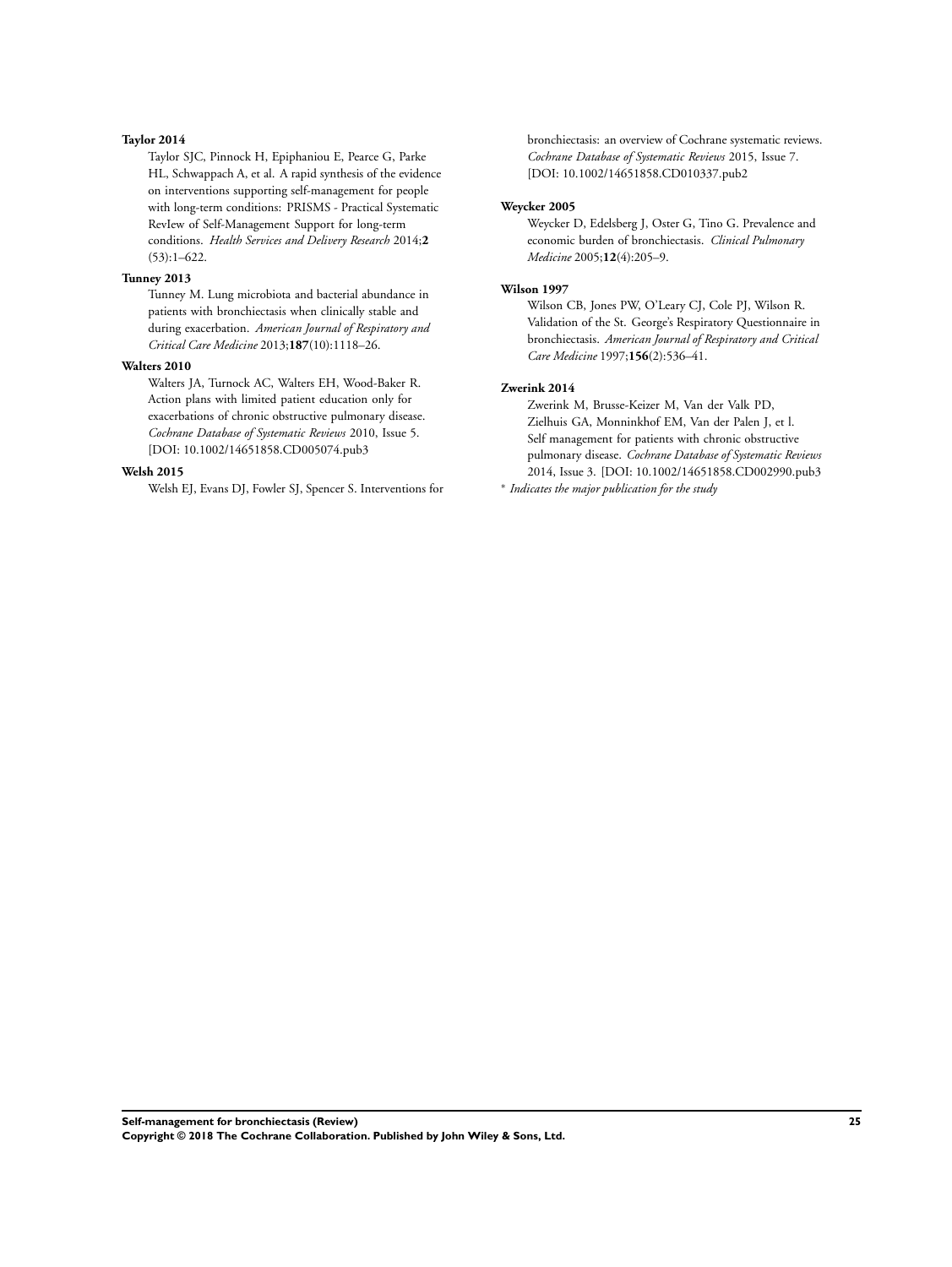**Taylor 2014**

Taylor SJC, Pinnock H, Epiphaniou E, Pearce G, Parke HL, Schwappach A, et al. A rapid synthesis of the evidence on interventions supporting self-management for people with long-term conditions: PRISMS - Practical Systematic RevIew of Self-Management Support for long-term conditions. *Health Services and Delivery Research* 2014;**2**(53):1–622.

**Tunney 2013**

Tunney M. Lung microbiota and bacterial abundance in patients with bronchiectasis when clinically stable and during exacerbation. *American Journal of Respiratory and Critical Care Medicine* 2013;**187**(10):1118–26.

**Walters 2010**

Walters JA, Turnock AC, Walters EH, Wood-Baker R. Action plans with limited patient education only for exacerbations of chronic obstructive pulmonary disease. *Cochrane Database of Systematic Reviews* 2010, Issue 5. [DOI: 10.1002/14651858.CD005074.pub3

**Welsh 2015**

Welsh EJ, Evans DJ, Fowler SJ, Spencer S. Interventions for bronchiectasis: an overview of Cochrane systematic reviews. *Cochrane Database of Systematic Reviews* 2015, Issue 7. [DOI: 10.1002/14651858.CD010337.pub2

**Weycker 2005**

Weycker D, Edelsberg J, Oster G, Tino G. Prevalence and economic burden of bronchiectasis. *Clinical Pulmonary Medicine* 2005;**12**(4):205–9.

**Wilson 1997**

Wilson CB, Jones PW, O'Leary CJ, Cole PJ, Wilson R. Validation of the St. George's Respiratory Questionnaire in bronchiectasis. *American Journal of Respiratory and Critical Care Medicine* 1997;**156**(2):536–41.

**Zwerink 2014**

Zwerink M, Brusse-Keizer M, Van der Valk PD, Zielhuis GA, Monninkhof EM, Van der Palen J, et l. Self management for patients with chronic obstructive pulmonary disease. *Cochrane Database of Systematic Reviews* 2014, Issue 3. [DOI: 10.1002/14651858.CD002990.pub3

* *Indicates the major publication for the study*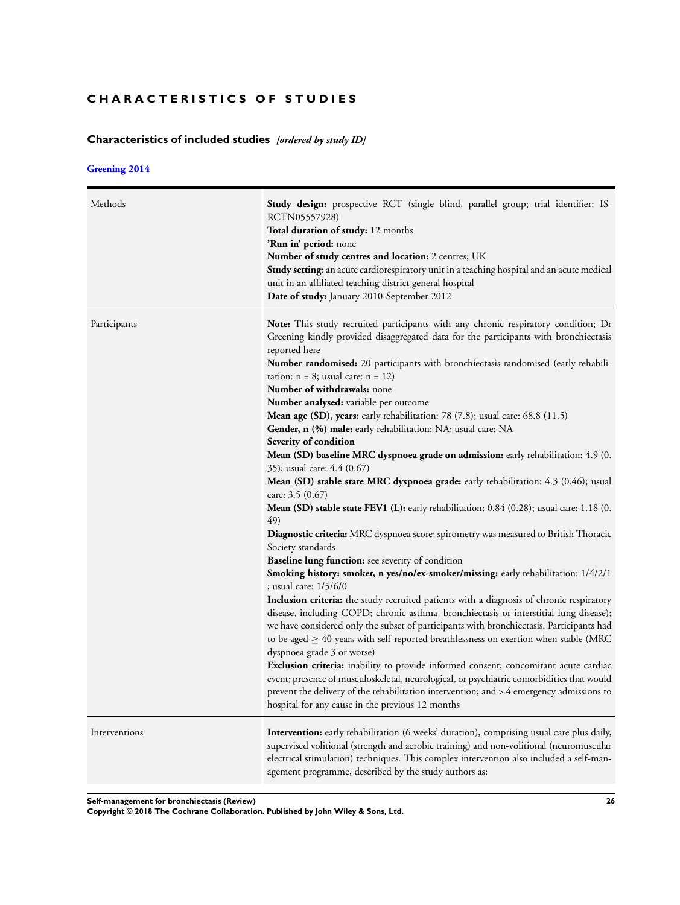# CHARACTERISTICS OF STUDIES

## Characteristics of included studies *[ordered by study ID]*

### Greening 2014

| | |
|---|---|
| Methods | **Study design:** prospective RCT (single blind, parallel group; trial identifier: ISRCTN05557928)<br>**Total duration of study:** 12 months<br>**'Run in' period:** none<br>**Number of study centres and location:** 2 centres; UK<br>**Study setting:** an acute cardiorespiratory unit in a teaching hospital and an acute medical unit in an affiliated teaching district general hospital<br>**Date of study:** January 2010-September 2012 |
| Participants | **Note:** This study recruited participants with any chronic respiratory condition; Dr Greening kindly provided disaggregated data for the participants with bronchiectasis reported here<br>**Number randomised:** 20 participants with bronchiectasis randomised (early rehabilitation: n = 8; usual care: n = 12)<br>**Number of withdrawals:** none<br>**Number analysed:** variable per outcome<br>**Mean age (SD), years:** early rehabilitation: 78 (7.8); usual care: 68.8 (11.5)<br>**Gender, n (%) male:** early rehabilitation: NA; usual care: NA<br>**Severity of condition**<br>**Mean (SD) baseline MRC dyspnoea grade on admission:** early rehabilitation: 4.9 (0.35); usual care: 4.4 (0.67)<br>**Mean (SD) stable state MRC dyspnoea grade:** early rehabilitation: 4.3 (0.46); usual care: 3.5 (0.67)<br>**Mean (SD) stable state FEV1 (L):** early rehabilitation: 0.84 (0.28); usual care: 1.18 (0.49)<br>**Diagnostic criteria:** MRC dyspnoea score; spirometry was measured to British Thoracic Society standards<br>**Baseline lung function:** see severity of condition<br>**Smoking history: smoker, n yes/no/ex-smoker/missing:** early rehabilitation: 1/4/2/1; usual care: 1/5/6/0<br>**Inclusion criteria:** the study recruited patients with a diagnosis of chronic respiratory disease, including COPD; chronic asthma, bronchiectasis or interstitial lung disease); we have considered only the subset of participants with bronchiectasis. Participants had to be aged ≥ 40 years with self-reported breathlessness on exertion when stable (MRC dyspnoea grade 3 or worse)<br>**Exclusion criteria:** inability to provide informed consent; concomitant acute cardiac event; presence of musculoskeletal, neurological, or psychiatric comorbidities that would prevent the delivery of the rehabilitation intervention; and > 4 emergency admissions to hospital for any cause in the previous 12 months |
| Interventions | **Intervention:** early rehabilitation (6 weeks' duration), comprising usual care plus daily, supervised volitional (strength and aerobic training) and non-volitional (neuromuscular electrical stimulation) techniques. This complex intervention also included a self-management programme, described by the study authors as: |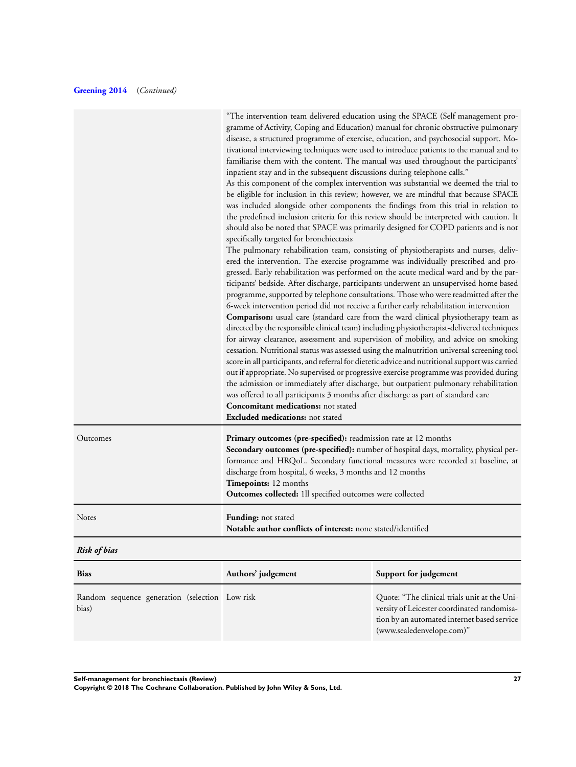**Greening 2014** (*Continued*)

| | |
|---|---|
| | "The intervention team delivered education using the SPACE (Self management programme of Activity, Coping and Education) manual for chronic obstructive pulmonary disease, a structured programme of exercise, education, and psychosocial support. Motivational interviewing techniques were used to introduce patients to the manual and to familiarise them with the content. The manual was used throughout the participants' inpatient stay and in the subsequent discussions during telephone calls."<br>As this component of the complex intervention was substantial we deemed the trial to be eligible for inclusion in this review; however, we are mindful that because SPACE was included alongside other components the findings from this trial in relation to the predefined inclusion criteria for this review should be interpreted with caution. It should also be noted that SPACE was primarily designed for COPD patients and is not specifically targeted for bronchiectasis<br>The pulmonary rehabilitation team, consisting of physiotherapists and nurses, delivered the intervention. The exercise programme was individually prescribed and progressed. Early rehabilitation was performed on the acute medical ward and by the participants' bedside. After discharge, participants underwent an unsupervised home based programme, supported by telephone consultations. Those who were readmitted after the 6-week intervention period did not receive a further early rehabilitation intervention<br>**Comparison:** usual care (standard care from the ward clinical physiotherapy team as directed by the responsible clinical team) including physiotherapist-delivered techniques for airway clearance, assessment and supervision of mobility, and advice on smoking cessation. Nutritional status was assessed using the malnutrition universal screening tool score in all participants, and referral for dietetic advice and nutritional support was carried out if appropriate. No supervised or progressive exercise programme was provided during the admission or immediately after discharge, but outpatient pulmonary rehabilitation was offered to all participants 3 months after discharge as part of standard care<br>**Concomitant medications:** not stated<br>**Excluded medications:** not stated |
| Outcomes | **Primary outcomes (pre-specified):** readmission rate at 12 months<br>**Secondary outcomes (pre-specified):** number of hospital days, mortality, physical performance and HRQoL. Secondary functional measures were recorded at baseline, at discharge from hospital, 6 weeks, 3 months and 12 months<br>**Timepoints:** 12 months<br>**Outcomes collected:** 1ll specified outcomes were collected |
| Notes | **Funding:** not stated<br>**Notable author conflicts of interest:** none stated/identified |

***Risk of bias***

| Bias | Authors' judgement | Support for judgement |
|---|---|---|
| Random sequence generation (selection bias) | Low risk | Quote: "The clinical trials unit at the University of Leicester coordinated randomisation by an automated internet based service (www.sealedenvelope.com)" |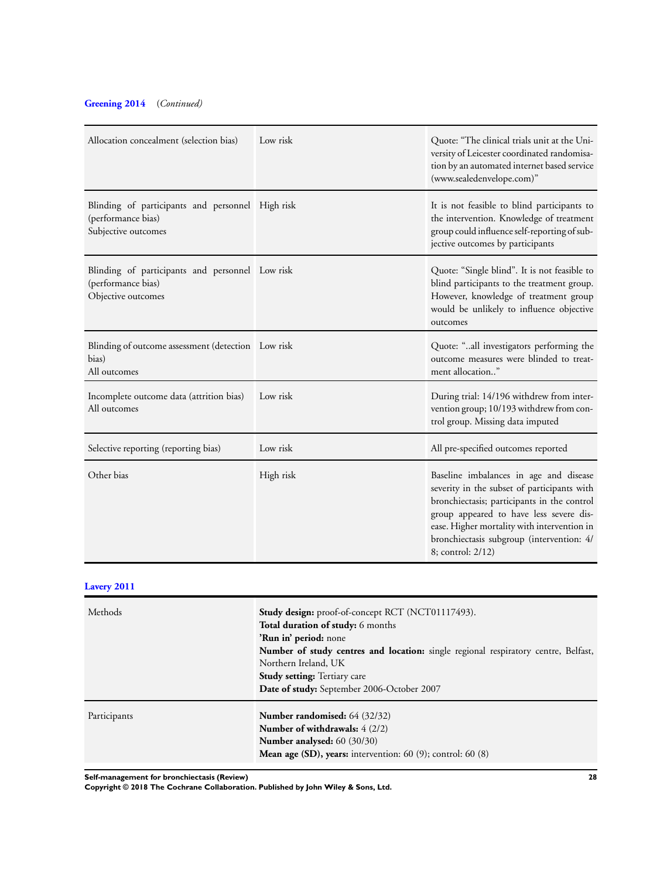**Greening 2014** (*Continued*)

| | | |
|---|---|---|
| Allocation concealment (selection bias) | Low risk | Quote: "The clinical trials unit at the University of Leicester coordinated randomisation by an automated internet based service (www.sealedenvelope.com)" |
| Blinding of participants and personnel (performance bias)<br>Subjective outcomes | High risk | It is not feasible to blind participants to the intervention. Knowledge of treatment group could influence self-reporting of subjective outcomes by participants |
| Blinding of participants and personnel (performance bias)<br>Objective outcomes | Low risk | Quote: "Single blind". It is not feasible to blind participants to the treatment group. However, knowledge of treatment group would be unlikely to influence objective outcomes |
| Blinding of outcome assessment (detection bias)<br>All outcomes | Low risk | Quote: "..all investigators performing the outcome measures were blinded to treatment allocation.." |
| Incomplete outcome data (attrition bias)<br>All outcomes | Low risk | During trial: 14/196 withdrew from intervention group; 10/193 withdrew from control group. Missing data imputed |
| Selective reporting (reporting bias) | Low risk | All pre-specified outcomes reported |
| Other bias | High risk | Baseline imbalances in age and disease severity in the subset of participants with bronchiectasis; participants in the control group appeared to have less severe disease. Higher mortality with intervention in bronchiectasis subgroup (intervention: 4/8; control: 2/12) |

**Lavery 2011**

| | |
|---|---|
| Methods | **Study design:** proof-of-concept RCT (NCT01117493).<br>**Total duration of study:** 6 months<br>**'Run in' period:** none<br>**Number of study centres and location:** single regional respiratory centre, Belfast, Northern Ireland, UK<br>**Study setting:** Tertiary care<br>**Date of study:** September 2006-October 2007 |
| Participants | **Number randomised:** 64 (32/32)<br>**Number of withdrawals:** 4 (2/2)<br>**Number analysed:** 60 (30/30)<br>**Mean age (SD), years:** intervention: 60 (9); control: 60 (8) |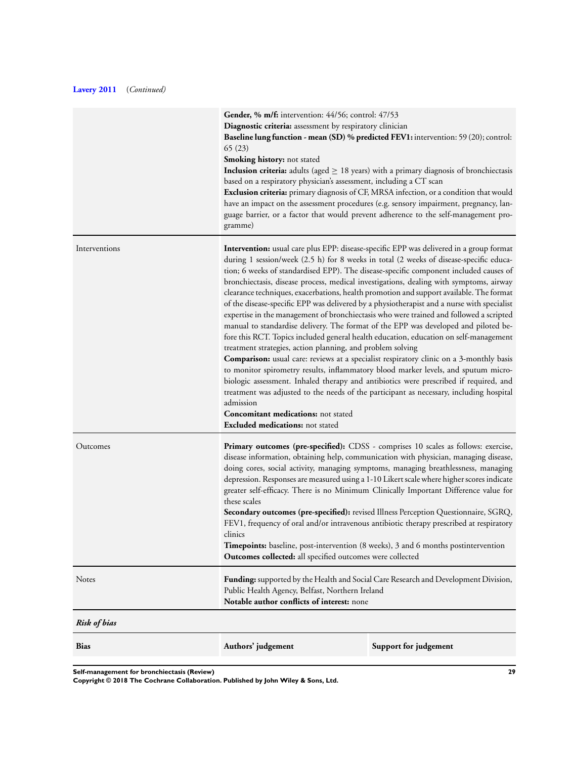**Lavery 2011** (*Continued*)

| | |
|---|---|
| | **Gender, % m/f:** intervention: 44/56; control: 47/53<br>**Diagnostic criteria:** assessment by respiratory clinician<br>**Baseline lung function - mean (SD) % predicted FEV1:** intervention: 59 (20); control: 65 (23)<br>**Smoking history:** not stated<br>**Inclusion criteria:** adults (aged $\geq$ 18 years) with a primary diagnosis of bronchiectasis based on a respiratory physician's assessment, including a CT scan<br>**Exclusion criteria:** primary diagnosis of CF, MRSA infection, or a condition that would have an impact on the assessment procedures (e.g. sensory impairment, pregnancy, language barrier, or a factor that would prevent adherence to the self-management programme) |
| Interventions | **Intervention:** usual care plus EPP: disease-specific EPP was delivered in a group format during 1 session/week (2.5 h) for 8 weeks in total (2 weeks of disease-specific education; 6 weeks of standardised EPP). The disease-specific component included causes of bronchiectasis, disease process, medical investigations, dealing with symptoms, airway clearance techniques, exacerbations, health promotion and support available. The format of the disease-specific EPP was delivered by a physiotherapist and a nurse with specialist expertise in the management of bronchiectasis who were trained and followed a scripted manual to standardise delivery. The format of the EPP was developed and piloted before this RCT. Topics included general health education, education on self-management treatment strategies, action planning, and problem solving<br>**Comparison:** usual care: reviews at a specialist respiratory clinic on a 3-monthly basis to monitor spirometry results, inflammatory blood marker levels, and sputum microbiologic assessment. Inhaled therapy and antibiotics were prescribed if required, and treatment was adjusted to the needs of the participant as necessary, including hospital admission<br>**Concomitant medications:** not stated<br>**Excluded medications:** not stated |
| Outcomes | **Primary outcomes (pre-specified):** CDSS - comprises 10 scales as follows: exercise, disease information, obtaining help, communication with physician, managing disease, doing cores, social activity, managing symptoms, managing breathlessness, managing depression. Responses are measured using a 1-10 Likert scale where higher scores indicate greater self-efficacy. There is no Minimum Clinically Important Difference value for these scales<br>**Secondary outcomes (pre-specified):** revised Illness Perception Questionnaire, SGRQ, FEV1, frequency of oral and/or intravenous antibiotic therapy prescribed at respiratory clinics<br>**Timepoints:** baseline, post-intervention (8 weeks), 3 and 6 months postintervention<br>**Outcomes collected:** all specified outcomes were collected |
| Notes | **Funding:** supported by the Health and Social Care Research and Development Division, Public Health Agency, Belfast, Northern Ireland<br>**Notable author conflicts of interest:** none |

***Risk of bias***

| **Bias** | **Authors' judgement** | **Support for judgement** |
|---|---|---|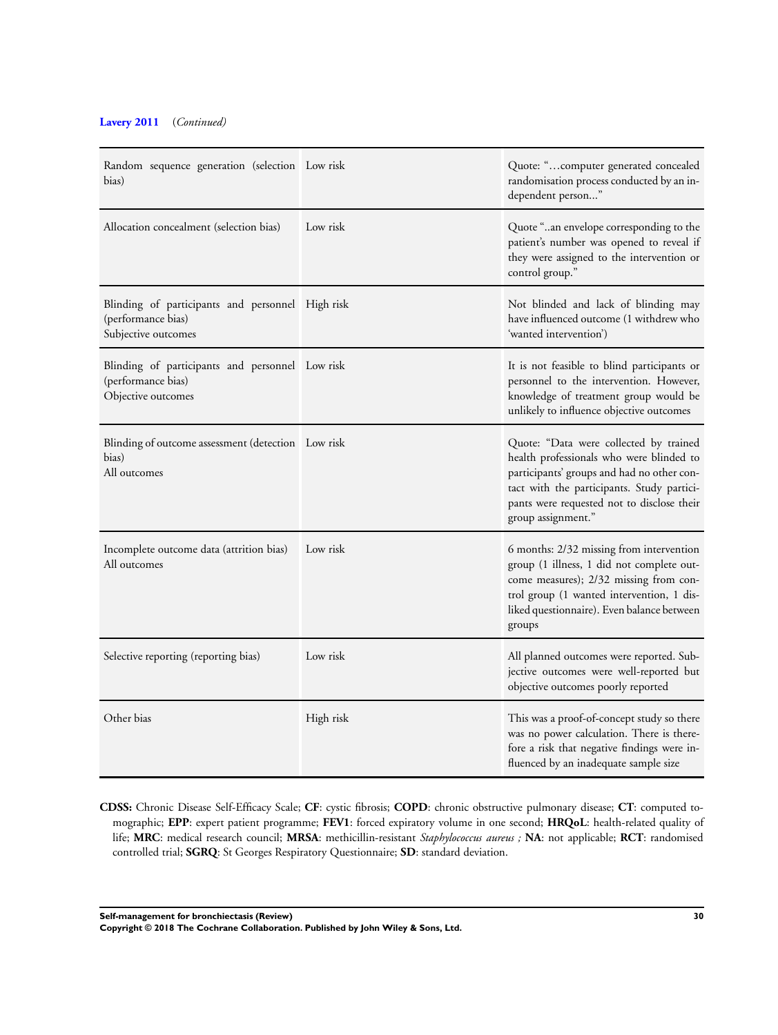**Lavery 2011** (*Continued*)

| | | |
|---|---|---|
| Random sequence generation (selection bias) | Low risk | Quote: "…computer generated concealed randomisation process conducted by an independent person..." |
| Allocation concealment (selection bias) | Low risk | Quote "..an envelope corresponding to the patient's number was opened to reveal if they were assigned to the intervention or control group." |
| Blinding of participants and personnel (performance bias)<br>Subjective outcomes | High risk | Not blinded and lack of blinding may have influenced outcome (1 withdrew who 'wanted intervention') |
| Blinding of participants and personnel (performance bias)<br>Objective outcomes | Low risk | It is not feasible to blind participants or personnel to the intervention. However, knowledge of treatment group would be unlikely to influence objective outcomes |
| Blinding of outcome assessment (detection bias)<br>All outcomes | Low risk | Quote: "Data were collected by trained health professionals who were blinded to participants' groups and had no other contact with the participants. Study participants were requested not to disclose their group assignment." |
| Incomplete outcome data (attrition bias)<br>All outcomes | Low risk | 6 months: 2/32 missing from intervention group (1 illness, 1 did not complete outcome measures); 2/32 missing from control group (1 wanted intervention, 1 disliked questionnaire). Even balance between groups |
| Selective reporting (reporting bias) | Low risk | All planned outcomes were reported. Subjective outcomes were well-reported but objective outcomes poorly reported |
| Other bias | High risk | This was a proof-of-concept study so there was no power calculation. There is therefore a risk that negative findings were influenced by an inadequate sample size |

**CDSS:** Chronic Disease Self-Efficacy Scale; **CF**: cystic fibrosis; **COPD**: chronic obstructive pulmonary disease; **CT**: computed tomographic; **EPP**: expert patient programme; **FEV1**: forced expiratory volume in one second; **HRQoL**: health-related quality of life; **MRC**: medical research council; **MRSA**: methicillin-resistant *Staphylococcus aureus ;* **NA**: not applicable; **RCT**: randomised controlled trial; **SGRQ**: St Georges Respiratory Questionnaire; **SD**: standard deviation.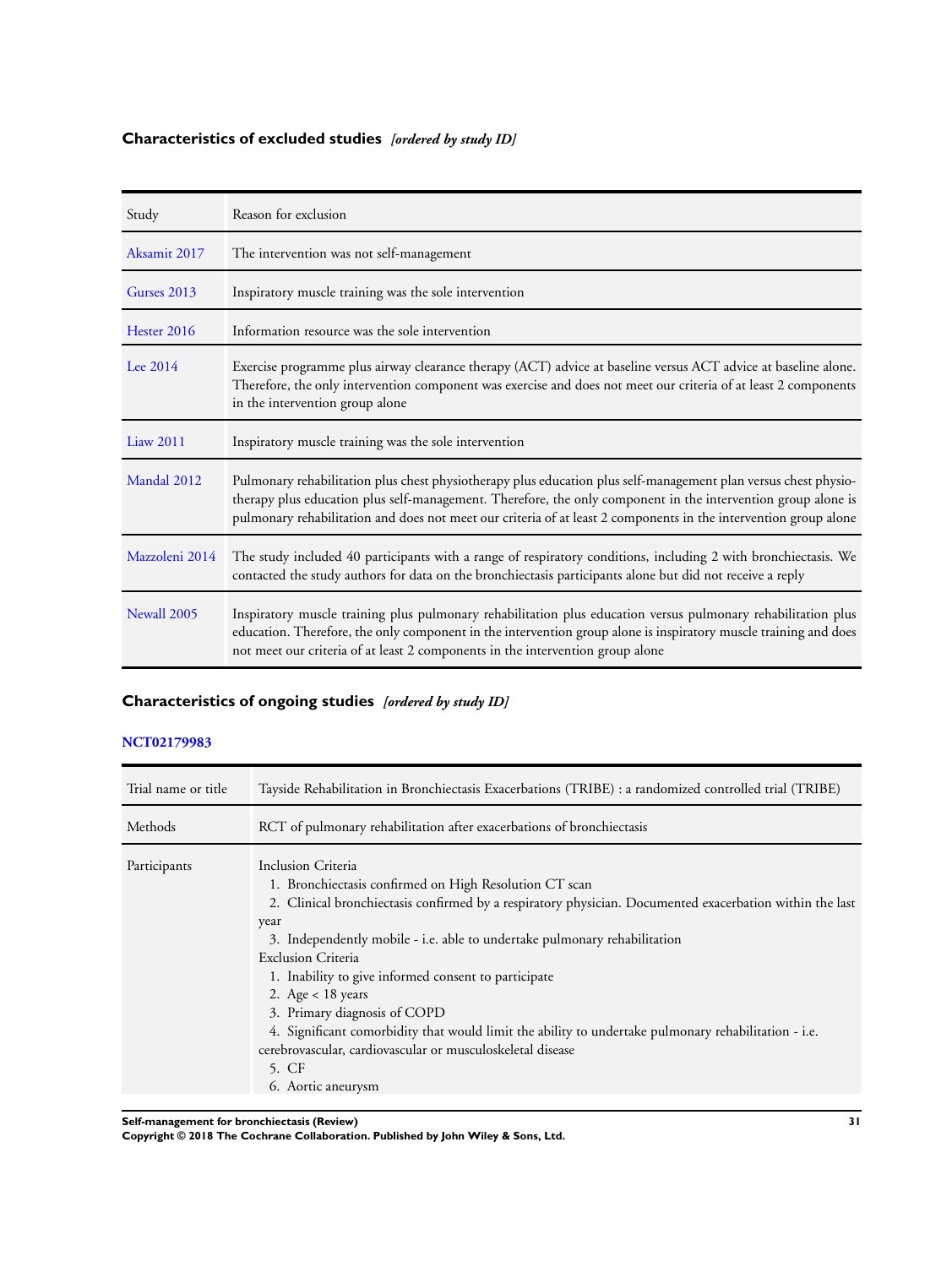## Characteristics of excluded studies *[ordered by study ID]*

| Study | Reason for exclusion |
|---|---|
| Aksamit 2017 | The intervention was not self-management |
| Gurses 2013 | Inspiratory muscle training was the sole intervention |
| Hester 2016 | Information resource was the sole intervention |
| Lee 2014 | Exercise programme plus airway clearance therapy (ACT) advice at baseline versus ACT advice at baseline alone. Therefore, the only intervention component was exercise and does not meet our criteria of at least 2 components in the intervention group alone |
| Liaw 2011 | Inspiratory muscle training was the sole intervention |
| Mandal 2012 | Pulmonary rehabilitation plus chest physiotherapy plus education plus self-management plan versus chest physiotherapy plus education plus self-management. Therefore, the only component in the intervention group alone is pulmonary rehabilitation and does not meet our criteria of at least 2 components in the intervention group alone |
| Mazzoleni 2014 | The study included 40 participants with a range of respiratory conditions, including 2 with bronchiectasis. We contacted the study authors for data on the bronchiectasis participants alone but did not receive a reply |
| Newall 2005 | Inspiratory muscle training plus pulmonary rehabilitation plus education versus pulmonary rehabilitation plus education. Therefore, the only component in the intervention group alone is inspiratory muscle training and does not meet our criteria of at least 2 components in the intervention group alone |

## Characteristics of ongoing studies *[ordered by study ID]*

### NCT02179983

| Trial name or title | Tayside Rehabilitation in Bronchiectasis Exacerbations (TRIBE) : a randomized controlled trial (TRIBE) |
|---|---|
| Methods | RCT of pulmonary rehabilitation after exacerbations of bronchiectasis |
| Participants | Inclusion Criteria<br>1. Bronchiectasis confirmed on High Resolution CT scan<br>2. Clinical bronchiectasis confirmed by a respiratory physician. Documented exacerbation within the last year<br>3. Independently mobile - i.e. able to undertake pulmonary rehabilitation<br>Exclusion Criteria<br>1. Inability to give informed consent to participate<br>2. Age < 18 years<br>3. Primary diagnosis of COPD<br>4. Significant comorbidity that would limit the ability to undertake pulmonary rehabilitation - i.e. cerebrovascular, cardiovascular or musculoskeletal disease<br>5. CF<br>6. Aortic aneurysm |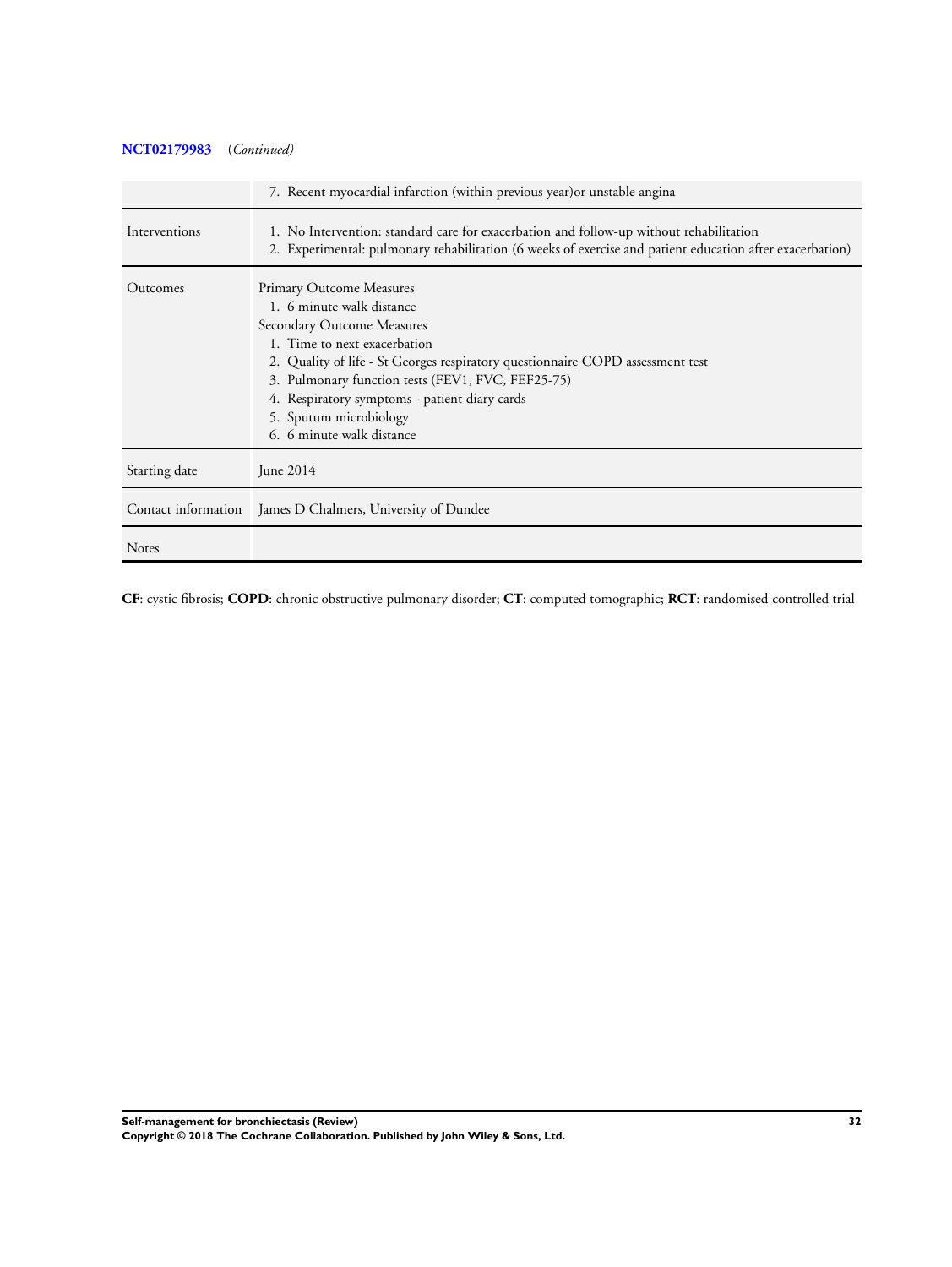**NCT02179983** (*Continued*)

| | |
|---|---|
| | 7. Recent myocardial infarction (within previous year)or unstable angina |
| Interventions | 1. No Intervention: standard care for exacerbation and follow-up without rehabilitation<br>2. Experimental: pulmonary rehabilitation (6 weeks of exercise and patient education after exacerbation) |
| Outcomes | Primary Outcome Measures<br>1. 6 minute walk distance<br>Secondary Outcome Measures<br>1. Time to next exacerbation<br>2. Quality of life - St Georges respiratory questionnaire COPD assessment test<br>3. Pulmonary function tests (FEV1, FVC, FEF25-75)<br>4. Respiratory symptoms - patient diary cards<br>5. Sputum microbiology<br>6. 6 minute walk distance |
| Starting date | June 2014 |
| Contact information | James D Chalmers, University of Dundee |
| Notes | |

**CF**: cystic fibrosis; **COPD**: chronic obstructive pulmonary disorder; **CT**: computed tomographic; **RCT**: randomised controlled trial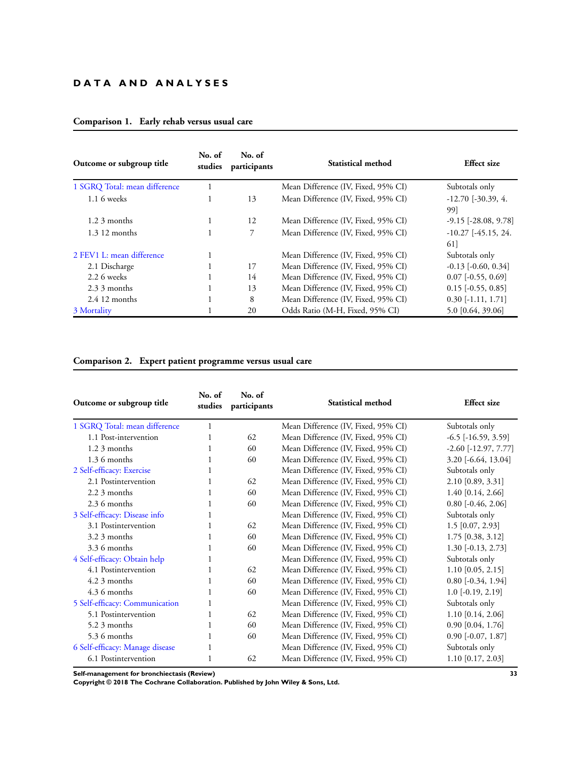# DATA AND ANALYSES

### Comparison 1. Early rehab versus usual care

| Outcome or subgroup title | No. of studies | No. of participants | Statistical method | Effect size |
|---|---|---|---|---|
| 1 SGRQ Total: mean difference | 1 | | Mean Difference (IV, Fixed, 95% CI) | Subtotals only |
| 1.1 6 weeks | 1 | 13 | Mean Difference (IV, Fixed, 95% CI) | -12.70 [-30.39, 4.99] |
| 1.2 3 months | 1 | 12 | Mean Difference (IV, Fixed, 95% CI) | -9.15 [-28.08, 9.78] |
| 1.3 12 months | 1 | 7 | Mean Difference (IV, Fixed, 95% CI) | -10.27 [-45.15, 24.61] |
| 2 FEV1 L: mean difference | 1 | | Mean Difference (IV, Fixed, 95% CI) | Subtotals only |
| 2.1 Discharge | 1 | 17 | Mean Difference (IV, Fixed, 95% CI) | -0.13 [-0.60, 0.34] |
| 2.2 6 weeks | 1 | 14 | Mean Difference (IV, Fixed, 95% CI) | 0.07 [-0.55, 0.69] |
| 2.3 3 months | 1 | 13 | Mean Difference (IV, Fixed, 95% CI) | 0.15 [-0.55, 0.85] |
| 2.4 12 months | 1 | 8 | Mean Difference (IV, Fixed, 95% CI) | 0.30 [-1.11, 1.71] |
| 3 Mortality | 1 | 20 | Odds Ratio (M-H, Fixed, 95% CI) | 5.0 [0.64, 39.06] |

### Comparison 2. Expert patient programme versus usual care

| Outcome or subgroup title | No. of studies | No. of participants | Statistical method | Effect size |
|---|---|---|---|---|
| 1 SGRQ Total: mean difference | 1 | | Mean Difference (IV, Fixed, 95% CI) | Subtotals only |
| 1.1 Post-intervention | 1 | 62 | Mean Difference (IV, Fixed, 95% CI) | -6.5 [-16.59, 3.59] |
| 1.2 3 months | 1 | 60 | Mean Difference (IV, Fixed, 95% CI) | -2.60 [-12.97, 7.77] |
| 1.3 6 months | 1 | 60 | Mean Difference (IV, Fixed, 95% CI) | 3.20 [-6.64, 13.04] |
| 2 Self-efficacy: Exercise | 1 | | Mean Difference (IV, Fixed, 95% CI) | Subtotals only |
| 2.1 Postintervention | 1 | 62 | Mean Difference (IV, Fixed, 95% CI) | 2.10 [0.89, 3.31] |
| 2.2 3 months | 1 | 60 | Mean Difference (IV, Fixed, 95% CI) | 1.40 [0.14, 2.66] |
| 2.3 6 months | 1 | 60 | Mean Difference (IV, Fixed, 95% CI) | 0.80 [-0.46, 2.06] |
| 3 Self-efficacy: Disease info | 1 | | Mean Difference (IV, Fixed, 95% CI) | Subtotals only |
| 3.1 Postintervention | 1 | 62 | Mean Difference (IV, Fixed, 95% CI) | 1.5 [0.07, 2.93] |
| 3.2 3 months | 1 | 60 | Mean Difference (IV, Fixed, 95% CI) | 1.75 [0.38, 3.12] |
| 3.3 6 months | 1 | 60 | Mean Difference (IV, Fixed, 95% CI) | 1.30 [-0.13, 2.73] |
| 4 Self-efficacy: Obtain help | 1 | | Mean Difference (IV, Fixed, 95% CI) | Subtotals only |
| 4.1 Postintervention | 1 | 62 | Mean Difference (IV, Fixed, 95% CI) | 1.10 [0.05, 2.15] |
| 4.2 3 months | 1 | 60 | Mean Difference (IV, Fixed, 95% CI) | 0.80 [-0.34, 1.94] |
| 4.3 6 months | 1 | 60 | Mean Difference (IV, Fixed, 95% CI) | 1.0 [-0.19, 2.19] |
| 5 Self-efficacy: Communication | 1 | | Mean Difference (IV, Fixed, 95% CI) | Subtotals only |
| 5.1 Postintervention | 1 | 62 | Mean Difference (IV, Fixed, 95% CI) | 1.10 [0.14, 2.06] |
| 5.2 3 months | 1 | 60 | Mean Difference (IV, Fixed, 95% CI) | 0.90 [0.04, 1.76] |
| 5.3 6 months | 1 | 60 | Mean Difference (IV, Fixed, 95% CI) | 0.90 [-0.07, 1.87] |
| 6 Self-efficacy: Manage disease | 1 | | Mean Difference (IV, Fixed, 95% CI) | Subtotals only |
| 6.1 Postintervention | 1 | 62 | Mean Difference (IV, Fixed, 95% CI) | 1.10 [0.17, 2.03] |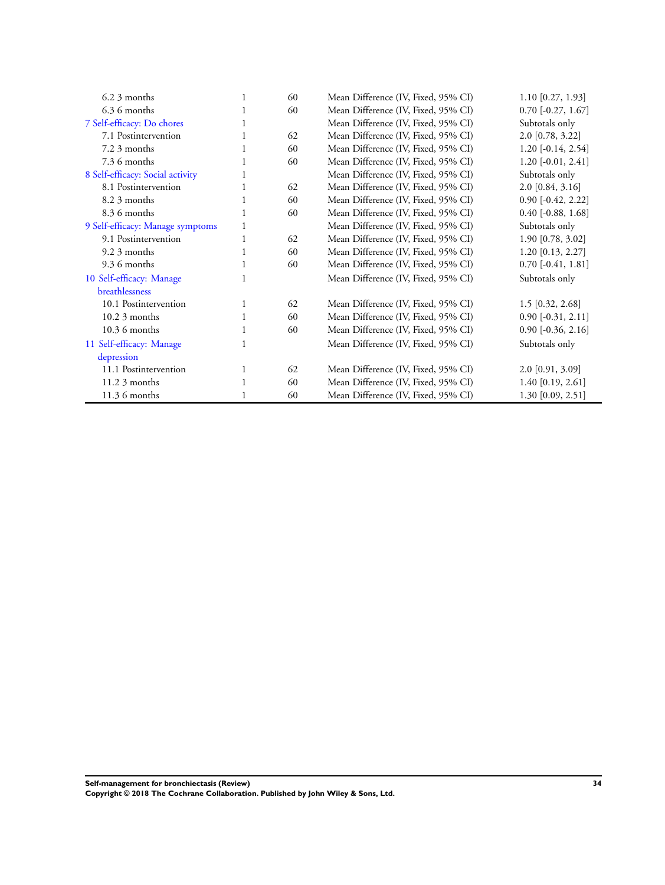| | | | | |
|---|---|---|---|---|
| 6.2 3 months | 1 | 60 | Mean Difference (IV, Fixed, 95% CI) | 1.10 [0.27, 1.93] |
| 6.3 6 months | 1 | 60 | Mean Difference (IV, Fixed, 95% CI) | 0.70 [-0.27, 1.67] |
| 7 Self-efficacy: Do chores | 1 | | Mean Difference (IV, Fixed, 95% CI) | Subtotals only |
| 7.1 Postintervention | 1 | 62 | Mean Difference (IV, Fixed, 95% CI) | 2.0 [0.78, 3.22] |
| 7.2 3 months | 1 | 60 | Mean Difference (IV, Fixed, 95% CI) | 1.20 [-0.14, 2.54] |
| 7.3 6 months | 1 | 60 | Mean Difference (IV, Fixed, 95% CI) | 1.20 [-0.01, 2.41] |
| 8 Self-efficacy: Social activity | 1 | | Mean Difference (IV, Fixed, 95% CI) | Subtotals only |
| 8.1 Postintervention | 1 | 62 | Mean Difference (IV, Fixed, 95% CI) | 2.0 [0.84, 3.16] |
| 8.2 3 months | 1 | 60 | Mean Difference (IV, Fixed, 95% CI) | 0.90 [-0.42, 2.22] |
| 8.3 6 months | 1 | 60 | Mean Difference (IV, Fixed, 95% CI) | 0.40 [-0.88, 1.68] |
| 9 Self-efficacy: Manage symptoms | 1 | | Mean Difference (IV, Fixed, 95% CI) | Subtotals only |
| 9.1 Postintervention | 1 | 62 | Mean Difference (IV, Fixed, 95% CI) | 1.90 [0.78, 3.02] |
| 9.2 3 months | 1 | 60 | Mean Difference (IV, Fixed, 95% CI) | 1.20 [0.13, 2.27] |
| 9.3 6 months | 1 | 60 | Mean Difference (IV, Fixed, 95% CI) | 0.70 [-0.41, 1.81] |
| 10 Self-efficacy: Manage breathlessness | 1 | | Mean Difference (IV, Fixed, 95% CI) | Subtotals only |
| 10.1 Postintervention | 1 | 62 | Mean Difference (IV, Fixed, 95% CI) | 1.5 [0.32, 2.68] |
| 10.2 3 months | 1 | 60 | Mean Difference (IV, Fixed, 95% CI) | 0.90 [-0.31, 2.11] |
| 10.3 6 months | 1 | 60 | Mean Difference (IV, Fixed, 95% CI) | 0.90 [-0.36, 2.16] |
| 11 Self-efficacy: Manage depression | 1 | | Mean Difference (IV, Fixed, 95% CI) | Subtotals only |
| 11.1 Postintervention | 1 | 62 | Mean Difference (IV, Fixed, 95% CI) | 2.0 [0.91, 3.09] |
| 11.2 3 months | 1 | 60 | Mean Difference (IV, Fixed, 95% CI) | 1.40 [0.19, 2.61] |
| 11.3 6 months | 1 | 60 | Mean Difference (IV, Fixed, 95% CI) | 1.30 [0.09, 2.51] |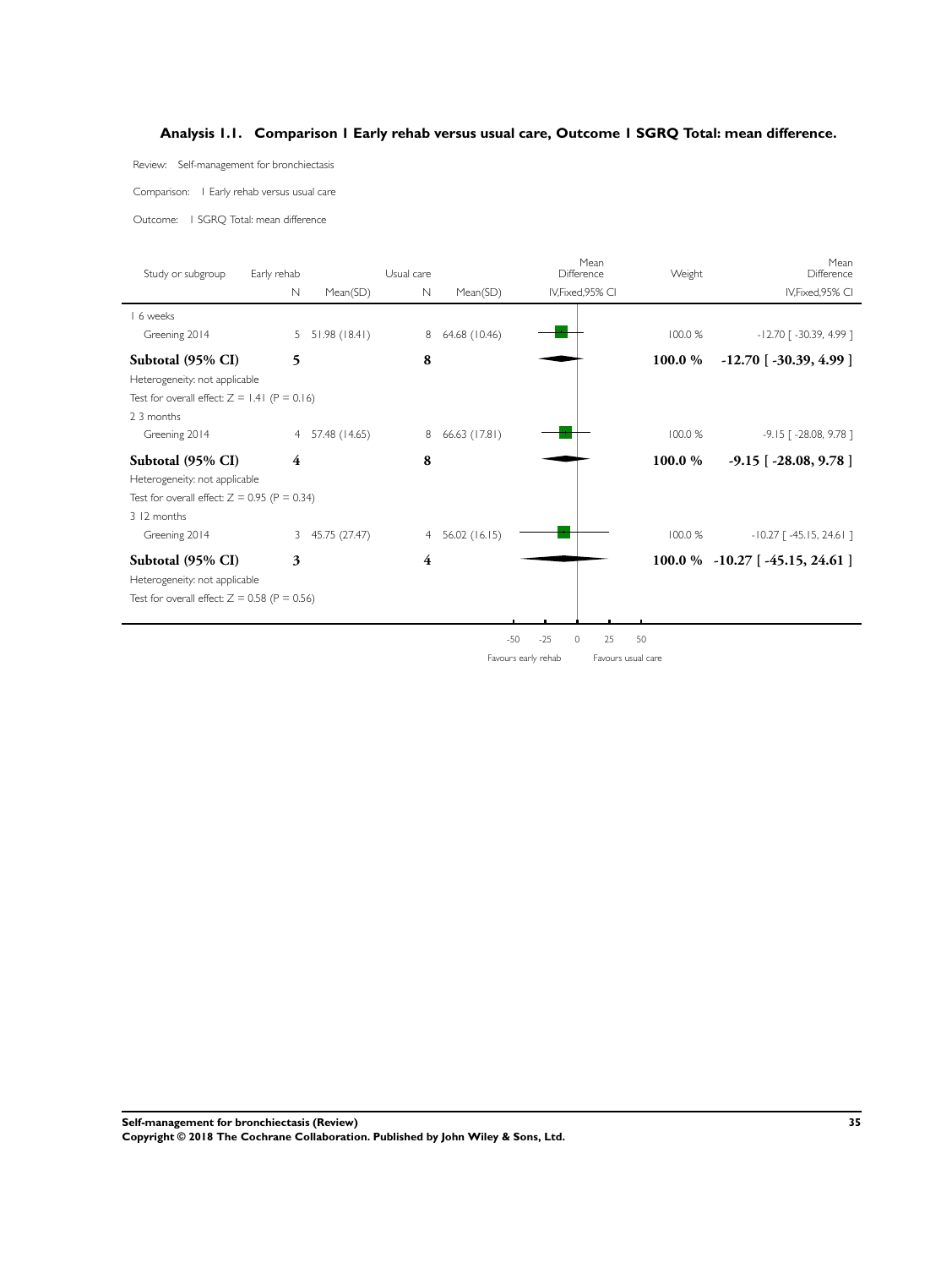### Analysis 1.1. Comparison 1 Early rehab versus usual care, Outcome 1 SGRQ Total: mean difference.

Review: Self-management for bronchiectasis

Comparison: 1 Early rehab versus usual care

Outcome: 1 SGRQ Total: mean difference

| Study or subgroup | Early rehab N | Early rehab Mean(SD) | Usual care N | Usual care Mean(SD) | Mean Difference IV,Fixed,95% CI | Weight | Mean Difference IV,Fixed,95% CI |
|---|---|---|---|---|---|---|---|
| 1 6 weeks | | | | | | | |
| Greening 2014 | 5 | 51.98 (18.41) | 8 | 64.68 (10.46) | | 100.0 % | -12.70 [ -30.39, 4.99 ] |
| **Subtotal (95% CI)** | **5** | | **8** | | | **100.0 %** | **-12.70 [ -30.39, 4.99 ]** |
| Heterogeneity: not applicable | | | | | | | |
| Test for overall effect: Z = 1.41 (P = 0.16) | | | | | | | |
| 2 3 months | | | | | | | |
| Greening 2014 | 4 | 57.48 (14.65) | 8 | 66.63 (17.81) | | 100.0 % | -9.15 [ -28.08, 9.78 ] |
| **Subtotal (95% CI)** | **4** | | **8** | | | **100.0 %** | **-9.15 [ -28.08, 9.78 ]** |
| Heterogeneity: not applicable | | | | | | | |
| Test for overall effect: Z = 0.95 (P = 0.34) | | | | | | | |
| 3 12 months | | | | | | | |
| Greening 2014 | 3 | 45.75 (27.47) | 4 | 56.02 (16.15) | | 100.0 % | -10.27 [ -45.15, 24.61 ] |
| **Subtotal (95% CI)** | **3** | | **4** | | | **100.0 %** | **-10.27 [ -45.15, 24.61 ]** |
| Heterogeneity: not applicable | | | | | | | |
| Test for overall effect: Z = 0.58 (P = 0.56) | | | | | | | |

-50 -25 0 25 50

Favours early rehab — Favours usual care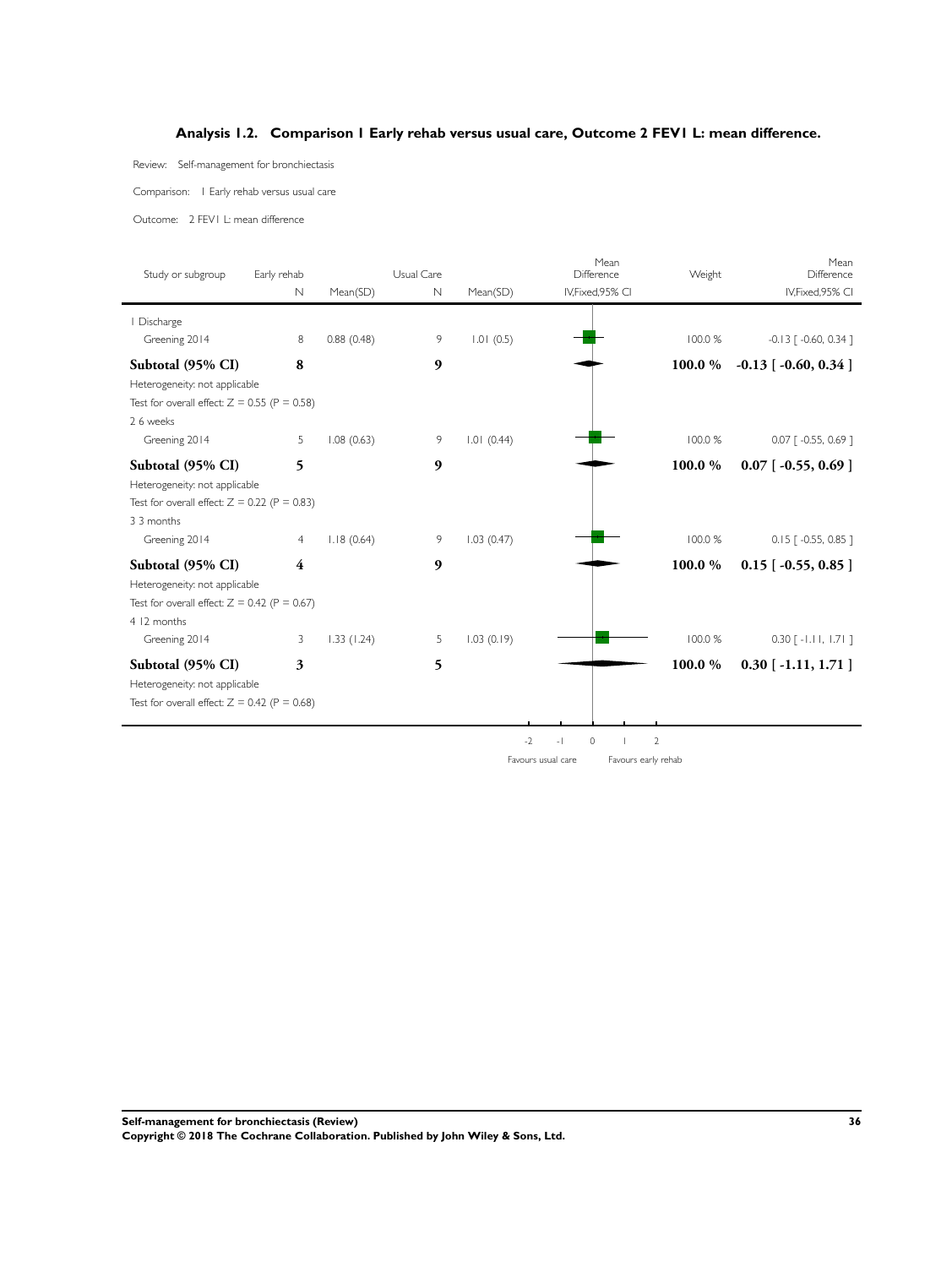## Analysis 1.2. Comparison 1 Early rehab versus usual care, Outcome 2 FEV1 L: mean difference.

Review: Self-management for bronchiectasis

Comparison: 1 Early rehab versus usual care

Outcome: 2 FEV1 L: mean difference

| Study or subgroup | Early rehab N | Early rehab Mean(SD) | Usual Care N | Usual Care Mean(SD) | Mean Difference IV,Fixed,95% CI | Weight | Mean Difference IV,Fixed,95% CI |
|---|---|---|---|---|---|---|---|
| **1 Discharge** | | | | | | | |
| Greening 2014 | 8 | 0.88 (0.48) | 9 | 1.01 (0.5) | | 100.0 % | -0.13 [ -0.60, 0.34 ] |
| **Subtotal (95% CI)** | **8** | | **9** | | | **100.0 %** | **-0.13 [ -0.60, 0.34 ]** |
| Heterogeneity: not applicable | | | | | | | |
| Test for overall effect: Z = 0.55 (P = 0.58) | | | | | | | |
| **2 6 weeks** | | | | | | | |
| Greening 2014 | 5 | 1.08 (0.63) | 9 | 1.01 (0.44) | | 100.0 % | 0.07 [ -0.55, 0.69 ] |
| **Subtotal (95% CI)** | **5** | | **9** | | | **100.0 %** | **0.07 [ -0.55, 0.69 ]** |
| Heterogeneity: not applicable | | | | | | | |
| Test for overall effect: Z = 0.22 (P = 0.83) | | | | | | | |
| **3 3 months** | | | | | | | |
| Greening 2014 | 4 | 1.18 (0.64) | 9 | 1.03 (0.47) | | 100.0 % | 0.15 [ -0.55, 0.85 ] |
| **Subtotal (95% CI)** | **4** | | **9** | | | **100.0 %** | **0.15 [ -0.55, 0.85 ]** |
| Heterogeneity: not applicable | | | | | | | |
| Test for overall effect: Z = 0.42 (P = 0.67) | | | | | | | |
| **4 12 months** | | | | | | | |
| Greening 2014 | 3 | 1.33 (1.24) | 5 | 1.03 (0.19) | | 100.0 % | 0.30 [ -1.11, 1.71 ] |
| **Subtotal (95% CI)** | **3** | | **5** | | | **100.0 %** | **0.30 [ -1.11, 1.71 ]** |
| Heterogeneity: not applicable | | | | | | | |
| Test for overall effect: Z = 0.42 (P = 0.68) | | | | | | | |

-2 -1 0 1 2

Favours usual care Favours early rehab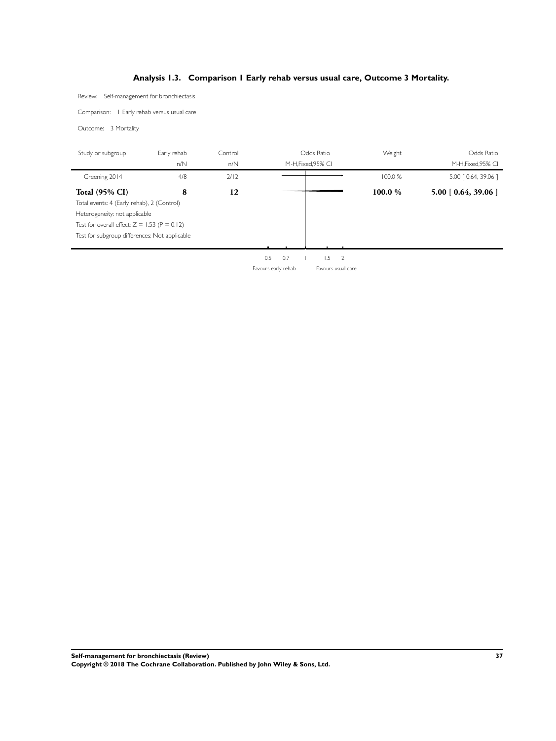### Analysis 1.3. Comparison 1 Early rehab versus usual care, Outcome 3 Mortality.

Review: Self-management for bronchiectasis

Comparison: 1 Early rehab versus usual care

Outcome: 3 Mortality

| Study or subgroup | Early rehab n/N | Control n/N | Odds Ratio M-H,Fixed,95% CI | Weight | Odds Ratio M-H,Fixed,95% CI |
|---|---|---|---|---|---|
| Greening 2014 | 4/8 | 2/12 | | 100.0 % | 5.00 [ 0.64, 39.06 ] |
| **Total (95% CI)** | **8** | **12** | | **100.0 %** | **5.00 [ 0.64, 39.06 ]** |

Total events: 4 (Early rehab), 2 (Control)

Heterogeneity: not applicable

Test for overall effect: Z = 1.53 (P = 0.12)

Test for subgroup differences: Not applicable

0.5 0.7 1 1.5 2

Favours early rehab Favours usual care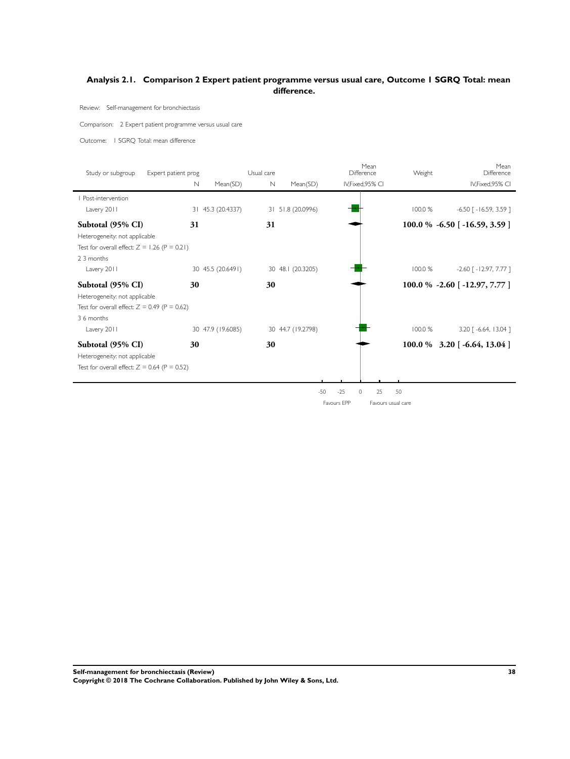## Analysis 2.1. Comparison 2 Expert patient programme versus usual care, Outcome 1 SGRQ Total: mean difference.

Review: Self-management for bronchiectasis

Comparison: 2 Expert patient programme versus usual care

Outcome: 1 SGRQ Total: mean difference

| Study or subgroup | Expert patient prog N | Mean(SD) | Usual care N | Mean(SD) | Mean Difference IV,Fixed,95% CI | Weight | Mean Difference IV,Fixed,95% CI |
|---|---|---|---|---|---|---|---|
| 1 Post-intervention | | | | | | | |
| Lavery 2011 | 31 | 45.3 (20.4337) | 31 | 51.8 (20.0996) | | 100.0 % | -6.50 [ -16.59, 3.59 ] |
| **Subtotal (95% CI)** | **31** | | **31** | | | **100.0 %** | **-6.50 [ -16.59, 3.59 ]** |
| Heterogeneity: not applicable | | | | | | | |
| Test for overall effect: Z = 1.26 (P = 0.21) | | | | | | | |
| 2 3 months | | | | | | | |
| Lavery 2011 | 30 | 45.5 (20.6491) | 30 | 48.1 (20.3205) | | 100.0 % | -2.60 [ -12.97, 7.77 ] |
| **Subtotal (95% CI)** | **30** | | **30** | | | **100.0 %** | **-2.60 [ -12.97, 7.77 ]** |
| Heterogeneity: not applicable | | | | | | | |
| Test for overall effect: Z = 0.49 (P = 0.62) | | | | | | | |
| 3 6 months | | | | | | | |
| Lavery 2011 | 30 | 47.9 (19.6085) | 30 | 44.7 (19.2798) | | 100.0 % | 3.20 [ -6.64, 13.04 ] |
| **Subtotal (95% CI)** | **30** | | **30** | | | **100.0 %** | **3.20 [ -6.64, 13.04 ]** |
| Heterogeneity: not applicable | | | | | | | |
| Test for overall effect: Z = 0.64 (P = 0.52) | | | | | | | |

-50 -25 0 25 50

Favours EPP Favours usual care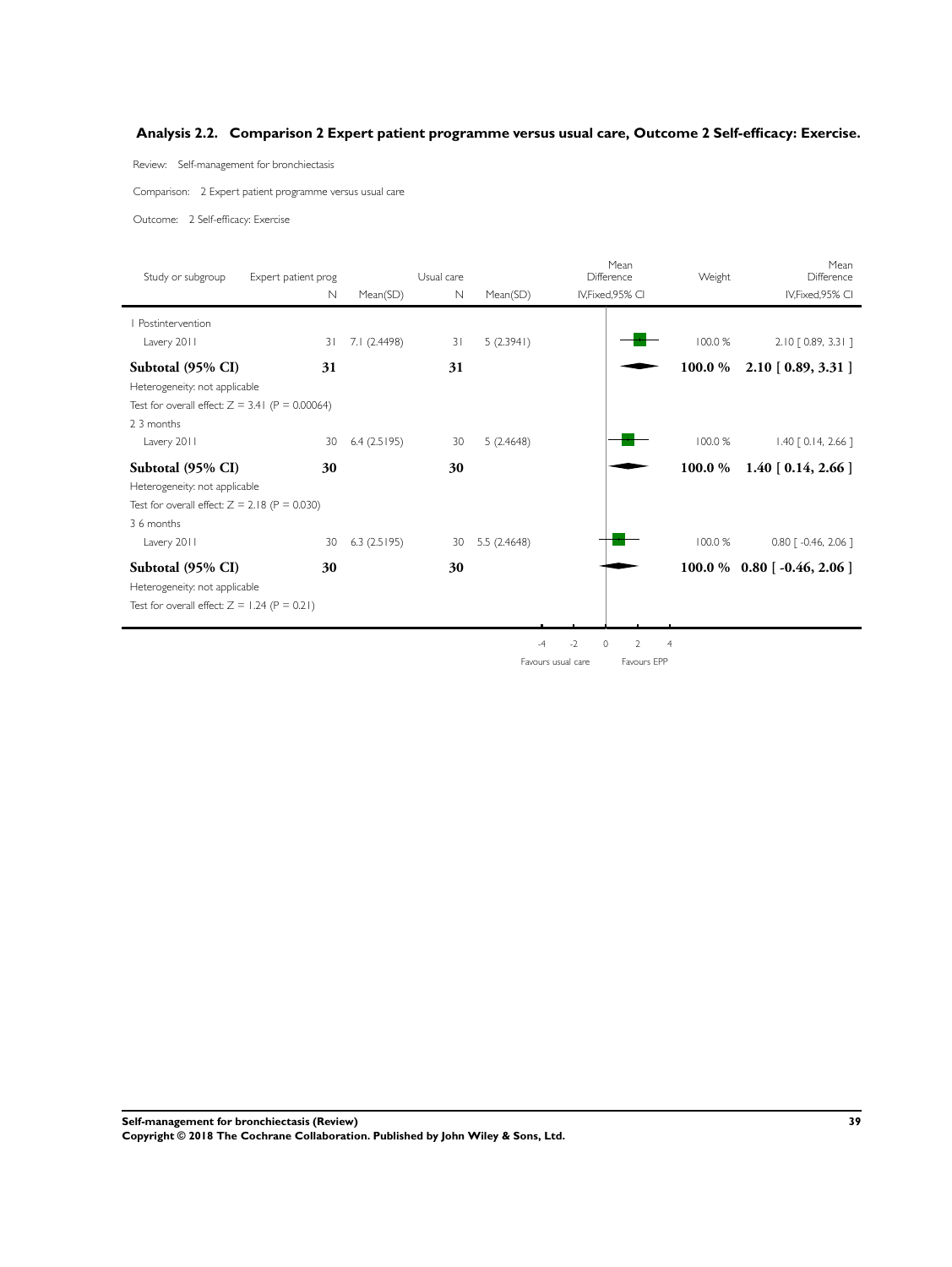## Analysis 2.2. Comparison 2 Expert patient programme versus usual care, Outcome 2 Self-efficacy: Exercise.

Review: Self-management for bronchiectasis

Comparison: 2 Expert patient programme versus usual care

Outcome: 2 Self-efficacy: Exercise

| Study or subgroup | Expert patient prog N | Mean(SD) | Usual care N | Mean(SD) | Mean Difference IV,Fixed,95% CI | Weight | Mean Difference IV,Fixed,95% CI |
|---|---|---|---|---|---|---|---|
| 1 Postintervention | | | | | | | |
| Lavery 2011 | 31 | 7.1 (2.4498) | 31 | 5 (2.3941) | | 100.0 % | 2.10 [ 0.89, 3.31 ] |
| **Subtotal (95% CI)** | **31** | | **31** | | | **100.0 %** | **2.10 [ 0.89, 3.31 ]** |
| Heterogeneity: not applicable | | | | | | | |
| Test for overall effect: Z = 3.41 (P = 0.00064) | | | | | | | |
| 2 3 months | | | | | | | |
| Lavery 2011 | 30 | 6.4 (2.5195) | 30 | 5 (2.4648) | | 100.0 % | 1.40 [ 0.14, 2.66 ] |
| **Subtotal (95% CI)** | **30** | | **30** | | | **100.0 %** | **1.40 [ 0.14, 2.66 ]** |
| Heterogeneity: not applicable | | | | | | | |
| Test for overall effect: Z = 2.18 (P = 0.030) | | | | | | | |
| 3 6 months | | | | | | | |
| Lavery 2011 | 30 | 6.3 (2.5195) | 30 | 5.5 (2.4648) | | 100.0 % | 0.80 [ -0.46, 2.06 ] |
| **Subtotal (95% CI)** | **30** | | **30** | | | **100.0 %** | **0.80 [ -0.46, 2.06 ]** |
| Heterogeneity: not applicable | | | | | | | |
| Test for overall effect: Z = 1.24 (P = 0.21) | | | | | | | |

-4 -2 0 2 4

Favours usual care Favours EPP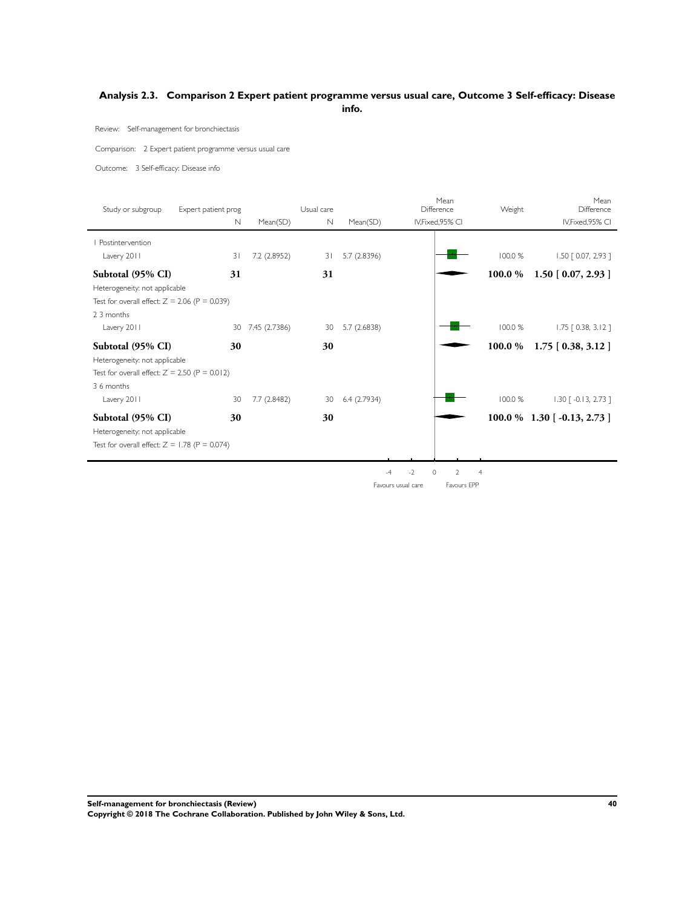## Analysis 2.3. Comparison 2 Expert patient programme versus usual care, Outcome 3 Self-efficacy: Disease info.

Review: Self-management for bronchiectasis

Comparison: 2 Expert patient programme versus usual care

Outcome: 3 Self-efficacy: Disease info

| Study or subgroup | Expert patient prog N | Mean(SD) | Usual care N | Mean(SD) | Mean Difference IV,Fixed,95% CI | Weight | Mean Difference IV,Fixed,95% CI |
|---|---|---|---|---|---|---|---|
| 1 Postintervention | | | | | | | |
| Lavery 2011 | 31 | 7.2 (2.8952) | 31 | 5.7 (2.8396) | | 100.0 % | 1.50 [ 0.07, 2.93 ] |
| **Subtotal (95% CI)** | **31** | | **31** | | | **100.0 %** | **1.50 [ 0.07, 2.93 ]** |
| Heterogeneity: not applicable | | | | | | | |
| Test for overall effect: Z = 2.06 (P = 0.039) | | | | | | | |
| 2 3 months | | | | | | | |
| Lavery 2011 | 30 | 7.45 (2.7386) | 30 | 5.7 (2.6838) | | 100.0 % | 1.75 [ 0.38, 3.12 ] |
| **Subtotal (95% CI)** | **30** | | **30** | | | **100.0 %** | **1.75 [ 0.38, 3.12 ]** |
| Heterogeneity: not applicable | | | | | | | |
| Test for overall effect: Z = 2.50 (P = 0.012) | | | | | | | |
| 3 6 months | | | | | | | |
| Lavery 2011 | 30 | 7.7 (2.8482) | 30 | 6.4 (2.7934) | | 100.0 % | 1.30 [ -0.13, 2.73 ] |
| **Subtotal (95% CI)** | **30** | | **30** | | | **100.0 %** | **1.30 [ -0.13, 2.73 ]** |
| Heterogeneity: not applicable | | | | | | | |
| Test for overall effect: Z = 1.78 (P = 0.074) | | | | | | | |

-4 -2 0 2 4

Favours usual care Favours EPP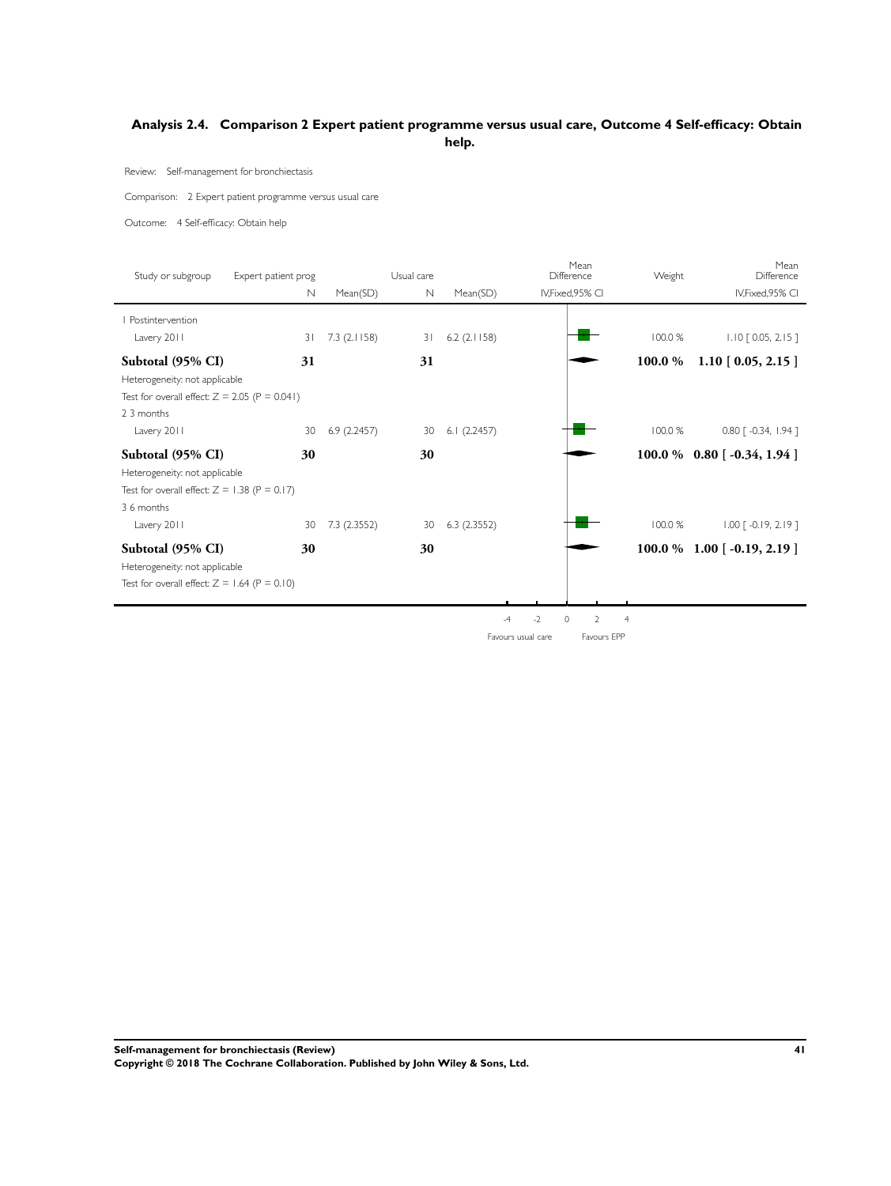## Analysis 2.4. Comparison 2 Expert patient programme versus usual care, Outcome 4 Self-efficacy: Obtain help.

Review: Self-management for bronchiectasis

Comparison: 2 Expert patient programme versus usual care

Outcome: 4 Self-efficacy: Obtain help

| Study or subgroup | Expert patient prog N | Mean(SD) | Usual care N | Mean(SD) | Mean Difference IV,Fixed,95% CI | Weight | Mean Difference IV,Fixed,95% CI |
|---|---|---|---|---|---|---|---|
| 1 Postintervention | | | | | | | |
| Lavery 2011 | 31 | 7.3 (2.1158) | 31 | 6.2 (2.1158) | | 100.0 % | 1.10 [ 0.05, 2.15 ] |
| **Subtotal (95% CI)** | **31** | | **31** | | | **100.0 %** | **1.10 [ 0.05, 2.15 ]** |
| Heterogeneity: not applicable | | | | | | | |
| Test for overall effect: Z = 2.05 (P = 0.041) | | | | | | | |
| 2 3 months | | | | | | | |
| Lavery 2011 | 30 | 6.9 (2.2457) | 30 | 6.1 (2.2457) | | 100.0 % | 0.80 [ -0.34, 1.94 ] |
| **Subtotal (95% CI)** | **30** | | **30** | | | **100.0 %** | **0.80 [ -0.34, 1.94 ]** |
| Heterogeneity: not applicable | | | | | | | |
| Test for overall effect: Z = 1.38 (P = 0.17) | | | | | | | |
| 3 6 months | | | | | | | |
| Lavery 2011 | 30 | 7.3 (2.3552) | 30 | 6.3 (2.3552) | | 100.0 % | 1.00 [ -0.19, 2.19 ] |
| **Subtotal (95% CI)** | **30** | | **30** | | | **100.0 %** | **1.00 [ -0.19, 2.19 ]** |
| Heterogeneity: not applicable | | | | | | | |
| Test for overall effect: Z = 1.64 (P = 0.10) | | | | | | | |

-4 -2 0 2 4

Favours usual care Favours EPP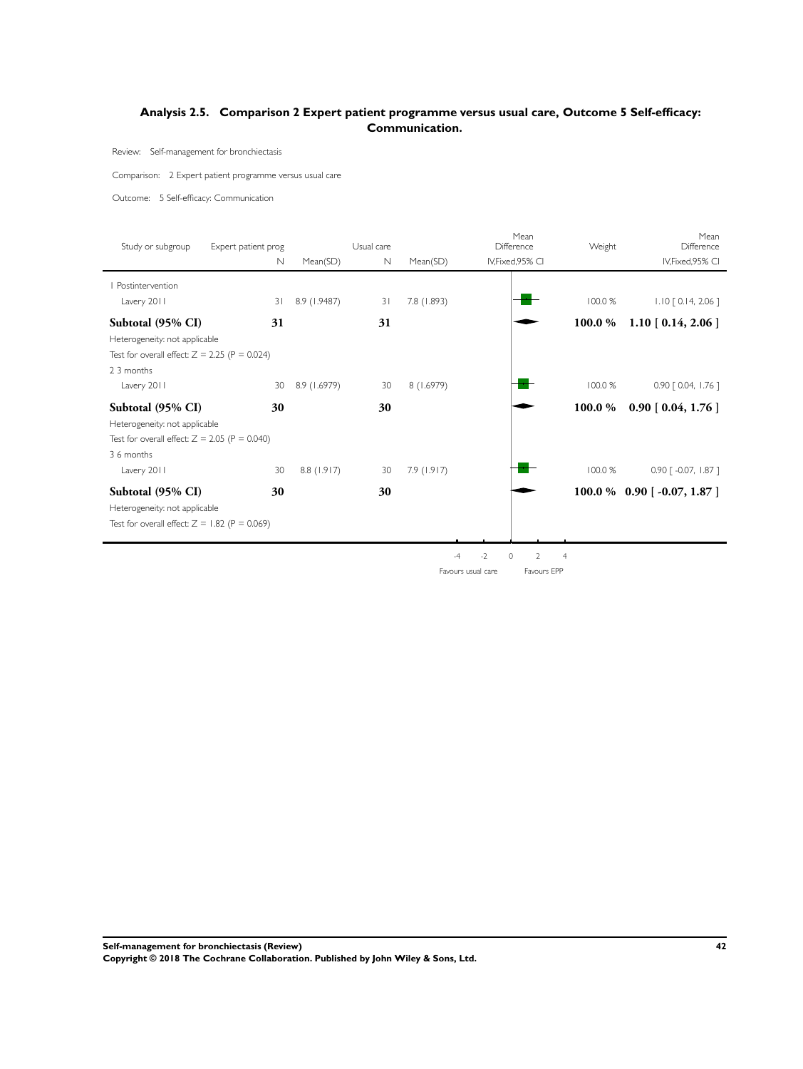## Analysis 2.5. Comparison 2 Expert patient programme versus usual care, Outcome 5 Self-efficacy: Communication.

Review: Self-management for bronchiectasis

Comparison: 2 Expert patient programme versus usual care

Outcome: 5 Self-efficacy: Communication

| Study or subgroup | Expert patient prog N | Mean(SD) | Usual care N | Mean(SD) | Mean Difference IV,Fixed,95% CI | Weight | Mean Difference IV,Fixed,95% CI |
|---|---|---|---|---|---|---|---|
| 1 Postintervention | | | | | | | |
| Lavery 2011 | 31 | 8.9 (1.9487) | 31 | 7.8 (1.893) | | 100.0 % | 1.10 [ 0.14, 2.06 ] |
| **Subtotal (95% CI)** | **31** | | **31** | | | **100.0 %** | **1.10 [ 0.14, 2.06 ]** |
| Heterogeneity: not applicable | | | | | | | |
| Test for overall effect: Z = 2.25 (P = 0.024) | | | | | | | |
| 2 3 months | | | | | | | |
| Lavery 2011 | 30 | 8.9 (1.6979) | 30 | 8 (1.6979) | | 100.0 % | 0.90 [ 0.04, 1.76 ] |
| **Subtotal (95% CI)** | **30** | | **30** | | | **100.0 %** | **0.90 [ 0.04, 1.76 ]** |
| Heterogeneity: not applicable | | | | | | | |
| Test for overall effect: Z = 2.05 (P = 0.040) | | | | | | | |
| 3 6 months | | | | | | | |
| Lavery 2011 | 30 | 8.8 (1.917) | 30 | 7.9 (1.917) | | 100.0 % | 0.90 [ -0.07, 1.87 ] |
| **Subtotal (95% CI)** | **30** | | **30** | | | **100.0 %** | **0.90 [ -0.07, 1.87 ]** |
| Heterogeneity: not applicable | | | | | | | |
| Test for overall effect: Z = 1.82 (P = 0.069) | | | | | | | |

-4 -2 0 2 4

Favours usual care — Favours EPP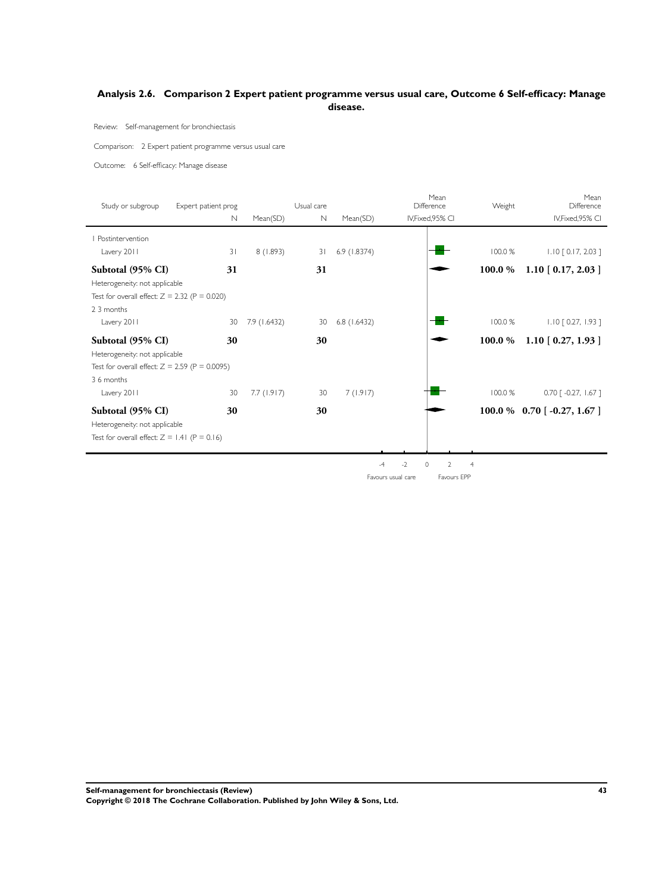## Analysis 2.6. Comparison 2 Expert patient programme versus usual care, Outcome 6 Self-efficacy: Manage disease.

Review: Self-management for bronchiectasis

Comparison: 2 Expert patient programme versus usual care

Outcome: 6 Self-efficacy: Manage disease

| Study or subgroup | Expert patient prog N | Mean(SD) | Usual care N | Mean(SD) | Mean Difference IV,Fixed,95% CI | Weight | Mean Difference IV,Fixed,95% CI |
|---|---|---|---|---|---|---|---|
| 1 Postintervention | | | | | | | |
| Lavery 2011 | 31 | 8 (1.893) | 31 | 6.9 (1.8374) | | 100.0 % | 1.10 [ 0.17, 2.03 ] |
| **Subtotal (95% CI)** | **31** | | **31** | | | **100.0 %** | **1.10 [ 0.17, 2.03 ]** |
| Heterogeneity: not applicable | | | | | | | |
| Test for overall effect: Z = 2.32 (P = 0.020) | | | | | | | |
| 2 3 months | | | | | | | |
| Lavery 2011 | 30 | 7.9 (1.6432) | 30 | 6.8 (1.6432) | | 100.0 % | 1.10 [ 0.27, 1.93 ] |
| **Subtotal (95% CI)** | **30** | | **30** | | | **100.0 %** | **1.10 [ 0.27, 1.93 ]** |
| Heterogeneity: not applicable | | | | | | | |
| Test for overall effect: Z = 2.59 (P = 0.0095) | | | | | | | |
| 3 6 months | | | | | | | |
| Lavery 2011 | 30 | 7.7 (1.917) | 30 | 7 (1.917) | | 100.0 % | 0.70 [ -0.27, 1.67 ] |
| **Subtotal (95% CI)** | **30** | | **30** | | | **100.0 %** | **0.70 [ -0.27, 1.67 ]** |
| Heterogeneity: not applicable | | | | | | | |
| Test for overall effect: Z = 1.41 (P = 0.16) | | | | | | | |

-4 -2 0 2 4

Favours usual care Favours EPP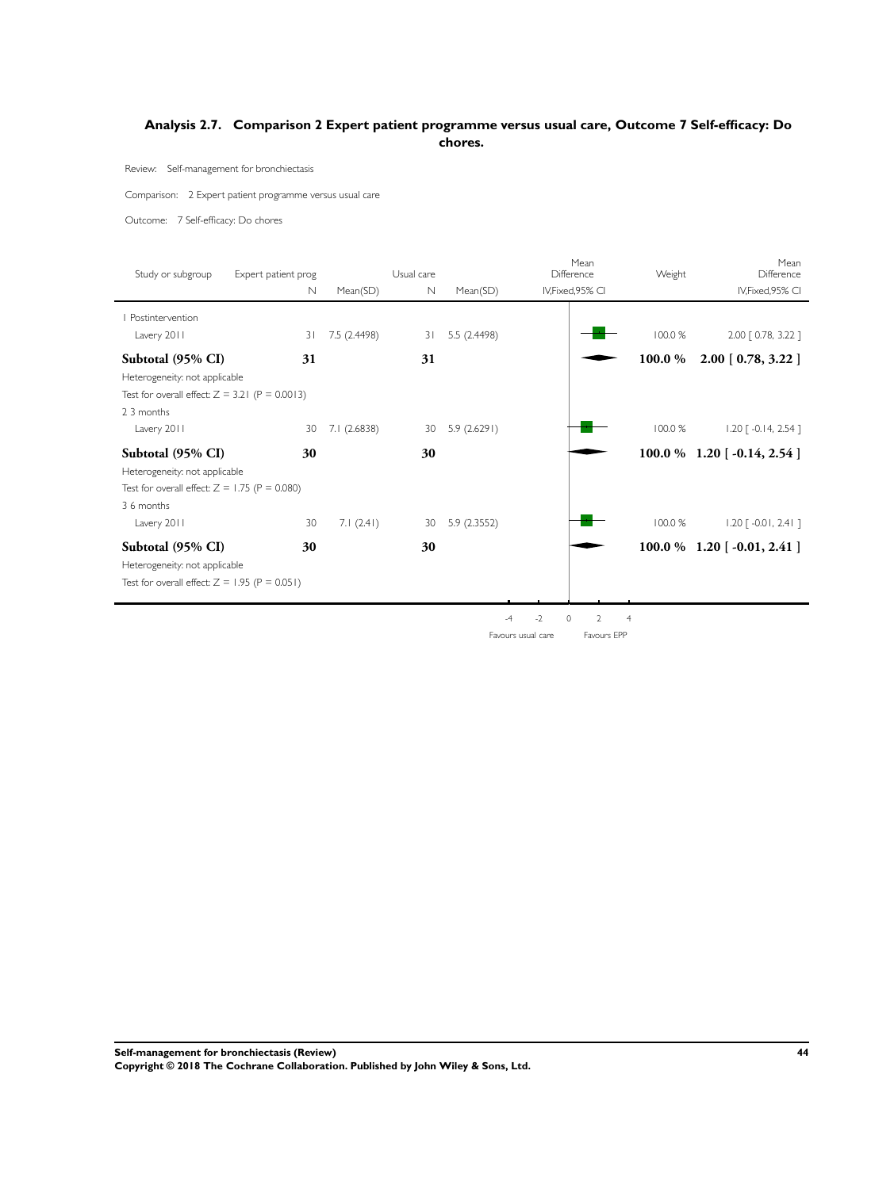## Analysis 2.7. Comparison 2 Expert patient programme versus usual care, Outcome 7 Self-efficacy: Do chores.

Review: Self-management for bronchiectasis

Comparison: 2 Expert patient programme versus usual care

Outcome: 7 Self-efficacy: Do chores

| Study or subgroup | Expert patient prog N | Mean(SD) | Usual care N | Mean(SD) | Mean Difference IV,Fixed,95% CI | Weight | Mean Difference IV,Fixed,95% CI |
|---|---|---|---|---|---|---|---|
| 1 Postintervention | | | | | | | |
| Lavery 2011 | 31 | 7.5 (2.4498) | 31 | 5.5 (2.4498) | | 100.0 % | 2.00 [ 0.78, 3.22 ] |
| **Subtotal (95% CI)** | **31** | | **31** | | | **100.0 %** | **2.00 [ 0.78, 3.22 ]** |
| Heterogeneity: not applicable | | | | | | | |
| Test for overall effect: Z = 3.21 (P = 0.0013) | | | | | | | |
| 2 3 months | | | | | | | |
| Lavery 2011 | 30 | 7.1 (2.6838) | 30 | 5.9 (2.6291) | | 100.0 % | 1.20 [ -0.14, 2.54 ] |
| **Subtotal (95% CI)** | **30** | | **30** | | | **100.0 %** | **1.20 [ -0.14, 2.54 ]** |
| Heterogeneity: not applicable | | | | | | | |
| Test for overall effect: Z = 1.75 (P = 0.080) | | | | | | | |
| 3 6 months | | | | | | | |
| Lavery 2011 | 30 | 7.1 (2.41) | 30 | 5.9 (2.3552) | | 100.0 % | 1.20 [ -0.01, 2.41 ] |
| **Subtotal (95% CI)** | **30** | | **30** | | | **100.0 %** | **1.20 [ -0.01, 2.41 ]** |
| Heterogeneity: not applicable | | | | | | | |
| Test for overall effect: Z = 1.95 (P = 0.051) | | | | | | | |

-4 -2 0 2 4

Favours usual care Favours EPP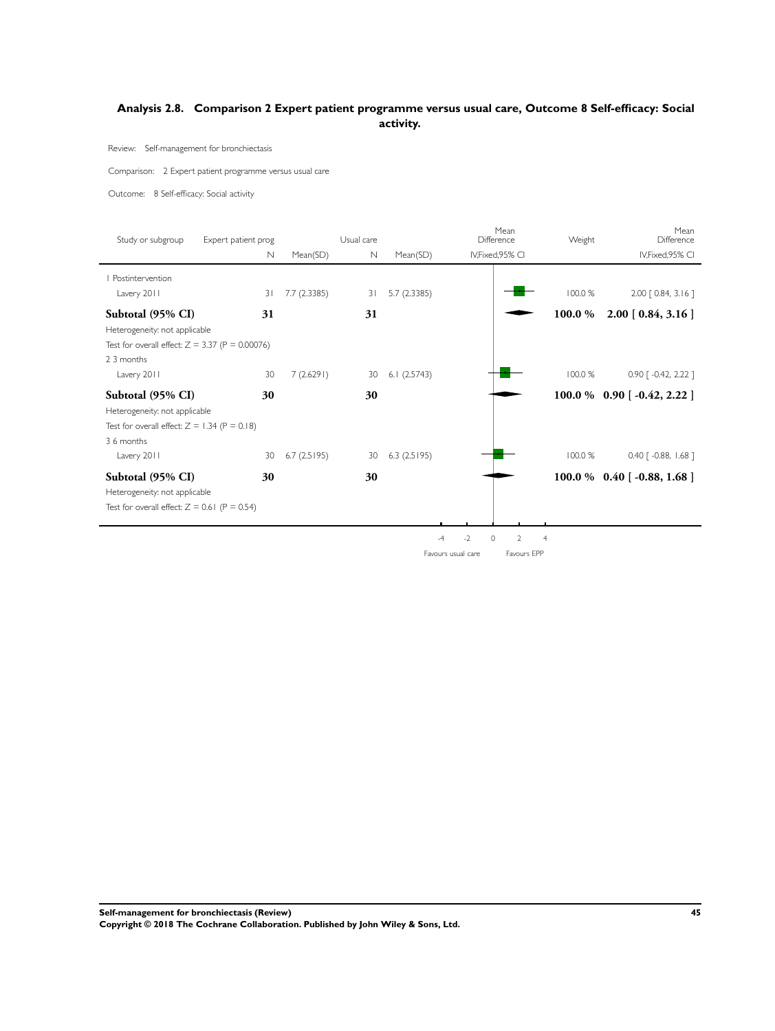## Analysis 2.8. Comparison 2 Expert patient programme versus usual care, Outcome 8 Self-efficacy: Social activity.

Review: Self-management for bronchiectasis

Comparison: 2 Expert patient programme versus usual care

Outcome: 8 Self-efficacy: Social activity

| Study or subgroup | Expert patient prog N | Mean(SD) | Usual care N | Mean(SD) | Mean Difference IV,Fixed,95% CI | Weight | Mean Difference IV,Fixed,95% CI |
|---|---|---|---|---|---|---|---|
| 1 Postintervention | | | | | | | |
| Lavery 2011 | 31 | 7.7 (2.3385) | 31 | 5.7 (2.3385) | | 100.0 % | 2.00 [ 0.84, 3.16 ] |
| **Subtotal (95% CI)** | **31** | | **31** | | | **100.0 %** | **2.00 [ 0.84, 3.16 ]** |
| Heterogeneity: not applicable | | | | | | | |
| Test for overall effect: Z = 3.37 (P = 0.00076) | | | | | | | |
| 2 3 months | | | | | | | |
| Lavery 2011 | 30 | 7 (2.6291) | 30 | 6.1 (2.5743) | | 100.0 % | 0.90 [ -0.42, 2.22 ] |
| **Subtotal (95% CI)** | **30** | | **30** | | | **100.0 %** | **0.90 [ -0.42, 2.22 ]** |
| Heterogeneity: not applicable | | | | | | | |
| Test for overall effect: Z = 1.34 (P = 0.18) | | | | | | | |
| 3 6 months | | | | | | | |
| Lavery 2011 | 30 | 6.7 (2.5195) | 30 | 6.3 (2.5195) | | 100.0 % | 0.40 [ -0.88, 1.68 ] |
| **Subtotal (95% CI)** | **30** | | **30** | | | **100.0 %** | **0.40 [ -0.88, 1.68 ]** |
| Heterogeneity: not applicable | | | | | | | |
| Test for overall effect: Z = 0.61 (P = 0.54) | | | | | | | |

-4 -2 0 2 4

Favours usual care Favours EPP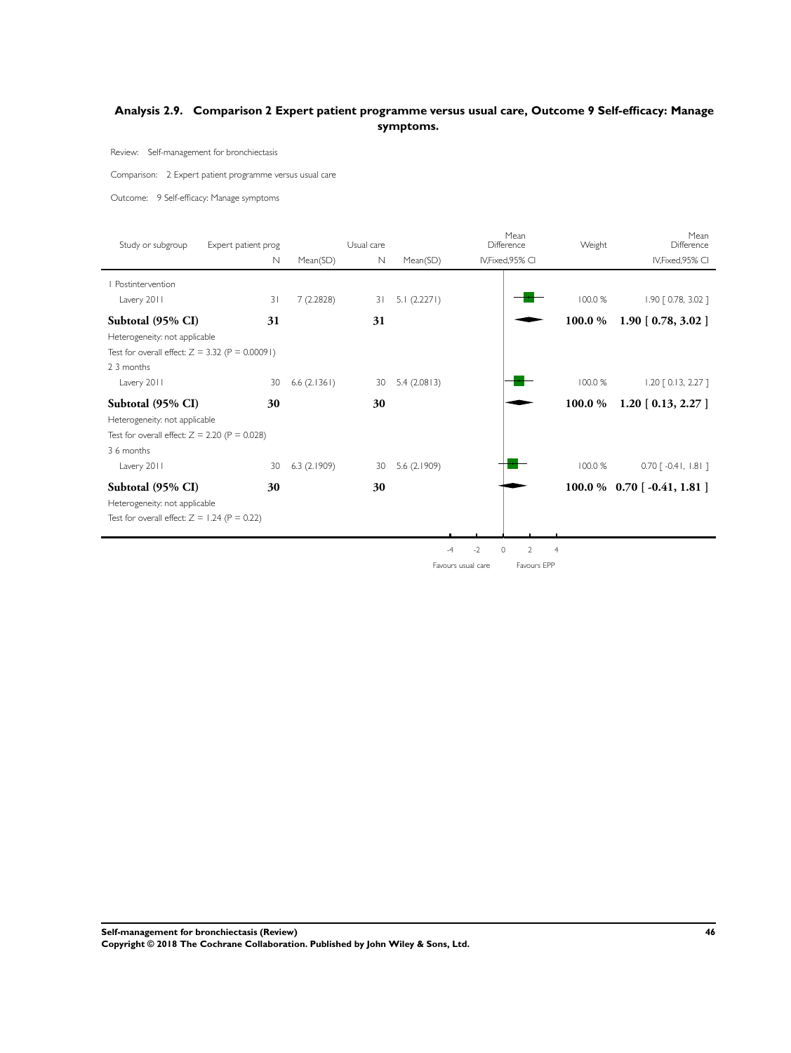## Analysis 2.9. Comparison 2 Expert patient programme versus usual care, Outcome 9 Self-efficacy: Manage symptoms.

Review: Self-management for bronchiectasis

Comparison: 2 Expert patient programme versus usual care

Outcome: 9 Self-efficacy: Manage symptoms

| Study or subgroup | Expert patient prog N | Mean(SD) | Usual care N | Mean(SD) | Mean Difference IV,Fixed,95% CI | Weight | Mean Difference IV,Fixed,95% CI |
|---|---|---|---|---|---|---|---|
| 1 Postintervention | | | | | | | |
| Lavery 2011 | 31 | 7 (2.2828) | 31 | 5.1 (2.2271) | | 100.0 % | 1.90 [ 0.78, 3.02 ] |
| **Subtotal (95% CI)** | **31** | | **31** | | | **100.0 %** | **1.90 [ 0.78, 3.02 ]** |
| Heterogeneity: not applicable | | | | | | | |
| Test for overall effect: Z = 3.32 (P = 0.00091) | | | | | | | |
| 2 3 months | | | | | | | |
| Lavery 2011 | 30 | 6.6 (2.1361) | 30 | 5.4 (2.0813) | | 100.0 % | 1.20 [ 0.13, 2.27 ] |
| **Subtotal (95% CI)** | **30** | | **30** | | | **100.0 %** | **1.20 [ 0.13, 2.27 ]** |
| Heterogeneity: not applicable | | | | | | | |
| Test for overall effect: Z = 2.20 (P = 0.028) | | | | | | | |
| 3 6 months | | | | | | | |
| Lavery 2011 | 30 | 6.3 (2.1909) | 30 | 5.6 (2.1909) | | 100.0 % | 0.70 [ -0.41, 1.81 ] |
| **Subtotal (95% CI)** | **30** | | **30** | | | **100.0 %** | **0.70 [ -0.41, 1.81 ]** |
| Heterogeneity: not applicable | | | | | | | |
| Test for overall effect: Z = 1.24 (P = 0.22) | | | | | | | |

-4 -2 0 2 4

Favours usual care Favours EPP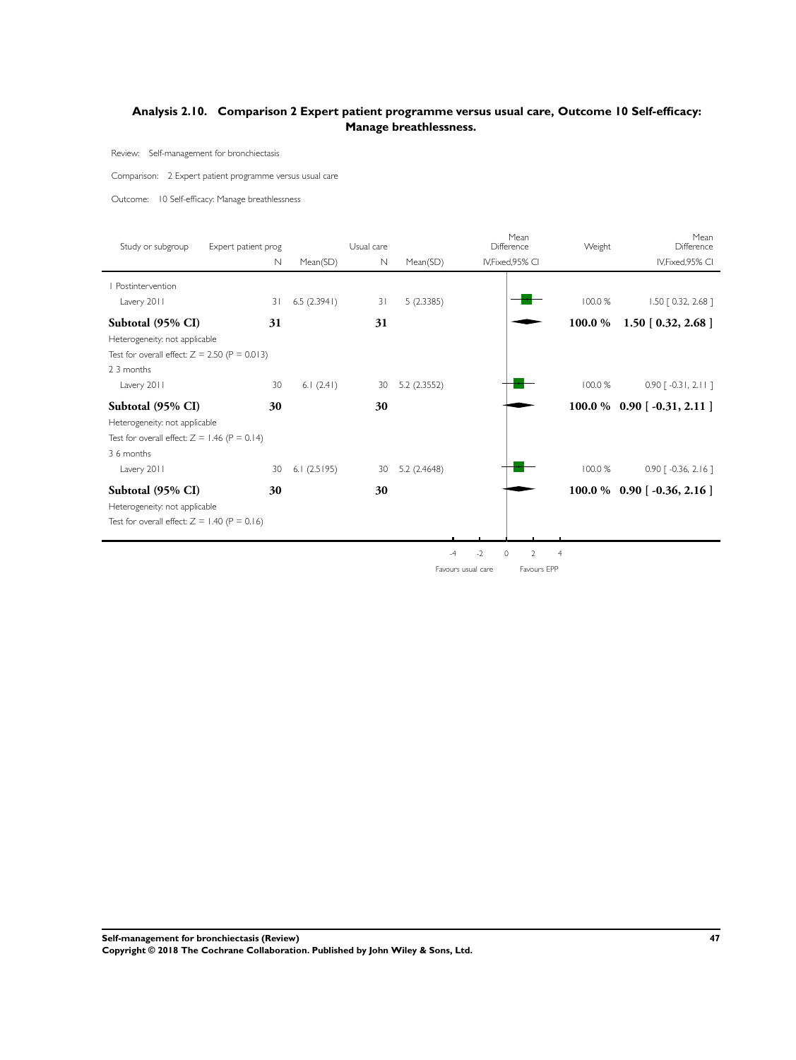## Analysis 2.10. Comparison 2 Expert patient programme versus usual care, Outcome 10 Self-efficacy: Manage breathlessness.

Review: Self-management for bronchiectasis

Comparison: 2 Expert patient programme versus usual care

Outcome: 10 Self-efficacy: Manage breathlessness

| Study or subgroup | Expert patient prog N | Mean(SD) | Usual care N | Mean(SD) | Mean Difference IV,Fixed,95% CI | Weight | Mean Difference IV,Fixed,95% CI |
|---|---|---|---|---|---|---|---|
| 1 Postintervention | | | | | | | |
| Lavery 2011 | 31 | 6.5 (2.3941) | 31 | 5 (2.3385) | | 100.0 % | 1.50 [ 0.32, 2.68 ] |
| **Subtotal (95% CI)** | **31** | | **31** | | | **100.0 %** | **1.50 [ 0.32, 2.68 ]** |
| Heterogeneity: not applicable | | | | | | | |
| Test for overall effect: Z = 2.50 (P = 0.013) | | | | | | | |
| 2 3 months | | | | | | | |
| Lavery 2011 | 30 | 6.1 (2.41) | 30 | 5.2 (2.3552) | | 100.0 % | 0.90 [ -0.31, 2.11 ] |
| **Subtotal (95% CI)** | **30** | | **30** | | | **100.0 %** | **0.90 [ -0.31, 2.11 ]** |
| Heterogeneity: not applicable | | | | | | | |
| Test for overall effect: Z = 1.46 (P = 0.14) | | | | | | | |
| 3 6 months | | | | | | | |
| Lavery 2011 | 30 | 6.1 (2.5195) | 30 | 5.2 (2.4648) | | 100.0 % | 0.90 [ -0.36, 2.16 ] |
| **Subtotal (95% CI)** | **30** | | **30** | | | **100.0 %** | **0.90 [ -0.36, 2.16 ]** |
| Heterogeneity: not applicable | | | | | | | |
| Test for overall effect: Z = 1.40 (P = 0.16) | | | | | | | |

-4 -2 0 2 4

Favours usual care Favours EPP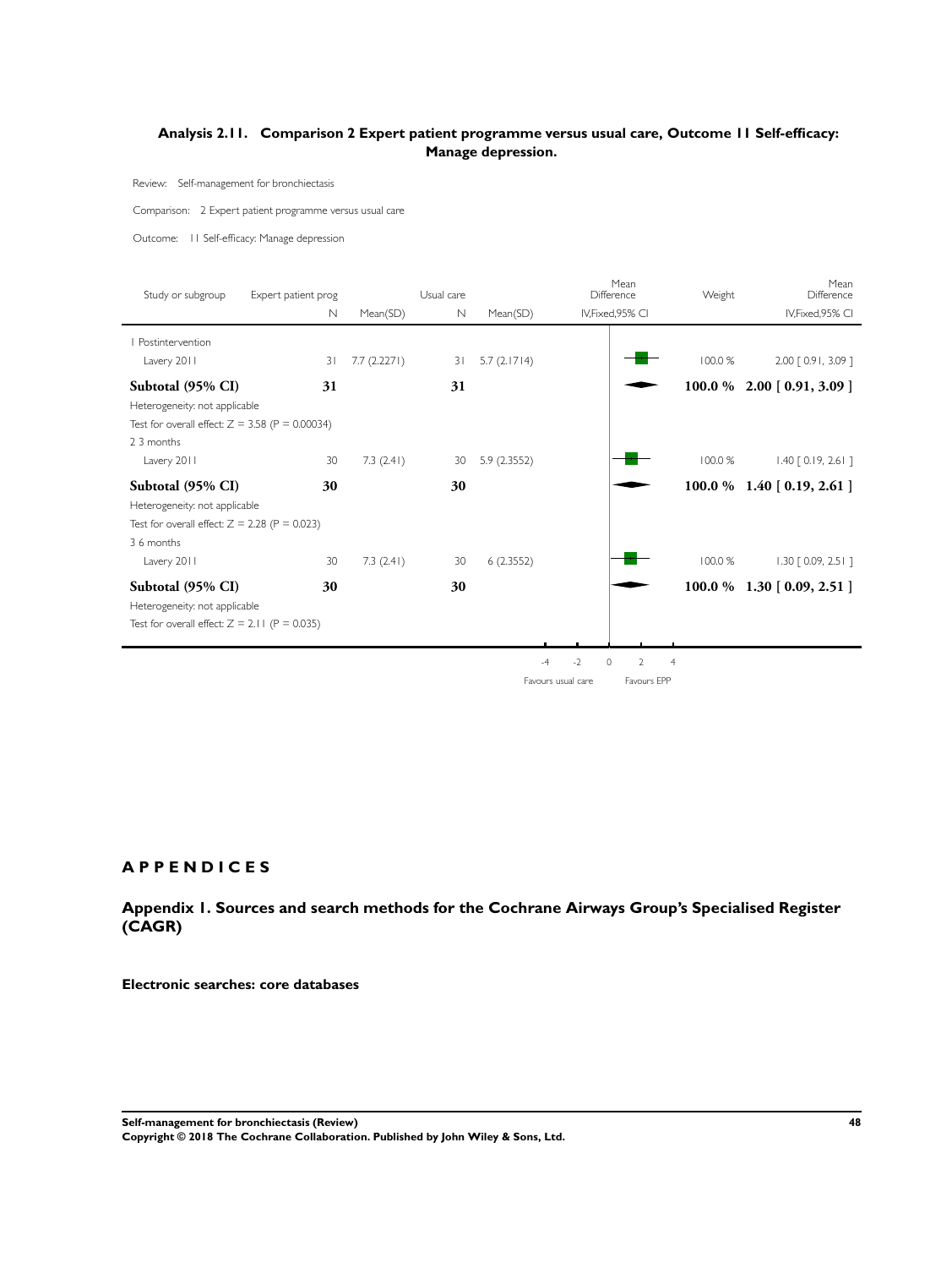### Analysis 2.11. Comparison 2 Expert patient programme versus usual care, Outcome 11 Self-efficacy: Manage depression.

Review: Self-management for bronchiectasis

Comparison: 2 Expert patient programme versus usual care

Outcome: 11 Self-efficacy: Manage depression

| Study or subgroup | Expert patient prog N | Mean(SD) | Usual care N | Mean(SD) | Mean Difference IV,Fixed,95% CI | Weight | Mean Difference IV,Fixed,95% CI |
|---|---|---|---|---|---|---|---|
| 1 Postintervention | | | | | | | |
| Lavery 2011 | 31 | 7.7 (2.2271) | 31 | 5.7 (2.1714) | | 100.0 % | 2.00 [ 0.91, 3.09 ] |
| **Subtotal (95% CI)** | **31** | | **31** | | | **100.0 %** | **2.00 [ 0.91, 3.09 ]** |
| Heterogeneity: not applicable | | | | | | | |
| Test for overall effect: Z = 3.58 (P = 0.00034) | | | | | | | |
| 2 3 months | | | | | | | |
| Lavery 2011 | 30 | 7.3 (2.41) | 30 | 5.9 (2.3552) | | 100.0 % | 1.40 [ 0.19, 2.61 ] |
| **Subtotal (95% CI)** | **30** | | **30** | | | **100.0 %** | **1.40 [ 0.19, 2.61 ]** |
| Heterogeneity: not applicable | | | | | | | |
| Test for overall effect: Z = 2.28 (P = 0.023) | | | | | | | |
| 3 6 months | | | | | | | |
| Lavery 2011 | 30 | 7.3 (2.41) | 30 | 6 (2.3552) | | 100.0 % | 1.30 [ 0.09, 2.51 ] |
| **Subtotal (95% CI)** | **30** | | **30** | | | **100.0 %** | **1.30 [ 0.09, 2.51 ]** |
| Heterogeneity: not applicable | | | | | | | |
| Test for overall effect: Z = 2.11 (P = 0.035) | | | | | | | |

-4 -2 0 2 4

Favours usual care Favours EPP

# APPENDICES

## Appendix 1. Sources and search methods for the Cochrane Airways Group's Specialised Register (CAGR)

### Electronic searches: core databases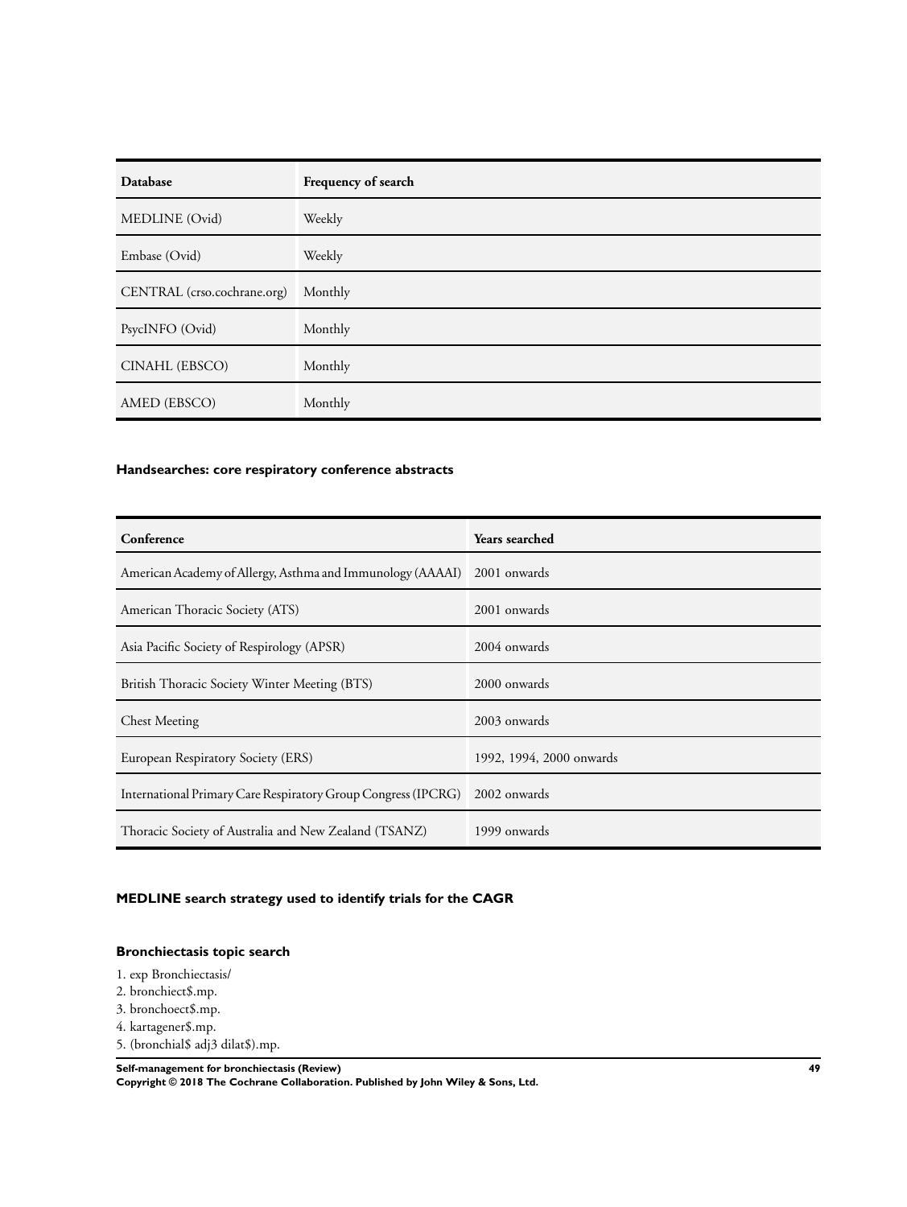| Database | Frequency of search |
| --- | --- |
| MEDLINE (Ovid) | Weekly |
| Embase (Ovid) | Weekly |
| CENTRAL (crso.cochrane.org) | Monthly |
| PsycINFO (Ovid) | Monthly |
| CINAHL (EBSCO) | Monthly |
| AMED (EBSCO) | Monthly |

### Handsearches: core respiratory conference abstracts

| Conference | Years searched |
| --- | --- |
| American Academy of Allergy, Asthma and Immunology (AAAAI) | 2001 onwards |
| American Thoracic Society (ATS) | 2001 onwards |
| Asia Pacific Society of Respirology (APSR) | 2004 onwards |
| British Thoracic Society Winter Meeting (BTS) | 2000 onwards |
| Chest Meeting | 2003 onwards |
| European Respiratory Society (ERS) | 1992, 1994, 2000 onwards |
| International Primary Care Respiratory Group Congress (IPCRG) | 2002 onwards |
| Thoracic Society of Australia and New Zealand (TSANZ) | 1999 onwards |

### MEDLINE search strategy used to identify trials for the CAGR

### Bronchiectasis topic search

1. exp Bronchiectasis/
2. bronchiect$.mp.
3. bronchoect$.mp.
4. kartagener$.mp.
5. (bronchial$ adj3 dilat$).mp.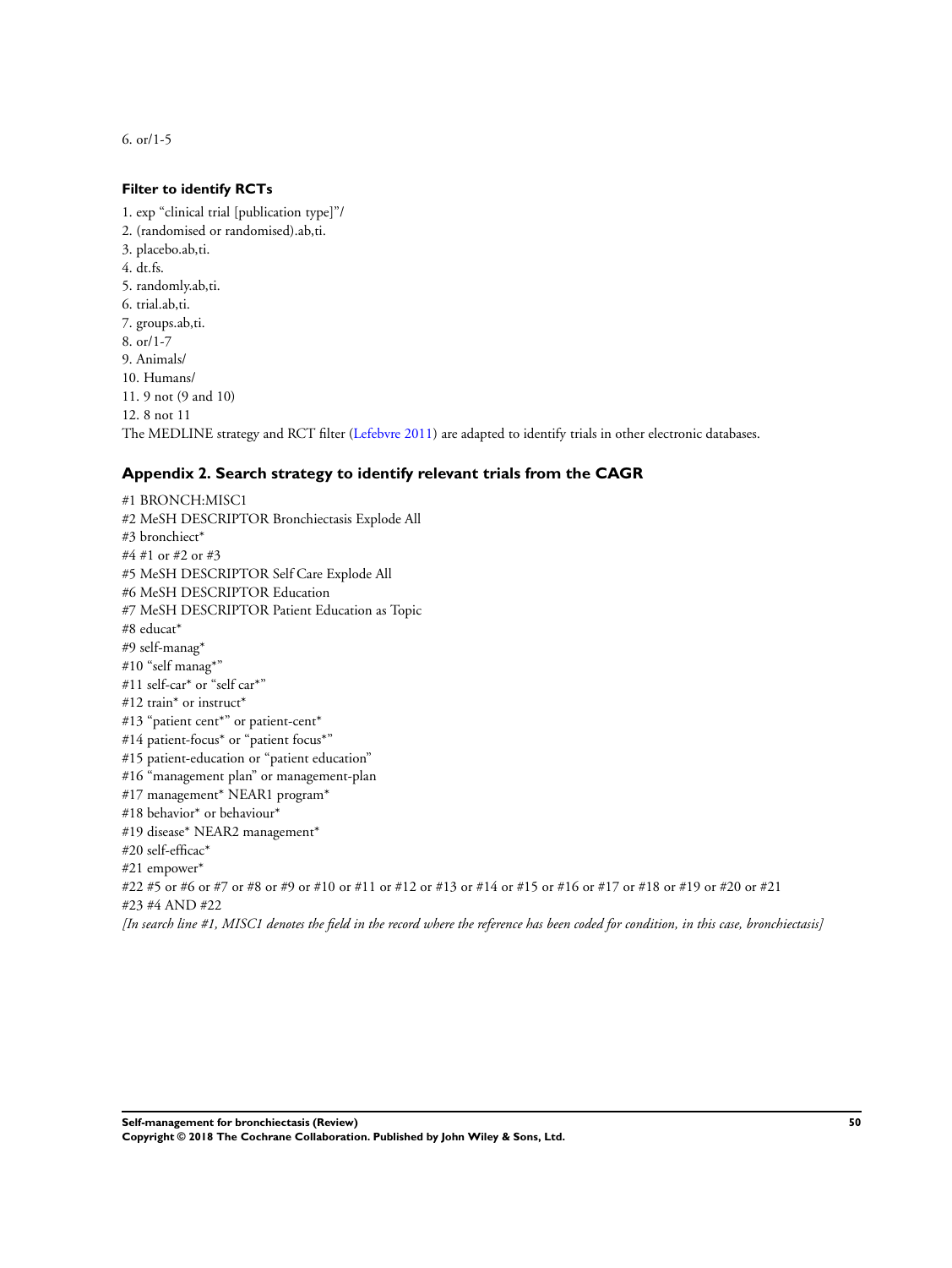6. or/1-5

#### Filter to identify RCTs

1. exp "clinical trial [publication type]"/
2. (randomised or randomised).ab,ti.
3. placebo.ab,ti.
4. dt.fs.
5. randomly.ab,ti.
6. trial.ab,ti.
7. groups.ab,ti.
8. or/1-7
9. Animals/
10. Humans/
11. 9 not (9 and 10)
12. 8 not 11

The MEDLINE strategy and RCT filter (Lefebvre 2011) are adapted to identify trials in other electronic databases.

### Appendix 2. Search strategy to identify relevant trials from the CAGR

#1 BRONCH:MISC1
#2 MeSH DESCRIPTOR Bronchiectasis Explode All
#3 bronchiect*
#4 #1 or #2 or #3
#5 MeSH DESCRIPTOR Self Care Explode All
#6 MeSH DESCRIPTOR Education
#7 MeSH DESCRIPTOR Patient Education as Topic
#8 educat*
#9 self-manag*
#10 "self manag*"
#11 self-car* or "self car*"
#12 train* or instruct*
#13 "patient cent*" or patient-cent*
#14 patient-focus* or "patient focus*"
#15 patient-education or "patient education"
#16 "management plan" or management-plan
#17 management* NEAR1 program*
#18 behavior* or behaviour*
#19 disease* NEAR2 management*
#20 self-efficac*
#21 empower*
#22 #5 or #6 or #7 or #8 or #9 or #10 or #11 or #12 or #13 or #14 or #15 or #16 or #17 or #18 or #19 or #20 or #21
#23 #4 AND #22

*[In search line #1, MISC1 denotes the field in the record where the reference has been coded for condition, in this case, bronchiectasis]*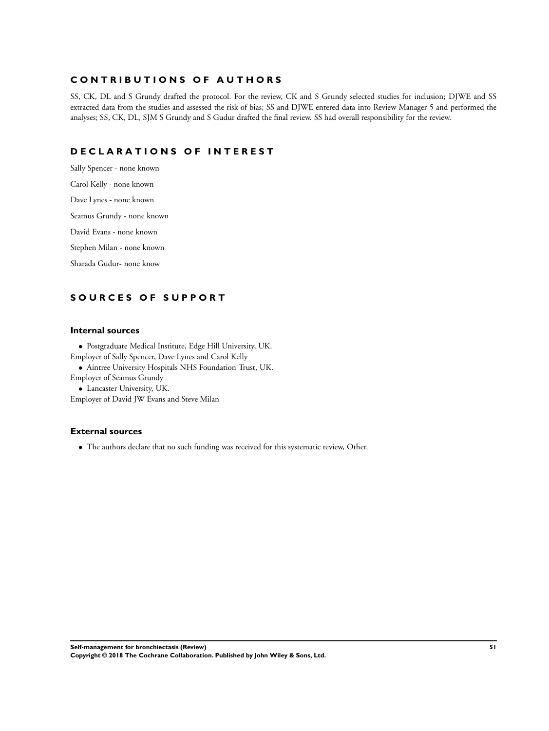## CONTRIBUTIONS OF AUTHORS

SS, CK, DL and S Grundy drafted the protocol. For the review, CK and S Grundy selected studies for inclusion; DJWE and SS extracted data from the studies and assessed the risk of bias; SS and DJWE entered data into Review Manager 5 and performed the analyses; SS, CK, DL, SJM S Grundy and S Gudur drafted the final review. SS had overall responsibility for the review.

## DECLARATIONS OF INTEREST

Sally Spencer - none known

Carol Kelly - none known

Dave Lynes - none known

Seamus Grundy - none known

David Evans - none known

Stephen Milan - none known

Sharada Gudur- none know

## SOURCES OF SUPPORT

### Internal sources

- Postgraduate Medical Institute, Edge Hill University, UK.

Employer of Sally Spencer, Dave Lynes and Carol Kelly

- Aintree University Hospitals NHS Foundation Trust, UK.

Employer of Seamus Grundy

- Lancaster University, UK.

Employer of David JW Evans and Steve Milan

### External sources

- The authors declare that no such funding was received for this systematic review, Other.